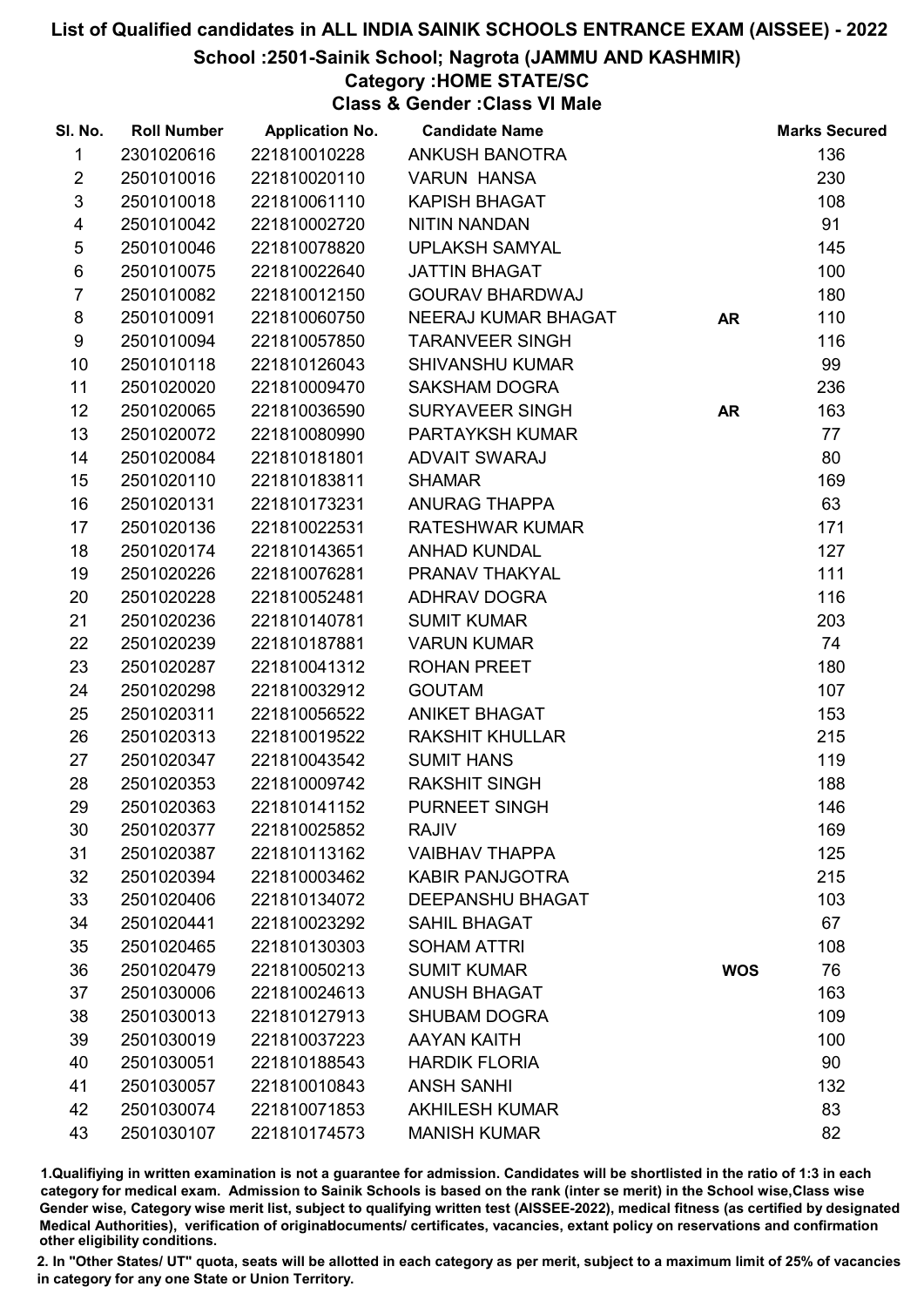# List of Qualified candidates in ALL INDIA SAINIK SCHOOLS ENTRANCE EXAM (AISSEE) - 2022

## School :2501-Sainik School; Nagrota (JAMMU AND KASHMIR)

### Category :HOME STATE/SC

### Class & Gender :Class VI Male

| Sl. No. | Roll Number | Application No. | Candidate Name | | Marks Secured |
|---|---|---|---|---|---|
| 1 | 2301020616 | 221810010228 | ANKUSH BANOTRA | | 136 |
| 2 | 2501010016 | 221810020110 | VARUN HANSA | | 230 |
| 3 | 2501010018 | 221810061110 | KAPISH BHAGAT | | 108 |
| 4 | 2501010042 | 221810002720 | NITIN NANDAN | | 91 |
| 5 | 2501010046 | 221810078820 | UPLAKSH SAMYAL | | 145 |
| 6 | 2501010075 | 221810022640 | JATTIN BHAGAT | | 100 |
| 7 | 2501010082 | 221810012150 | GOURAV BHARDWAJ | | 180 |
| 8 | 2501010091 | 221810060750 | NEERAJ KUMAR BHAGAT | AR | 110 |
| 9 | 2501010094 | 221810057850 | TARANVEER SINGH | | 116 |
| 10 | 2501010118 | 221810126043 | SHIVANSHU KUMAR | | 99 |
| 11 | 2501020020 | 221810009470 | SAKSHAM DOGRA | | 236 |
| 12 | 2501020065 | 221810036590 | SURYAVEER SINGH | AR | 163 |
| 13 | 2501020072 | 221810080990 | PARTAYKSH KUMAR | | 77 |
| 14 | 2501020084 | 221810181801 | ADVAIT SWARAJ | | 80 |
| 15 | 2501020110 | 221810183811 | SHAMAR | | 169 |
| 16 | 2501020131 | 221810173231 | ANURAG THAPPA | | 63 |
| 17 | 2501020136 | 221810022531 | RATESHWAR KUMAR | | 171 |
| 18 | 2501020174 | 221810143651 | ANHAD KUNDAL | | 127 |
| 19 | 2501020226 | 221810076281 | PRANAV THAKYAL | | 111 |
| 20 | 2501020228 | 221810052481 | ADHRAV DOGRA | | 116 |
| 21 | 2501020236 | 221810140781 | SUMIT KUMAR | | 203 |
| 22 | 2501020239 | 221810187881 | VARUN KUMAR | | 74 |
| 23 | 2501020287 | 221810041312 | ROHAN PREET | | 180 |
| 24 | 2501020298 | 221810032912 | GOUTAM | | 107 |
| 25 | 2501020311 | 221810056522 | ANIKET BHAGAT | | 153 |
| 26 | 2501020313 | 221810019522 | RAKSHIT KHULLAR | | 215 |
| 27 | 2501020347 | 221810043542 | SUMIT HANS | | 119 |
| 28 | 2501020353 | 221810009742 | RAKSHIT SINGH | | 188 |
| 29 | 2501020363 | 221810141152 | PURNEET SINGH | | 146 |
| 30 | 2501020377 | 221810025852 | RAJIV | | 169 |
| 31 | 2501020387 | 221810113162 | VAIBHAV THAPPA | | 125 |
| 32 | 2501020394 | 221810003462 | KABIR PANJGOTRA | | 215 |
| 33 | 2501020406 | 221810134072 | DEEPANSHU BHAGAT | | 103 |
| 34 | 2501020441 | 221810023292 | SAHIL BHAGAT | | 67 |
| 35 | 2501020465 | 221810130303 | SOHAM ATTRI | | 108 |
| 36 | 2501020479 | 221810050213 | SUMIT KUMAR | WOS | 76 |
| 37 | 2501030006 | 221810024613 | ANUSH BHAGAT | | 163 |
| 38 | 2501030013 | 221810127913 | SHUBAM DOGRA | | 109 |
| 39 | 2501030019 | 221810037223 | AAYAN KAITH | | 100 |
| 40 | 2501030051 | 221810188543 | HARDIK FLORIA | | 90 |
| 41 | 2501030057 | 221810010843 | ANSH SANHI | | 132 |
| 42 | 2501030074 | 221810071853 | AKHILESH KUMAR | | 83 |
| 43 | 2501030107 | 221810174573 | MANISH KUMAR | | 82 |

1.Qualifying in written examination is not a guarantee for admission. Candidates will be shortlisted in the ratio of 1:3 in each category for medical exam. Admission to Sainik Schools is based on the rank (inter se merit) in the School wise,Class wise Gender wise, Category wise merit list, subject to qualifying written test (AISSEE-2022), medical fitness (as certified by designated Medical Authorities), verification of originaldocuments/ certificates, vacancies, extant policy on reservations and confirmation other eligibility conditions.

2. In "Other States/ UT" quota, seats will be allotted in each category as per merit, subject to a maximum limit of 25% of vacancies in category for any one State or Union Territory.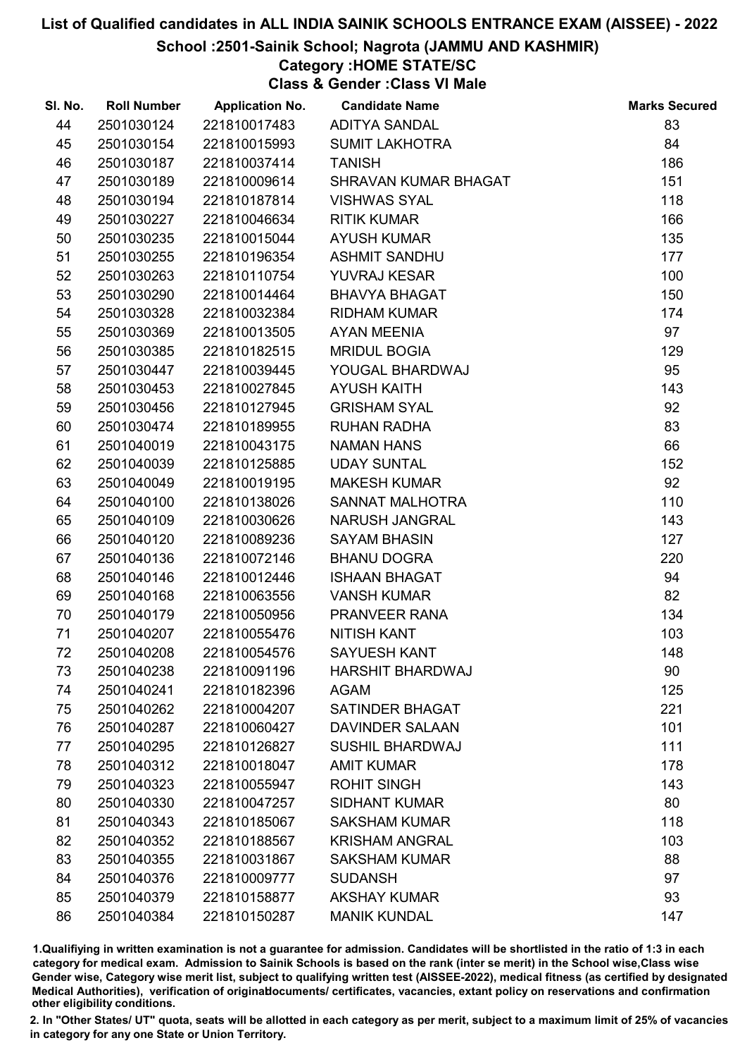# List of Qualified candidates in ALL INDIA SAINIK SCHOOLS ENTRANCE EXAM (AISSEE) - 2022

## School :2501-Sainik School; Nagrota (JAMMU AND KASHMIR)

### Category :HOME STATE/SC

### Class & Gender :Class VI Male

| Sl. No. | Roll Number | Application No. | Candidate Name | Marks Secured |
|---|---|---|---|---|
| 44 | 2501030124 | 221810017483 | ADITYA SANDAL | 83 |
| 45 | 2501030154 | 221810015993 | SUMIT LAKHOTRA | 84 |
| 46 | 2501030187 | 221810037414 | TANISH | 186 |
| 47 | 2501030189 | 221810009614 | SHRAVAN KUMAR BHAGAT | 151 |
| 48 | 2501030194 | 221810187814 | VISHWAS SYAL | 118 |
| 49 | 2501030227 | 221810046634 | RITIK KUMAR | 166 |
| 50 | 2501030235 | 221810015044 | AYUSH KUMAR | 135 |
| 51 | 2501030255 | 221810196354 | ASHMIT SANDHU | 177 |
| 52 | 2501030263 | 221810110754 | YUVRAJ KESAR | 100 |
| 53 | 2501030290 | 221810014464 | BHAVYA BHAGAT | 150 |
| 54 | 2501030328 | 221810032384 | RIDHAM KUMAR | 174 |
| 55 | 2501030369 | 221810013505 | AYAN MEENIA | 97 |
| 56 | 2501030385 | 221810182515 | MRIDUL BOGIA | 129 |
| 57 | 2501030447 | 221810039445 | YOUGAL BHARDWAJ | 95 |
| 58 | 2501030453 | 221810027845 | AYUSH KAITH | 143 |
| 59 | 2501030456 | 221810127945 | GRISHAM SYAL | 92 |
| 60 | 2501030474 | 221810189955 | RUHAN RADHA | 83 |
| 61 | 2501040019 | 221810043175 | NAMAN HANS | 66 |
| 62 | 2501040039 | 221810125885 | UDAY SUNTAL | 152 |
| 63 | 2501040049 | 221810019195 | MAKESH KUMAR | 92 |
| 64 | 2501040100 | 221810138026 | SANNAT MALHOTRA | 110 |
| 65 | 2501040109 | 221810030626 | NARUSH JANGRAL | 143 |
| 66 | 2501040120 | 221810089236 | SAYAM BHASIN | 127 |
| 67 | 2501040136 | 221810072146 | BHANU DOGRA | 220 |
| 68 | 2501040146 | 221810012446 | ISHAAN BHAGAT | 94 |
| 69 | 2501040168 | 221810063556 | VANSH KUMAR | 82 |
| 70 | 2501040179 | 221810050956 | PRANVEER RANA | 134 |
| 71 | 2501040207 | 221810055476 | NITISH KANT | 103 |
| 72 | 2501040208 | 221810054576 | SAYUESH KANT | 148 |
| 73 | 2501040238 | 221810091196 | HARSHIT BHARDWAJ | 90 |
| 74 | 2501040241 | 221810182396 | AGAM | 125 |
| 75 | 2501040262 | 221810004207 | SATINDER BHAGAT | 221 |
| 76 | 2501040287 | 221810060427 | DAVINDER SALAAN | 101 |
| 77 | 2501040295 | 221810126827 | SUSHIL BHARDWAJ | 111 |
| 78 | 2501040312 | 221810018047 | AMIT KUMAR | 178 |
| 79 | 2501040323 | 221810055947 | ROHIT SINGH | 143 |
| 80 | 2501040330 | 221810047257 | SIDHANT KUMAR | 80 |
| 81 | 2501040343 | 221810185067 | SAKSHAM KUMAR | 118 |
| 82 | 2501040352 | 221810188567 | KRISHAM ANGRAL | 103 |
| 83 | 2501040355 | 221810031867 | SAKSHAM KUMAR | 88 |
| 84 | 2501040376 | 221810009777 | SUDANSH | 97 |
| 85 | 2501040379 | 221810158877 | AKSHAY KUMAR | 93 |
| 86 | 2501040384 | 221810150287 | MANIK KUNDAL | 147 |

1.Qualifying in written examination is not a guarantee for admission. Candidates will be shortlisted in the ratio of 1:3 in each category for medical exam. Admission to Sainik Schools is based on the rank (inter se merit) in the School wise,Class wise Gender wise, Category wise merit list, subject to qualifying written test (AISSEE-2022), medical fitness (as certified by designated Medical Authorities), verification of originaldocuments/ certificates, vacancies, extant policy on reservations and confirmation other eligibility conditions.

2. In "Other States/ UT" quota, seats will be allotted in each category as per merit, subject to a maximum limit of 25% of vacancies in category for any one State or Union Territory.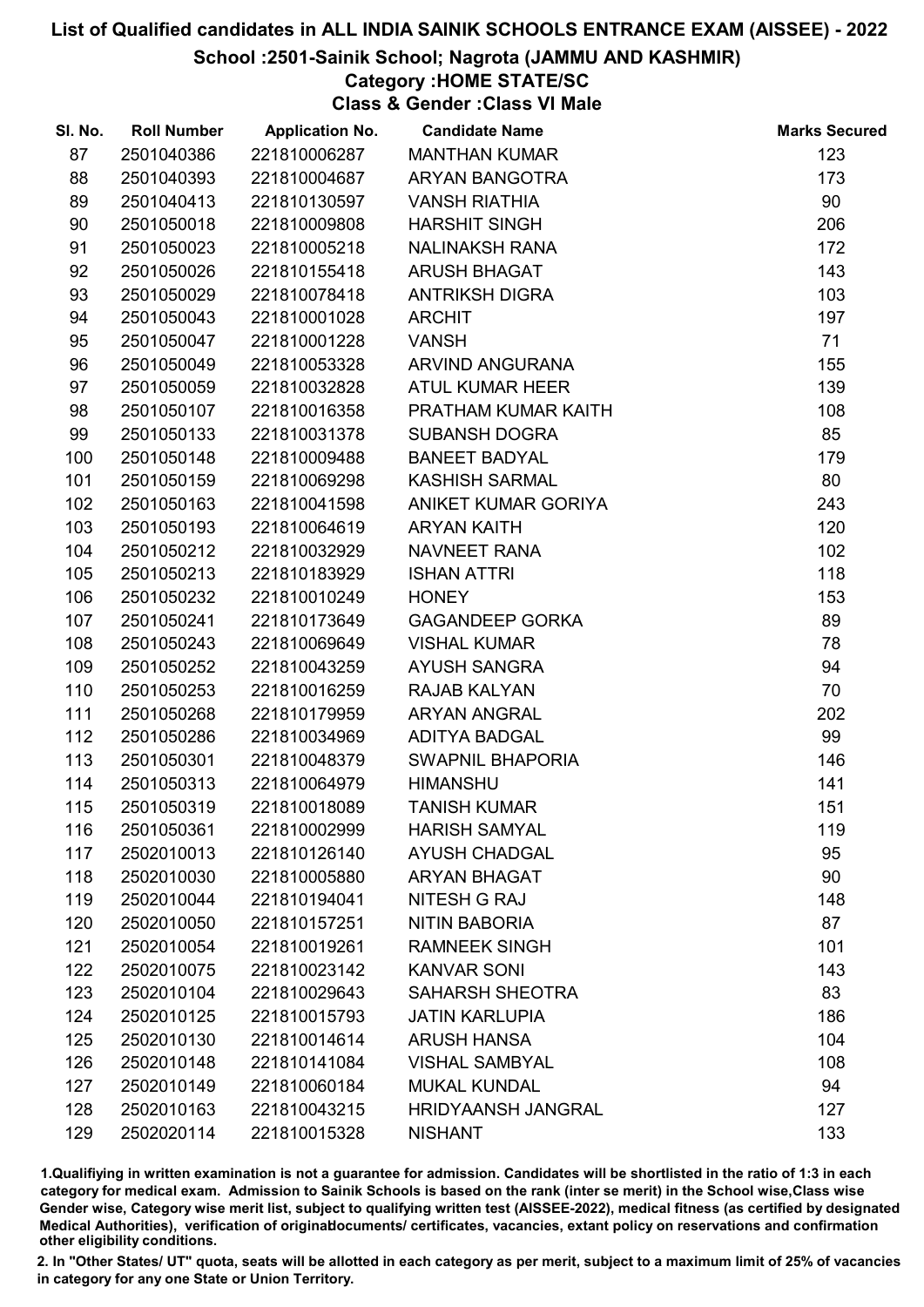# List of Qualified candidates in ALL INDIA SAINIK SCHOOLS ENTRANCE EXAM (AISSEE) - 2022

## School :2501-Sainik School; Nagrota (JAMMU AND KASHMIR)

### Category :HOME STATE/SC

### Class & Gender :Class VI Male

| Sl. No. | Roll Number | Application No. | Candidate Name | Marks Secured |
|---|---|---|---|---|
| 87 | 2501040386 | 221810006287 | MANTHAN KUMAR | 123 |
| 88 | 2501040393 | 221810004687 | ARYAN BANGOTRA | 173 |
| 89 | 2501040413 | 221810130597 | VANSH RIATHIA | 90 |
| 90 | 2501050018 | 221810009808 | HARSHIT SINGH | 206 |
| 91 | 2501050023 | 221810005218 | NALINAKSH RANA | 172 |
| 92 | 2501050026 | 221810155418 | ARUSH BHAGAT | 143 |
| 93 | 2501050029 | 221810078418 | ANTRIKSH DIGRA | 103 |
| 94 | 2501050043 | 221810001028 | ARCHIT | 197 |
| 95 | 2501050047 | 221810001228 | VANSH | 71 |
| 96 | 2501050049 | 221810053328 | ARVIND ANGURANA | 155 |
| 97 | 2501050059 | 221810032828 | ATUL KUMAR HEER | 139 |
| 98 | 2501050107 | 221810016358 | PRATHAM KUMAR KAITH | 108 |
| 99 | 2501050133 | 221810031378 | SUBANSH DOGRA | 85 |
| 100 | 2501050148 | 221810009488 | BANEET BADYAL | 179 |
| 101 | 2501050159 | 221810069298 | KASHISH SARMAL | 80 |
| 102 | 2501050163 | 221810041598 | ANIKET KUMAR GORIYA | 243 |
| 103 | 2501050193 | 221810064619 | ARYAN KAITH | 120 |
| 104 | 2501050212 | 221810032929 | NAVNEET RANA | 102 |
| 105 | 2501050213 | 221810183929 | ISHAN ATTRI | 118 |
| 106 | 2501050232 | 221810010249 | HONEY | 153 |
| 107 | 2501050241 | 221810173649 | GAGANDEEP GORKA | 89 |
| 108 | 2501050243 | 221810069649 | VISHAL KUMAR | 78 |
| 109 | 2501050252 | 221810043259 | AYUSH SANGRA | 94 |
| 110 | 2501050253 | 221810016259 | RAJAB KALYAN | 70 |
| 111 | 2501050268 | 221810179959 | ARYAN ANGRAL | 202 |
| 112 | 2501050286 | 221810034969 | ADITYA BADGAL | 99 |
| 113 | 2501050301 | 221810048379 | SWAPNIL BHAPORIA | 146 |
| 114 | 2501050313 | 221810064979 | HIMANSHU | 141 |
| 115 | 2501050319 | 221810018089 | TANISH KUMAR | 151 |
| 116 | 2501050361 | 221810002999 | HARISH SAMYAL | 119 |
| 117 | 2502010013 | 221810126140 | AYUSH CHADGAL | 95 |
| 118 | 2502010030 | 221810005880 | ARYAN BHAGAT | 90 |
| 119 | 2502010044 | 221810194041 | NITESH G RAJ | 148 |
| 120 | 2502010050 | 221810157251 | NITIN BABORIA | 87 |
| 121 | 2502010054 | 221810019261 | RAMNEEK SINGH | 101 |
| 122 | 2502010075 | 221810023142 | KANVAR SONI | 143 |
| 123 | 2502010104 | 221810029643 | SAHARSH SHEOTRA | 83 |
| 124 | 2502010125 | 221810015793 | JATIN KARLUPIA | 186 |
| 125 | 2502010130 | 221810014614 | ARUSH HANSA | 104 |
| 126 | 2502010148 | 221810141084 | VISHAL SAMBYAL | 108 |
| 127 | 2502010149 | 221810060184 | MUKAL KUNDAL | 94 |
| 128 | 2502010163 | 221810043215 | HRIDYAANSH JANGRAL | 127 |
| 129 | 2502020114 | 221810015328 | NISHANT | 133 |

1.Qualifying in written examination is not a guarantee for admission. Candidates will be shortlisted in the ratio of 1:3 in each category for medical exam. Admission to Sainik Schools is based on the rank (inter se merit) in the School wise,Class wise Gender wise, Category wise merit list, subject to qualifying written test (AISSEE-2022), medical fitness (as certified by designated Medical Authorities), verification of originaldocuments/ certificates, vacancies, extant policy on reservations and confirmation other eligibility conditions.

2. In "Other States/ UT" quota, seats will be allotted in each category as per merit, subject to a maximum limit of 25% of vacancies in category for any one State or Union Territory.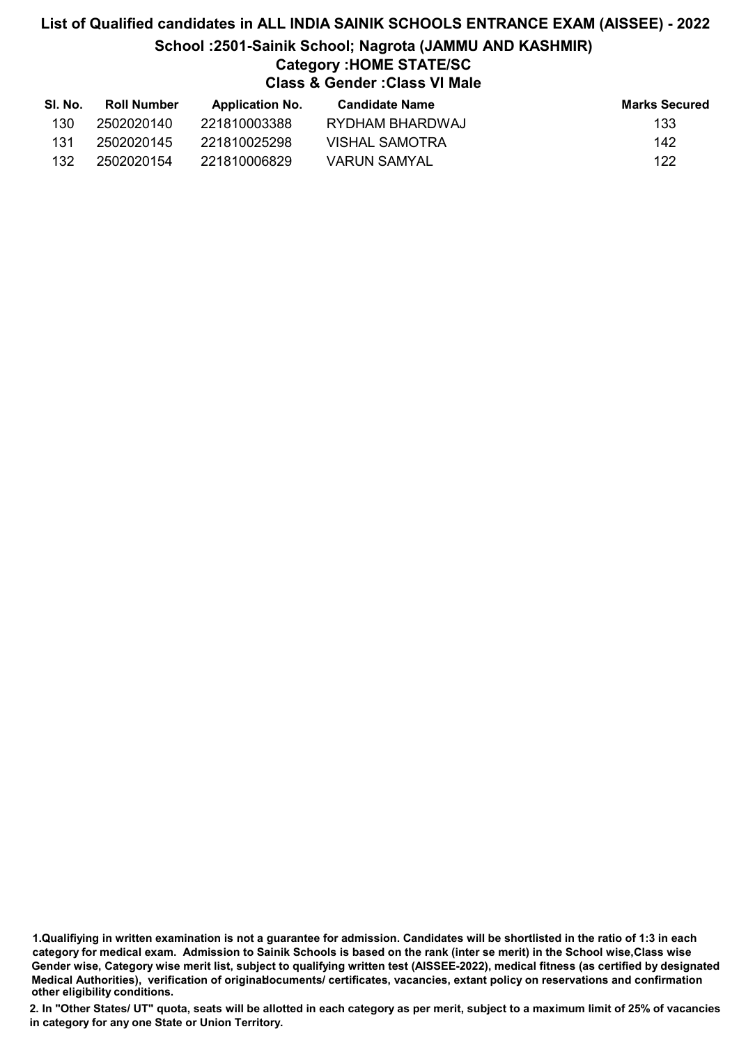# List of Qualified candidates in ALL INDIA SAINIK SCHOOLS ENTRANCE EXAM (AISSEE) - 2022

## School :2501-Sainik School; Nagrota (JAMMU AND KASHMIR)

### Category :HOME STATE/SC

### Class & Gender :Class VI Male

| Sl. No. | Roll Number | Application No. | Candidate Name | Marks Secured |
|---|---|---|---|---|
| 130 | 2502020140 | 221810003388 | RYDHAM BHARDWAJ | 133 |
| 131 | 2502020145 | 221810025298 | VISHAL SAMOTRA | 142 |
| 132 | 2502020154 | 221810006829 | VARUN SAMYAL | 122 |

**1.Qualifiying in written examination is not a guarantee for admission. Candidates will be shortlisted in the ratio of 1:3 in each category for medical exam. Admission to Sainik Schools is based on the rank (inter se merit) in the School wise,Class wise Gender wise, Category wise merit list, subject to qualifying written test (AISSEE-2022), medical fitness (as certified by designated Medical Authorities), verification of originaldocuments/ certificates, vacancies, extant policy on reservations and confirmation other eligibility conditions.**

**2. In "Other States/ UT" quota, seats will be allotted in each category as per merit, subject to a maximum limit of 25% of vacancies in category for any one State or Union Territory.**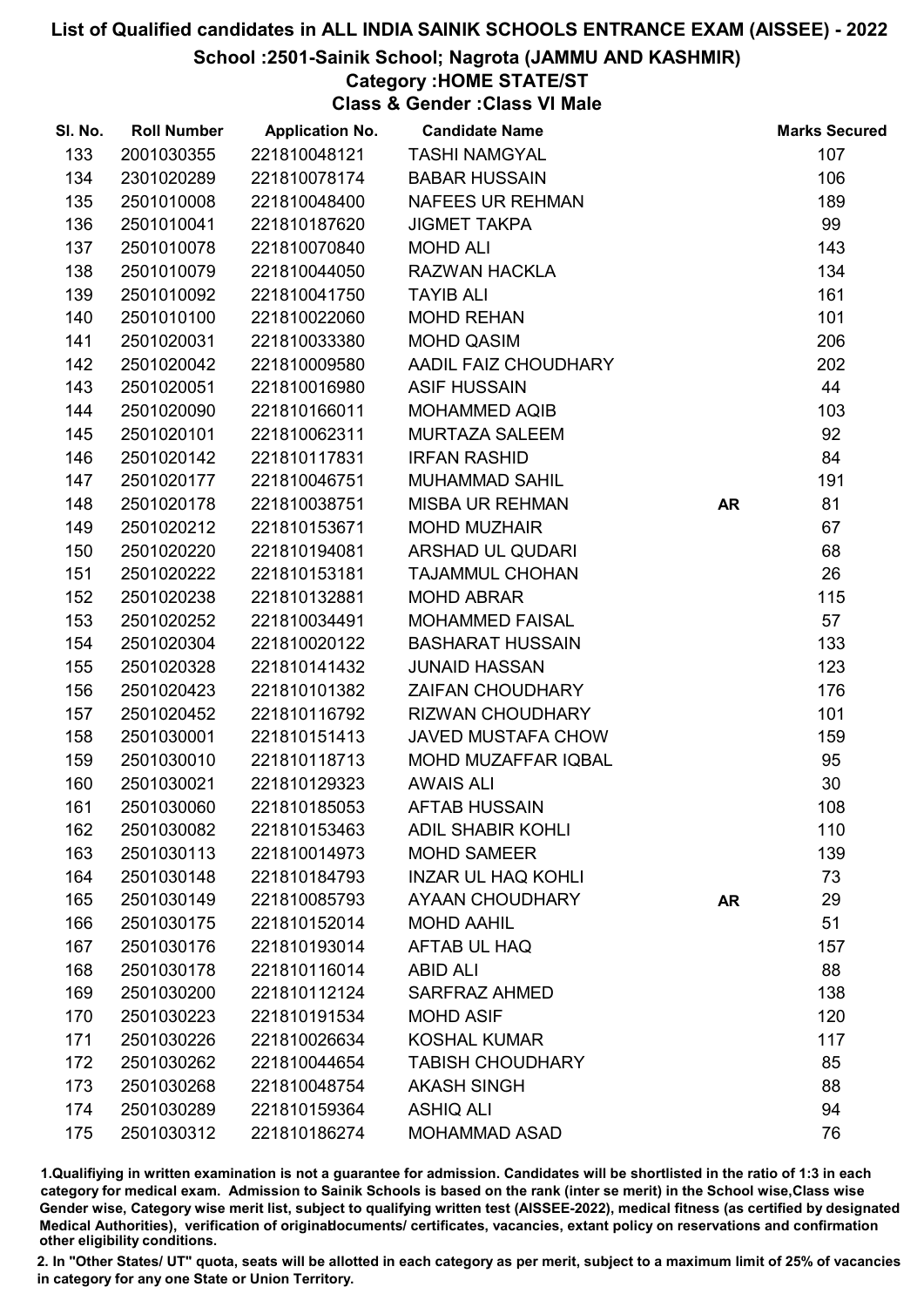# List of Qualified candidates in ALL INDIA SAINIK SCHOOLS ENTRANCE EXAM (AISSEE) - 2022

## School :2501-Sainik School; Nagrota (JAMMU AND KASHMIR)

### Category :HOME STATE/ST

### Class & Gender :Class VI Male

| Sl. No. | Roll Number | Application No. | Candidate Name | | Marks Secured |
|---|---|---|---|---|---|
| 133 | 2001030355 | 221810048121 | TASHI NAMGYAL | | 107 |
| 134 | 2301020289 | 221810078174 | BABAR HUSSAIN | | 106 |
| 135 | 2501010008 | 221810048400 | NAFEES UR REHMAN | | 189 |
| 136 | 2501010041 | 221810187620 | JIGMET TAKPA | | 99 |
| 137 | 2501010078 | 221810070840 | MOHD ALI | | 143 |
| 138 | 2501010079 | 221810044050 | RAZWAN HACKLA | | 134 |
| 139 | 2501010092 | 221810041750 | TAYIB ALI | | 161 |
| 140 | 2501010100 | 221810022060 | MOHD REHAN | | 101 |
| 141 | 2501020031 | 221810033380 | MOHD QASIM | | 206 |
| 142 | 2501020042 | 221810009580 | AADIL FAIZ CHOUDHARY | | 202 |
| 143 | 2501020051 | 221810016980 | ASIF HUSSAIN | | 44 |
| 144 | 2501020090 | 221810166011 | MOHAMMED AQIB | | 103 |
| 145 | 2501020101 | 221810062311 | MURTAZA SALEEM | | 92 |
| 146 | 2501020142 | 221810117831 | IRFAN RASHID | | 84 |
| 147 | 2501020177 | 221810046751 | MUHAMMAD SAHIL | | 191 |
| 148 | 2501020178 | 221810038751 | MISBA UR REHMAN | **AR** | 81 |
| 149 | 2501020212 | 221810153671 | MOHD MUZHAIR | | 67 |
| 150 | 2501020220 | 221810194081 | ARSHAD UL QUDARI | | 68 |
| 151 | 2501020222 | 221810153181 | TAJAMMUL CHOHAN | | 26 |
| 152 | 2501020238 | 221810132881 | MOHD ABRAR | | 115 |
| 153 | 2501020252 | 221810034491 | MOHAMMED FAISAL | | 57 |
| 154 | 2501020304 | 221810020122 | BASHARAT HUSSAIN | | 133 |
| 155 | 2501020328 | 221810141432 | JUNAID HASSAN | | 123 |
| 156 | 2501020423 | 221810101382 | ZAIFAN CHOUDHARY | | 176 |
| 157 | 2501020452 | 221810116792 | RIZWAN CHOUDHARY | | 101 |
| 158 | 2501030001 | 221810151413 | JAVED MUSTAFA CHOW | | 159 |
| 159 | 2501030010 | 221810118713 | MOHD MUZAFFAR IQBAL | | 95 |
| 160 | 2501030021 | 221810129323 | AWAIS ALI | | 30 |
| 161 | 2501030060 | 221810185053 | AFTAB HUSSAIN | | 108 |
| 162 | 2501030082 | 221810153463 | ADIL SHABIR KOHLI | | 110 |
| 163 | 2501030113 | 221810014973 | MOHD SAMEER | | 139 |
| 164 | 2501030148 | 221810184793 | INZAR UL HAQ KOHLI | | 73 |
| 165 | 2501030149 | 221810085793 | AYAAN CHOUDHARY | **AR** | 29 |
| 166 | 2501030175 | 221810152014 | MOHD AAHIL | | 51 |
| 167 | 2501030176 | 221810193014 | AFTAB UL HAQ | | 157 |
| 168 | 2501030178 | 221810116014 | ABID ALI | | 88 |
| 169 | 2501030200 | 221810112124 | SARFRAZ AHMED | | 138 |
| 170 | 2501030223 | 221810191534 | MOHD ASIF | | 120 |
| 171 | 2501030226 | 221810026634 | KOSHAL KUMAR | | 117 |
| 172 | 2501030262 | 221810044654 | TABISH CHOUDHARY | | 85 |
| 173 | 2501030268 | 221810048754 | AKASH SINGH | | 88 |
| 174 | 2501030289 | 221810159364 | ASHIQ ALI | | 94 |
| 175 | 2501030312 | 221810186274 | MOHAMMAD ASAD | | 76 |

1.Qualifying in written examination is not a guarantee for admission. Candidates will be shortlisted in the ratio of 1:3 in each category for medical exam. Admission to Sainik Schools is based on the rank (inter se merit) in the School wise,Class wise Gender wise, Category wise merit list, subject to qualifying written test (AISSEE-2022), medical fitness (as certified by designated Medical Authorities), verification of originaldocuments/ certificates, vacancies, extant policy on reservations and confirmation other eligibility conditions.

2. In "Other States/ UT" quota, seats will be allotted in each category as per merit, subject to a maximum limit of 25% of vacancies in category for any one State or Union Territory.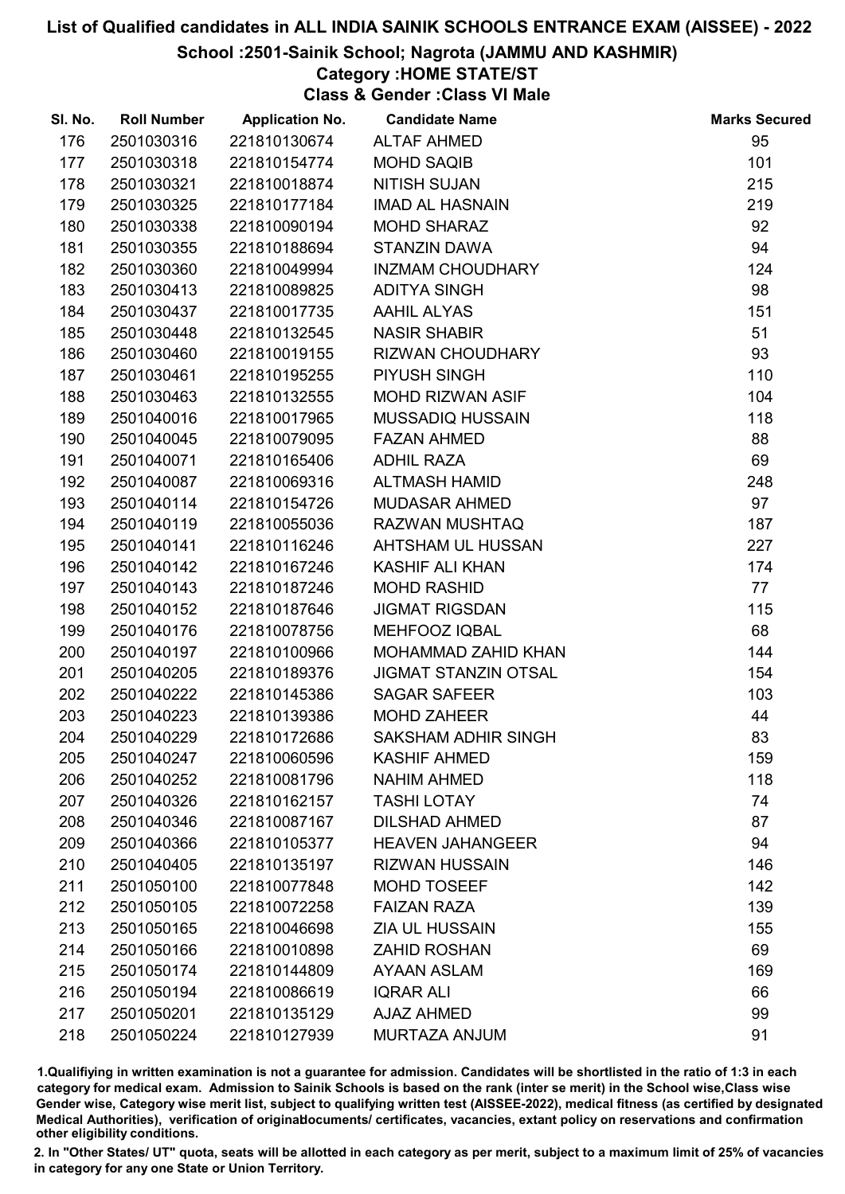# List of Qualified candidates in ALL INDIA SAINIK SCHOOLS ENTRANCE EXAM (AISSEE) - 2022

## School :2501-Sainik School; Nagrota (JAMMU AND KASHMIR)

### Category :HOME STATE/ST

### Class & Gender :Class VI Male

| Sl. No. | Roll Number | Application No. | Candidate Name | Marks Secured |
|---|---|---|---|---|
| 176 | 2501030316 | 221810130674 | ALTAF AHMED | 95 |
| 177 | 2501030318 | 221810154774 | MOHD SAQIB | 101 |
| 178 | 2501030321 | 221810018874 | NITISH SUJAN | 215 |
| 179 | 2501030325 | 221810177184 | IMAD AL HASNAIN | 219 |
| 180 | 2501030338 | 221810090194 | MOHD SHARAZ | 92 |
| 181 | 2501030355 | 221810188694 | STANZIN DAWA | 94 |
| 182 | 2501030360 | 221810049994 | INZMAM CHOUDHARY | 124 |
| 183 | 2501030413 | 221810089825 | ADITYA SINGH | 98 |
| 184 | 2501030437 | 221810017735 | AAHIL ALYAS | 151 |
| 185 | 2501030448 | 221810132545 | NASIR SHABIR | 51 |
| 186 | 2501030460 | 221810019155 | RIZWAN CHOUDHARY | 93 |
| 187 | 2501030461 | 221810195255 | PIYUSH SINGH | 110 |
| 188 | 2501030463 | 221810132555 | MOHD RIZWAN ASIF | 104 |
| 189 | 2501040016 | 221810017965 | MUSSADIQ HUSSAIN | 118 |
| 190 | 2501040045 | 221810079095 | FAZAN AHMED | 88 |
| 191 | 2501040071 | 221810165406 | ADHIL RAZA | 69 |
| 192 | 2501040087 | 221810069316 | ALTMASH HAMID | 248 |
| 193 | 2501040114 | 221810154726 | MUDASAR AHMED | 97 |
| 194 | 2501040119 | 221810055036 | RAZWAN MUSHTAQ | 187 |
| 195 | 2501040141 | 221810116246 | AHTSHAM UL HUSSAN | 227 |
| 196 | 2501040142 | 221810167246 | KASHIF ALI KHAN | 174 |
| 197 | 2501040143 | 221810187246 | MOHD RASHID | 77 |
| 198 | 2501040152 | 221810187646 | JIGMAT RIGSDAN | 115 |
| 199 | 2501040176 | 221810078756 | MEHFOOZ IQBAL | 68 |
| 200 | 2501040197 | 221810100966 | MOHAMMAD ZAHID KHAN | 144 |
| 201 | 2501040205 | 221810189376 | JIGMAT STANZIN OTSAL | 154 |
| 202 | 2501040222 | 221810145386 | SAGAR SAFEER | 103 |
| 203 | 2501040223 | 221810139386 | MOHD ZAHEER | 44 |
| 204 | 2501040229 | 221810172686 | SAKSHAM ADHIR SINGH | 83 |
| 205 | 2501040247 | 221810060596 | KASHIF AHMED | 159 |
| 206 | 2501040252 | 221810081796 | NAHIM AHMED | 118 |
| 207 | 2501040326 | 221810162157 | TASHI LOTAY | 74 |
| 208 | 2501040346 | 221810087167 | DILSHAD AHMED | 87 |
| 209 | 2501040366 | 221810105377 | HEAVEN JAHANGEER | 94 |
| 210 | 2501040405 | 221810135197 | RIZWAN HUSSAIN | 146 |
| 211 | 2501050100 | 221810077848 | MOHD TOSEEF | 142 |
| 212 | 2501050105 | 221810072258 | FAIZAN RAZA | 139 |
| 213 | 2501050165 | 221810046698 | ZIA UL HUSSAIN | 155 |
| 214 | 2501050166 | 221810010898 | ZAHID ROSHAN | 69 |
| 215 | 2501050174 | 221810144809 | AYAAN ASLAM | 169 |
| 216 | 2501050194 | 221810086619 | IQRAR ALI | 66 |
| 217 | 2501050201 | 221810135129 | AJAZ AHMED | 99 |
| 218 | 2501050224 | 221810127939 | MURTAZA ANJUM | 91 |

1.Qualifying in written examination is not a guarantee for admission. Candidates will be shortlisted in the ratio of 1:3 in each category for medical exam. Admission to Sainik Schools is based on the rank (inter se merit) in the School wise,Class wise Gender wise, Category wise merit list, subject to qualifying written test (AISSEE-2022), medical fitness (as certified by designated Medical Authorities), verification of originaldocuments/ certificates, vacancies, extant policy on reservations and confirmation other eligibility conditions.

2. In "Other States/ UT" quota, seats will be allotted in each category as per merit, subject to a maximum limit of 25% of vacancies in category for any one State or Union Territory.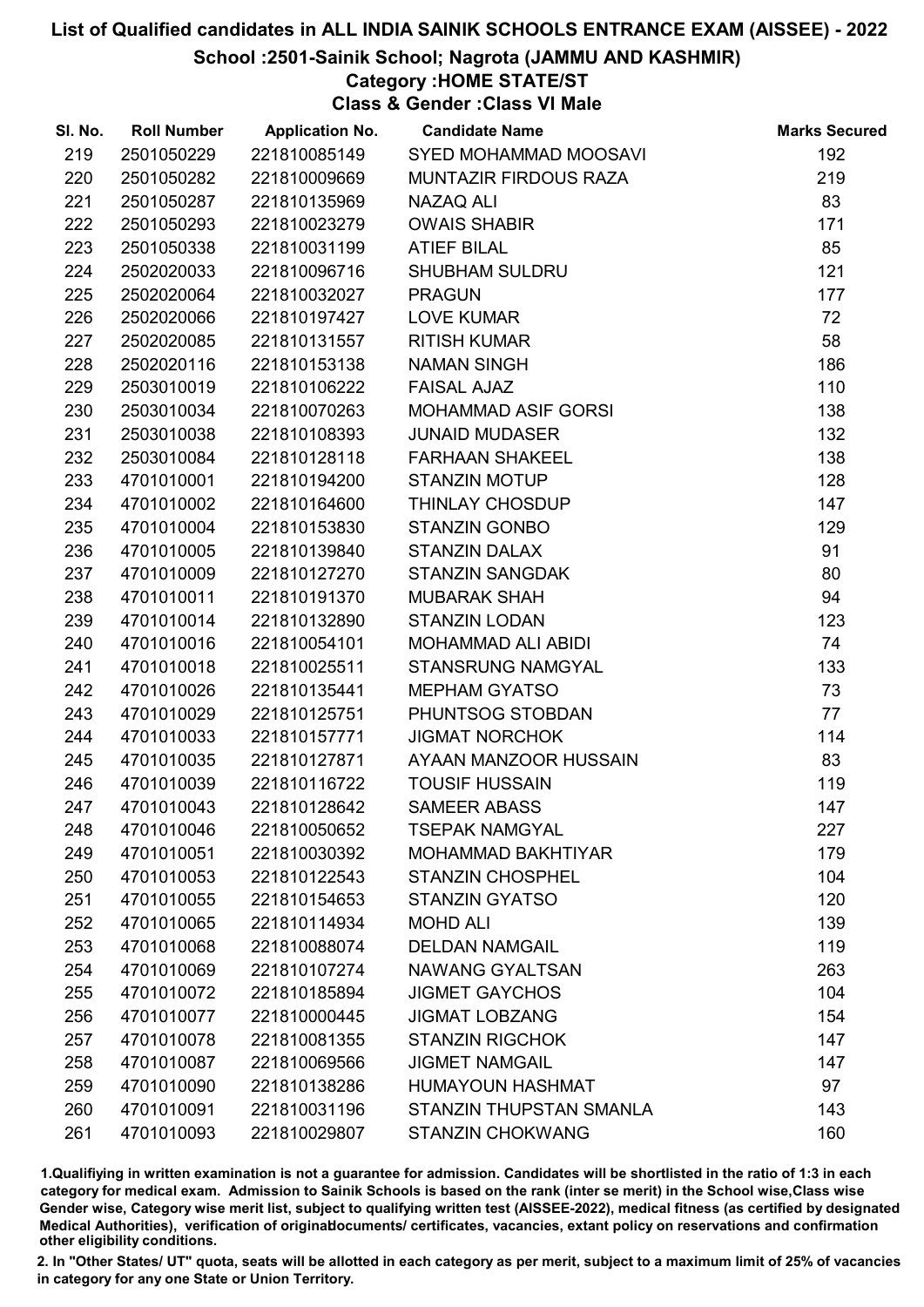# List of Qualified candidates in ALL INDIA SAINIK SCHOOLS ENTRANCE EXAM (AISSEE) - 2022

## School :2501-Sainik School; Nagrota (JAMMU AND KASHMIR)

### Category :HOME STATE/ST

### Class & Gender :Class VI Male

| Sl. No. | Roll Number | Application No. | Candidate Name | Marks Secured |
|---|---|---|---|---|
| 219 | 2501050229 | 221810085149 | SYED MOHAMMAD MOOSAVI | 192 |
| 220 | 2501050282 | 221810009669 | MUNTAZIR FIRDOUS RAZA | 219 |
| 221 | 2501050287 | 221810135969 | NAZAQ ALI | 83 |
| 222 | 2501050293 | 221810023279 | OWAIS SHABIR | 171 |
| 223 | 2501050338 | 221810031199 | ATIEF BILAL | 85 |
| 224 | 2502020033 | 221810096716 | SHUBHAM SULDRU | 121 |
| 225 | 2502020064 | 221810032027 | PRAGUN | 177 |
| 226 | 2502020066 | 221810197427 | LOVE KUMAR | 72 |
| 227 | 2502020085 | 221810131557 | RITISH KUMAR | 58 |
| 228 | 2502020116 | 221810153138 | NAMAN SINGH | 186 |
| 229 | 2503010019 | 221810106222 | FAISAL AJAZ | 110 |
| 230 | 2503010034 | 221810070263 | MOHAMMAD ASIF GORSI | 138 |
| 231 | 2503010038 | 221810108393 | JUNAID MUDASER | 132 |
| 232 | 2503010084 | 221810128118 | FARHAAN SHAKEEL | 138 |
| 233 | 4701010001 | 221810194200 | STANZIN MOTUP | 128 |
| 234 | 4701010002 | 221810164600 | THINLAY CHOSDUP | 147 |
| 235 | 4701010004 | 221810153830 | STANZIN GONBO | 129 |
| 236 | 4701010005 | 221810139840 | STANZIN DALAX | 91 |
| 237 | 4701010009 | 221810127270 | STANZIN SANGDAK | 80 |
| 238 | 4701010011 | 221810191370 | MUBARAK SHAH | 94 |
| 239 | 4701010014 | 221810132890 | STANZIN LODAN | 123 |
| 240 | 4701010016 | 221810054101 | MOHAMMAD ALI ABIDI | 74 |
| 241 | 4701010018 | 221810025511 | STANSRUNG NAMGYAL | 133 |
| 242 | 4701010026 | 221810135441 | MEPHAM GYATSO | 73 |
| 243 | 4701010029 | 221810125751 | PHUNTSOG STOBDAN | 77 |
| 244 | 4701010033 | 221810157771 | JIGMAT NORCHOK | 114 |
| 245 | 4701010035 | 221810127871 | AYAAN MANZOOR HUSSAIN | 83 |
| 246 | 4701010039 | 221810116722 | TOUSIF HUSSAIN | 119 |
| 247 | 4701010043 | 221810128642 | SAMEER ABASS | 147 |
| 248 | 4701010046 | 221810050652 | TSEPAK NAMGYAL | 227 |
| 249 | 4701010051 | 221810030392 | MOHAMMAD BAKHTIYAR | 179 |
| 250 | 4701010053 | 221810122543 | STANZIN CHOSPHEL | 104 |
| 251 | 4701010055 | 221810154653 | STANZIN GYATSO | 120 |
| 252 | 4701010065 | 221810114934 | MOHD ALI | 139 |
| 253 | 4701010068 | 221810088074 | DELDAN NAMGAIL | 119 |
| 254 | 4701010069 | 221810107274 | NAWANG GYALTSAN | 263 |
| 255 | 4701010072 | 221810185894 | JIGMET GAYCHOS | 104 |
| 256 | 4701010077 | 221810000445 | JIGMAT LOBZANG | 154 |
| 257 | 4701010078 | 221810081355 | STANZIN RIGCHOK | 147 |
| 258 | 4701010087 | 221810069566 | JIGMET NAMGAIL | 147 |
| 259 | 4701010090 | 221810138286 | HUMAYOUN HASHMAT | 97 |
| 260 | 4701010091 | 221810031196 | STANZIN THUPSTAN SMANLA | 143 |
| 261 | 4701010093 | 221810029807 | STANZIN CHOKWANG | 160 |

1.Qualifiying in written examination is not a guarantee for admission. Candidates will be shortlisted in the ratio of 1:3 in each category for medical exam. Admission to Sainik Schools is based on the rank (inter se merit) in the School wise,Class wise Gender wise, Category wise merit list, subject to qualifying written test (AISSEE-2022), medical fitness (as certified by designated Medical Authorities), verification of originaldocuments/ certificates, vacancies, extant policy on reservations and confirmation other eligibility conditions.

2. In "Other States/ UT" quota, seats will be allotted in each category as per merit, subject to a maximum limit of 25% of vacancies in category for any one State or Union Territory.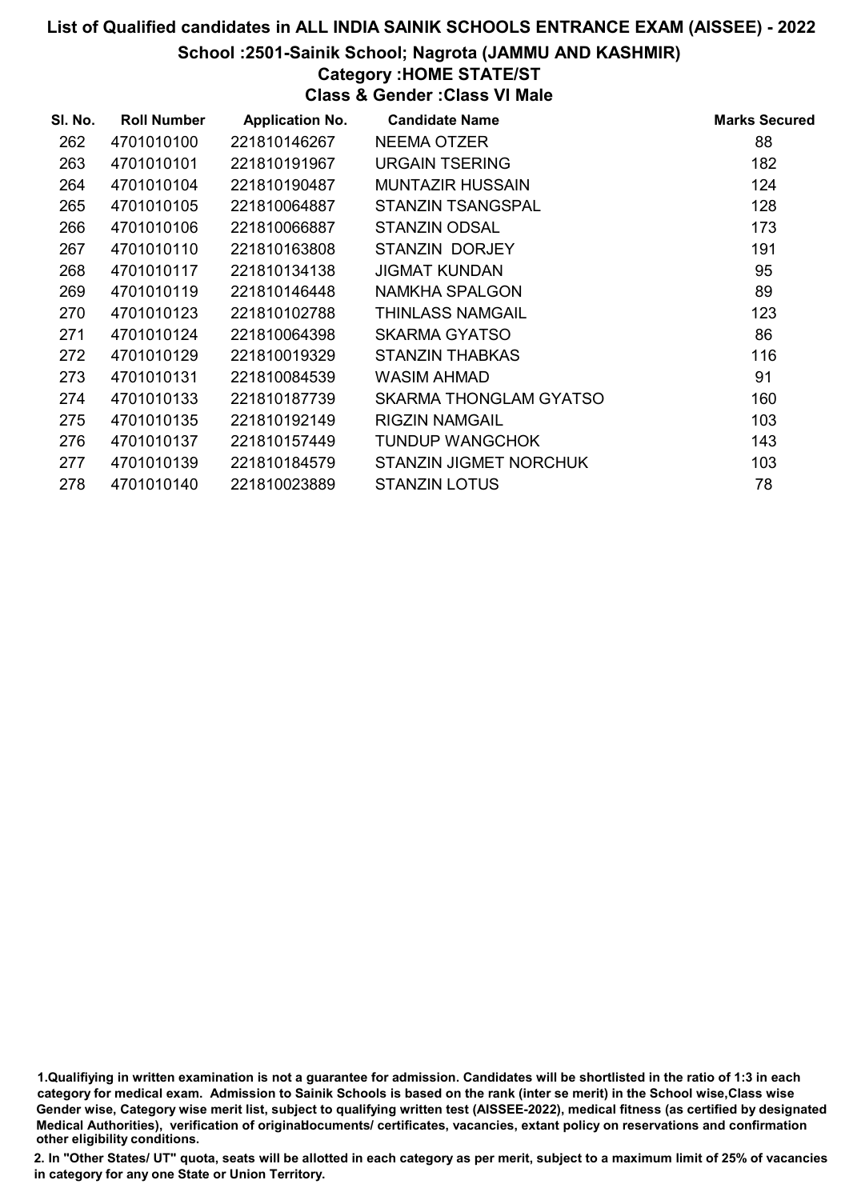# List of Qualified candidates in ALL INDIA SAINIK SCHOOLS ENTRANCE EXAM (AISSEE) - 2022

## School :2501-Sainik School; Nagrota (JAMMU AND KASHMIR)

### Category :HOME STATE/ST

### Class & Gender :Class VI Male

| Sl. No. | Roll Number | Application No. | Candidate Name | Marks Secured |
|---|---|---|---|---|
| 262 | 4701010100 | 221810146267 | NEEMA OTZER | 88 |
| 263 | 4701010101 | 221810191967 | URGAIN TSERING | 182 |
| 264 | 4701010104 | 221810190487 | MUNTAZIR HUSSAIN | 124 |
| 265 | 4701010105 | 221810064887 | STANZIN TSANGSPAL | 128 |
| 266 | 4701010106 | 221810066887 | STANZIN ODSAL | 173 |
| 267 | 4701010110 | 221810163808 | STANZIN DORJEY | 191 |
| 268 | 4701010117 | 221810134138 | JIGMAT KUNDAN | 95 |
| 269 | 4701010119 | 221810146448 | NAMKHA SPALGON | 89 |
| 270 | 4701010123 | 221810102788 | THINLASS NAMGAIL | 123 |
| 271 | 4701010124 | 221810064398 | SKARMA GYATSO | 86 |
| 272 | 4701010129 | 221810019329 | STANZIN THABKAS | 116 |
| 273 | 4701010131 | 221810084539 | WASIM AHMAD | 91 |
| 274 | 4701010133 | 221810187739 | SKARMA THONGLAM GYATSO | 160 |
| 275 | 4701010135 | 221810192149 | RIGZIN NAMGAIL | 103 |
| 276 | 4701010137 | 221810157449 | TUNDUP WANGCHOK | 143 |
| 277 | 4701010139 | 221810184579 | STANZIN JIGMET NORCHUK | 103 |
| 278 | 4701010140 | 221810023889 | STANZIN LOTUS | 78 |

1.Qualifiying in written examination is not a guarantee for admission. Candidates will be shortlisted in the ratio of 1:3 in each category for medical exam. Admission to Sainik Schools is based on the rank (inter se merit) in the School wise,Class wise Gender wise, Category wise merit list, subject to qualifying written test (AISSEE-2022), medical fitness (as certified by designated Medical Authorities), verification of originaldocuments/ certificates, vacancies, extant policy on reservations and confirmation other eligibility conditions.

2. In "Other States/ UT" quota, seats will be allotted in each category as per merit, subject to a maximum limit of 25% of vacancies in category for any one State or Union Territory.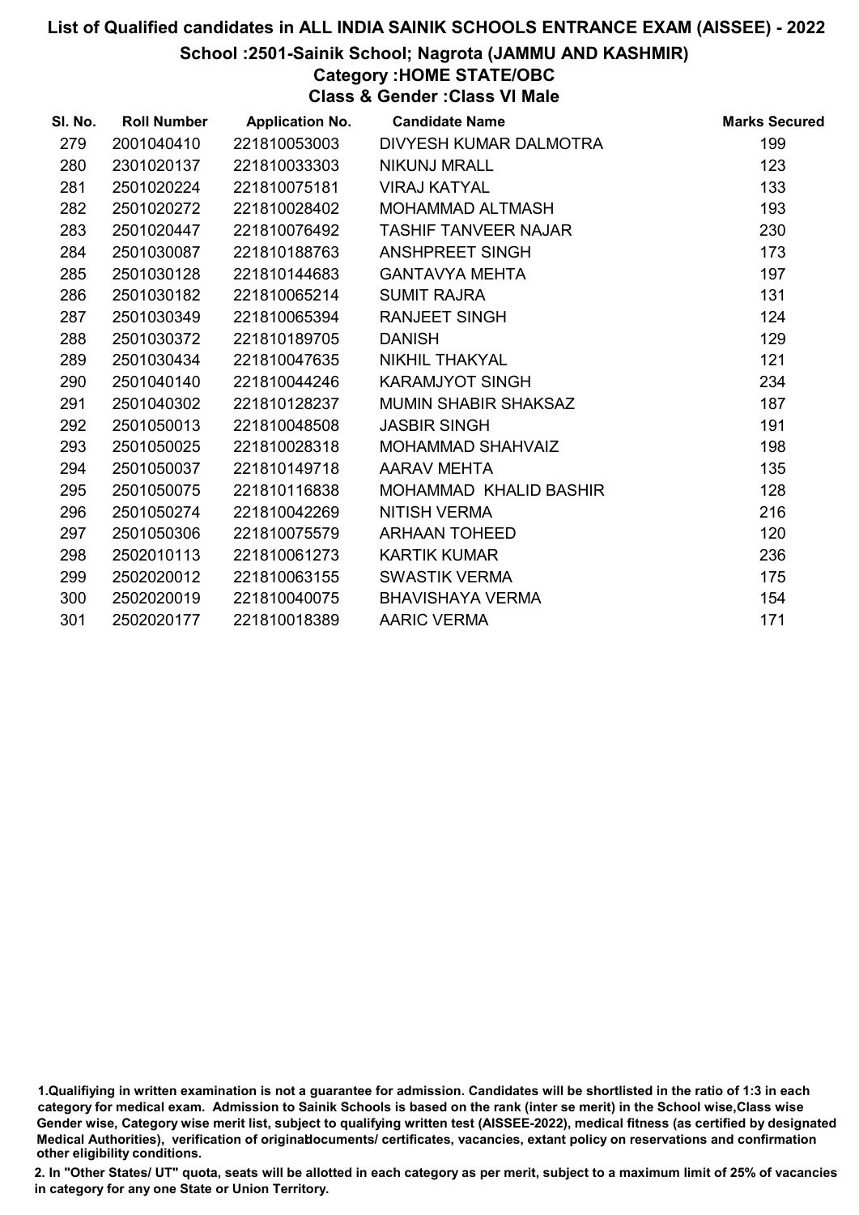# List of Qualified candidates in ALL INDIA SAINIK SCHOOLS ENTRANCE EXAM (AISSEE) - 2022

## School :2501-Sainik School; Nagrota (JAMMU AND KASHMIR)

### Category :HOME STATE/OBC

### Class & Gender :Class VI Male

| Sl. No. | Roll Number | Application No. | Candidate Name | Marks Secured |
|---|---|---|---|---|
| 279 | 2001040410 | 221810053003 | DIVYESH KUMAR DALMOTRA | 199 |
| 280 | 2301020137 | 221810033303 | NIKUNJ MRALL | 123 |
| 281 | 2501020224 | 221810075181 | VIRAJ KATYAL | 133 |
| 282 | 2501020272 | 221810028402 | MOHAMMAD ALTMASH | 193 |
| 283 | 2501020447 | 221810076492 | TASHIF TANVEER NAJAR | 230 |
| 284 | 2501030087 | 221810188763 | ANSHPREET SINGH | 173 |
| 285 | 2501030128 | 221810144683 | GANTAVYA MEHTA | 197 |
| 286 | 2501030182 | 221810065214 | SUMIT RAJRA | 131 |
| 287 | 2501030349 | 221810065394 | RANJEET SINGH | 124 |
| 288 | 2501030372 | 221810189705 | DANISH | 129 |
| 289 | 2501030434 | 221810047635 | NIKHIL THAKYAL | 121 |
| 290 | 2501040140 | 221810044246 | KARAMJYOT SINGH | 234 |
| 291 | 2501040302 | 221810128237 | MUMIN SHABIR SHAKSAZ | 187 |
| 292 | 2501050013 | 221810048508 | JASBIR SINGH | 191 |
| 293 | 2501050025 | 221810028318 | MOHAMMAD SHAHVAIZ | 198 |
| 294 | 2501050037 | 221810149718 | AARAV MEHTA | 135 |
| 295 | 2501050075 | 221810116838 | MOHAMMAD KHALID BASHIR | 128 |
| 296 | 2501050274 | 221810042269 | NITISH VERMA | 216 |
| 297 | 2501050306 | 221810075579 | ARHAAN TOHEED | 120 |
| 298 | 2502010113 | 221810061273 | KARTIK KUMAR | 236 |
| 299 | 2502020012 | 221810063155 | SWASTIK VERMA | 175 |
| 300 | 2502020019 | 221810040075 | BHAVISHAYA VERMA | 154 |
| 301 | 2502020177 | 221810018389 | AARIC VERMA | 171 |

1.Qualifiying in written examination is not a guarantee for admission. Candidates will be shortlisted in the ratio of 1:3 in each category for medical exam. Admission to Sainik Schools is based on the rank (inter se merit) in the School wise,Class wise Gender wise, Category wise merit list, subject to qualifying written test (AISSEE-2022), medical fitness (as certified by designated Medical Authorities), verification of originaldocuments/ certificates, vacancies, extant policy on reservations and confirmation other eligibility conditions.

2. In "Other States/ UT" quota, seats will be allotted in each category as per merit, subject to a maximum limit of 25% of vacancies in category for any one State or Union Territory.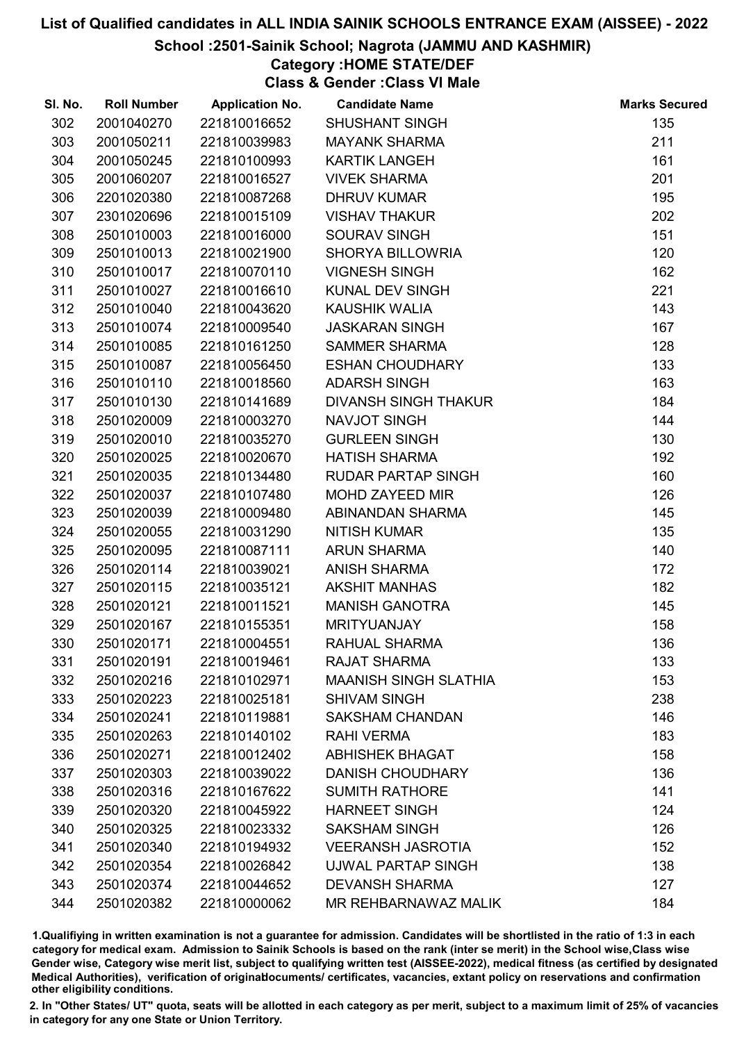# List of Qualified candidates in ALL INDIA SAINIK SCHOOLS ENTRANCE EXAM (AISSEE) - 2022

## School :2501-Sainik School; Nagrota (JAMMU AND KASHMIR)

### Category :HOME STATE/DEF

### Class & Gender :Class VI Male

| Sl. No. | Roll Number | Application No. | Candidate Name | Marks Secured |
|---|---|---|---|---|
| 302 | 2001040270 | 221810016652 | SHUSHANT SINGH | 135 |
| 303 | 2001050211 | 221810039983 | MAYANK SHARMA | 211 |
| 304 | 2001050245 | 221810100993 | KARTIK LANGEH | 161 |
| 305 | 2001060207 | 221810016527 | VIVEK SHARMA | 201 |
| 306 | 2201020380 | 221810087268 | DHRUV KUMAR | 195 |
| 307 | 2301020696 | 221810015109 | VISHAV THAKUR | 202 |
| 308 | 2501010003 | 221810016000 | SOURAV SINGH | 151 |
| 309 | 2501010013 | 221810021900 | SHORYA BILLOWRIA | 120 |
| 310 | 2501010017 | 221810070110 | VIGNESH SINGH | 162 |
| 311 | 2501010027 | 221810016610 | KUNAL DEV SINGH | 221 |
| 312 | 2501010040 | 221810043620 | KAUSHIK WALIA | 143 |
| 313 | 2501010074 | 221810009540 | JASKARAN SINGH | 167 |
| 314 | 2501010085 | 221810161250 | SAMMER SHARMA | 128 |
| 315 | 2501010087 | 221810056450 | ESHAN CHOUDHARY | 133 |
| 316 | 2501010110 | 221810018560 | ADARSH SINGH | 163 |
| 317 | 2501010130 | 221810141689 | DIVANSH SINGH THAKUR | 184 |
| 318 | 2501020009 | 221810003270 | NAVJOT SINGH | 144 |
| 319 | 2501020010 | 221810035270 | GURLEEN SINGH | 130 |
| 320 | 2501020025 | 221810020670 | HATISH SHARMA | 192 |
| 321 | 2501020035 | 221810134480 | RUDAR PARTAP SINGH | 160 |
| 322 | 2501020037 | 221810107480 | MOHD ZAYEED MIR | 126 |
| 323 | 2501020039 | 221810009480 | ABINANDAN SHARMA | 145 |
| 324 | 2501020055 | 221810031290 | NITISH KUMAR | 135 |
| 325 | 2501020095 | 221810087111 | ARUN SHARMA | 140 |
| 326 | 2501020114 | 221810039021 | ANISH SHARMA | 172 |
| 327 | 2501020115 | 221810035121 | AKSHIT MANHAS | 182 |
| 328 | 2501020121 | 221810011521 | MANISH GANOTRA | 145 |
| 329 | 2501020167 | 221810155351 | MRITYUANJAY | 158 |
| 330 | 2501020171 | 221810004551 | RAHUAL SHARMA | 136 |
| 331 | 2501020191 | 221810019461 | RAJAT SHARMA | 133 |
| 332 | 2501020216 | 221810102971 | MAANISH SINGH SLATHIA | 153 |
| 333 | 2501020223 | 221810025181 | SHIVAM SINGH | 238 |
| 334 | 2501020241 | 221810119881 | SAKSHAM CHANDAN | 146 |
| 335 | 2501020263 | 221810140102 | RAHI VERMA | 183 |
| 336 | 2501020271 | 221810012402 | ABHISHEK BHAGAT | 158 |
| 337 | 2501020303 | 221810039022 | DANISH CHOUDHARY | 136 |
| 338 | 2501020316 | 221810167622 | SUMITH RATHORE | 141 |
| 339 | 2501020320 | 221810045922 | HARNEET SINGH | 124 |
| 340 | 2501020325 | 221810023332 | SAKSHAM SINGH | 126 |
| 341 | 2501020340 | 221810194932 | VEERANSH JASROTIA | 152 |
| 342 | 2501020354 | 221810026842 | UJWAL PARTAP SINGH | 138 |
| 343 | 2501020374 | 221810044652 | DEVANSH SHARMA | 127 |
| 344 | 2501020382 | 221810000062 | MR REHBARNAWAZ MALIK | 184 |

1.Qualifiying in written examination is not a guarantee for admission. Candidates will be shortlisted in the ratio of 1:3 in each category for medical exam. Admission to Sainik Schools is based on the rank (inter se merit) in the School wise,Class wise Gender wise, Category wise merit list, subject to qualifying written test (AISSEE-2022), medical fitness (as certified by designated Medical Authorities), verification of originaldocuments/ certificates, vacancies, extant policy on reservations and confirmation other eligibility conditions.

2. In "Other States/ UT" quota, seats will be allotted in each category as per merit, subject to a maximum limit of 25% of vacancies in category for any one State or Union Territory.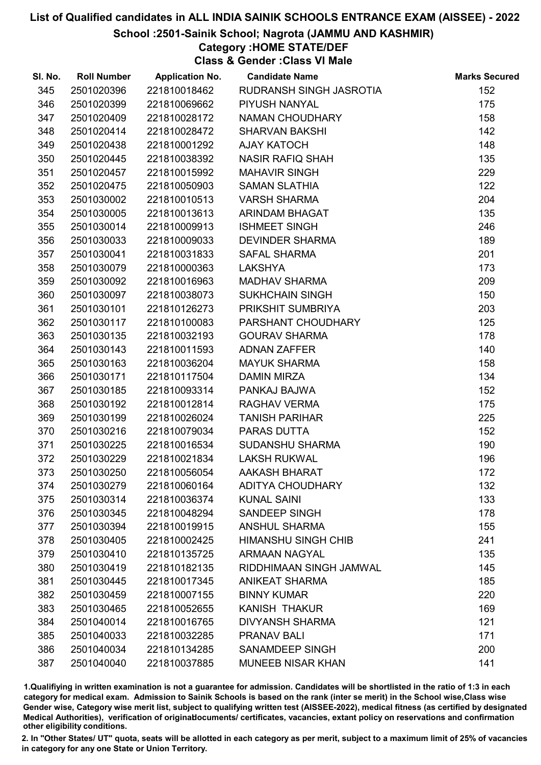# List of Qualified candidates in ALL INDIA SAINIK SCHOOLS ENTRANCE EXAM (AISSEE) - 2022

## School :2501-Sainik School; Nagrota (JAMMU AND KASHMIR)

### Category :HOME STATE/DEF

### Class & Gender :Class VI Male

| Sl. No. | Roll Number | Application No. | Candidate Name | Marks Secured |
|---|---|---|---|---|
| 345 | 2501020396 | 221810018462 | RUDRANSH SINGH JASROTIA | 152 |
| 346 | 2501020399 | 221810069662 | PIYUSH NANYAL | 175 |
| 347 | 2501020409 | 221810028172 | NAMAN CHOUDHARY | 158 |
| 348 | 2501020414 | 221810028472 | SHARVAN BAKSHI | 142 |
| 349 | 2501020438 | 221810001292 | AJAY KATOCH | 148 |
| 350 | 2501020445 | 221810038392 | NASIR RAFIQ SHAH | 135 |
| 351 | 2501020457 | 221810015992 | MAHAVIR SINGH | 229 |
| 352 | 2501020475 | 221810050903 | SAMAN SLATHIA | 122 |
| 353 | 2501030002 | 221810010513 | VARSH SHARMA | 204 |
| 354 | 2501030005 | 221810013613 | ARINDAM BHAGAT | 135 |
| 355 | 2501030014 | 221810009913 | ISHMEET SINGH | 246 |
| 356 | 2501030033 | 221810009033 | DEVINDER SHARMA | 189 |
| 357 | 2501030041 | 221810031833 | SAFAL SHARMA | 201 |
| 358 | 2501030079 | 221810000363 | LAKSHYA | 173 |
| 359 | 2501030092 | 221810016963 | MADHAV SHARMA | 209 |
| 360 | 2501030097 | 221810038073 | SUKHCHAIN SINGH | 150 |
| 361 | 2501030101 | 221810126273 | PRIKSHIT SUMBRIYA | 203 |
| 362 | 2501030117 | 221810100083 | PARSHANT CHOUDHARY | 125 |
| 363 | 2501030135 | 221810032193 | GOURAV SHARMA | 178 |
| 364 | 2501030143 | 221810011593 | ADNAN ZAFFER | 140 |
| 365 | 2501030163 | 221810036204 | MAYUK SHARMA | 158 |
| 366 | 2501030171 | 221810117504 | DAMIN MIRZA | 134 |
| 367 | 2501030185 | 221810093314 | PANKAJ BAJWA | 152 |
| 368 | 2501030192 | 221810012814 | RAGHAV VERMA | 175 |
| 369 | 2501030199 | 221810026024 | TANISH PARIHAR | 225 |
| 370 | 2501030216 | 221810079034 | PARAS DUTTA | 152 |
| 371 | 2501030225 | 221810016534 | SUDANSHU SHARMA | 190 |
| 372 | 2501030229 | 221810021834 | LAKSH RUKWAL | 196 |
| 373 | 2501030250 | 221810056054 | AAKASH BHARAT | 172 |
| 374 | 2501030279 | 221810060164 | ADITYA CHOUDHARY | 132 |
| 375 | 2501030314 | 221810036374 | KUNAL SAINI | 133 |
| 376 | 2501030345 | 221810048294 | SANDEEP SINGH | 178 |
| 377 | 2501030394 | 221810019915 | ANSHUL SHARMA | 155 |
| 378 | 2501030405 | 221810002425 | HIMANSHU SINGH CHIB | 241 |
| 379 | 2501030410 | 221810135725 | ARMAAN NAGYAL | 135 |
| 380 | 2501030419 | 221810182135 | RIDDHIMAAN SINGH JAMWAL | 145 |
| 381 | 2501030445 | 221810017345 | ANIKEAT SHARMA | 185 |
| 382 | 2501030459 | 221810007155 | BINNY KUMAR | 220 |
| 383 | 2501030465 | 221810052655 | KANISH THAKUR | 169 |
| 384 | 2501040014 | 221810016765 | DIVYANSH SHARMA | 121 |
| 385 | 2501040033 | 221810032285 | PRANAV BALI | 171 |
| 386 | 2501040034 | 221810134285 | SANAMDEEP SINGH | 200 |
| 387 | 2501040040 | 221810037885 | MUNEEB NISAR KHAN | 141 |

1.Qualifiying in written examination is not a guarantee for admission. Candidates will be shortlisted in the ratio of 1:3 in each category for medical exam. Admission to Sainik Schools is based on the rank (inter se merit) in the School wise,Class wise Gender wise, Category wise merit list, subject to qualifying written test (AISSEE-2022), medical fitness (as certified by designated Medical Authorities), verification of originaldocuments/ certificates, vacancies, extant policy on reservations and confirmation other eligibility conditions.

2. In "Other States/ UT" quota, seats will be allotted in each category as per merit, subject to a maximum limit of 25% of vacancies in category for any one State or Union Territory.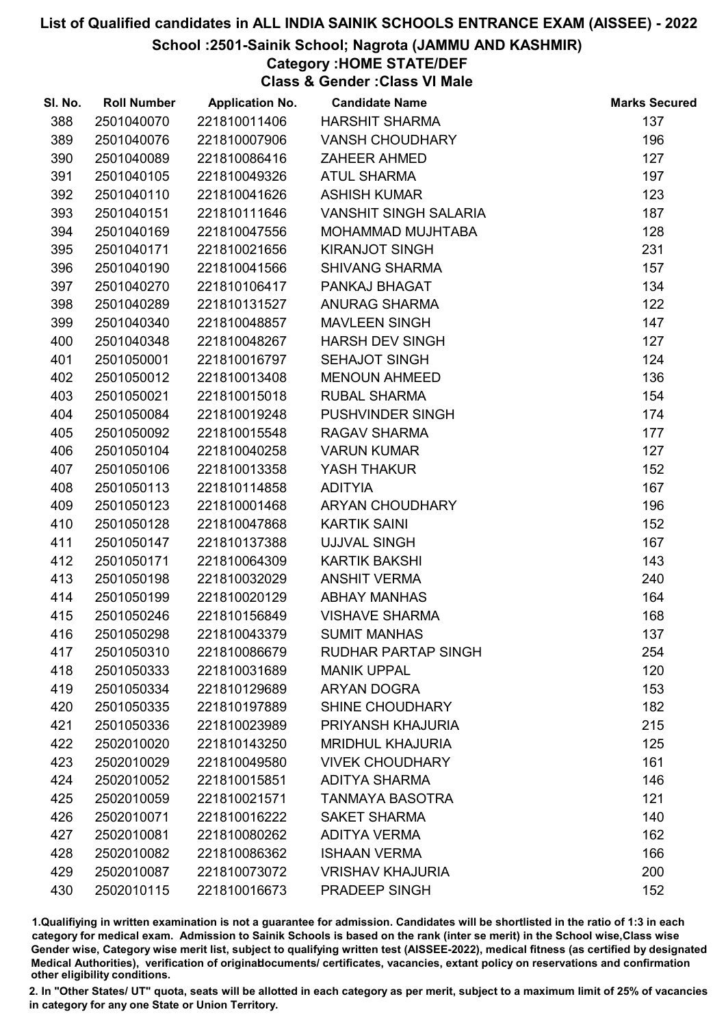# List of Qualified candidates in ALL INDIA SAINIK SCHOOLS ENTRANCE EXAM (AISSEE) - 2022

## School :2501-Sainik School; Nagrota (JAMMU AND KASHMIR)

### Category :HOME STATE/DEF

### Class & Gender :Class VI Male

| Sl. No. | Roll Number | Application No. | Candidate Name | Marks Secured |
|---|---|---|---|---|
| 388 | 2501040070 | 221810011406 | HARSHIT SHARMA | 137 |
| 389 | 2501040076 | 221810007906 | VANSH CHOUDHARY | 196 |
| 390 | 2501040089 | 221810086416 | ZAHEER AHMED | 127 |
| 391 | 2501040105 | 221810049326 | ATUL SHARMA | 197 |
| 392 | 2501040110 | 221810041626 | ASHISH KUMAR | 123 |
| 393 | 2501040151 | 221810111646 | VANSHIT SINGH SALARIA | 187 |
| 394 | 2501040169 | 221810047556 | MOHAMMAD MUJHTABA | 128 |
| 395 | 2501040171 | 221810021656 | KIRANJOT SINGH | 231 |
| 396 | 2501040190 | 221810041566 | SHIVANG SHARMA | 157 |
| 397 | 2501040270 | 221810106417 | PANKAJ BHAGAT | 134 |
| 398 | 2501040289 | 221810131527 | ANURAG SHARMA | 122 |
| 399 | 2501040340 | 221810048857 | MAVLEEN SINGH | 147 |
| 400 | 2501040348 | 221810048267 | HARSH DEV SINGH | 127 |
| 401 | 2501050001 | 221810016797 | SEHAJOT SINGH | 124 |
| 402 | 2501050012 | 221810013408 | MENOUN AHMEED | 136 |
| 403 | 2501050021 | 221810015018 | RUBAL SHARMA | 154 |
| 404 | 2501050084 | 221810019248 | PUSHVINDER SINGH | 174 |
| 405 | 2501050092 | 221810015548 | RAGAV SHARMA | 177 |
| 406 | 2501050104 | 221810040258 | VARUN KUMAR | 127 |
| 407 | 2501050106 | 221810013358 | YASH THAKUR | 152 |
| 408 | 2501050113 | 221810114858 | ADITYIA | 167 |
| 409 | 2501050123 | 221810001468 | ARYAN CHOUDHARY | 196 |
| 410 | 2501050128 | 221810047868 | KARTIK SAINI | 152 |
| 411 | 2501050147 | 221810137388 | UJJVAL SINGH | 167 |
| 412 | 2501050171 | 221810064309 | KARTIK BAKSHI | 143 |
| 413 | 2501050198 | 221810032029 | ANSHIT VERMA | 240 |
| 414 | 2501050199 | 221810020129 | ABHAY MANHAS | 164 |
| 415 | 2501050246 | 221810156849 | VISHAVE SHARMA | 168 |
| 416 | 2501050298 | 221810043379 | SUMIT MANHAS | 137 |
| 417 | 2501050310 | 221810086679 | RUDHAR PARTAP SINGH | 254 |
| 418 | 2501050333 | 221810031689 | MANIK UPPAL | 120 |
| 419 | 2501050334 | 221810129689 | ARYAN DOGRA | 153 |
| 420 | 2501050335 | 221810197889 | SHINE CHOUDHARY | 182 |
| 421 | 2501050336 | 221810023989 | PRIYANSH KHAJURIA | 215 |
| 422 | 2502010020 | 221810143250 | MRIDHUL KHAJURIA | 125 |
| 423 | 2502010029 | 221810049580 | VIVEK CHOUDHARY | 161 |
| 424 | 2502010052 | 221810015851 | ADITYA SHARMA | 146 |
| 425 | 2502010059 | 221810021571 | TANMAYA BASOTRA | 121 |
| 426 | 2502010071 | 221810016222 | SAKET SHARMA | 140 |
| 427 | 2502010081 | 221810080262 | ADITYA VERMA | 162 |
| 428 | 2502010082 | 221810086362 | ISHAAN VERMA | 166 |
| 429 | 2502010087 | 221810073072 | VRISHAV KHAJURIA | 200 |
| 430 | 2502010115 | 221810016673 | PRADEEP SINGH | 152 |

1.Qualifying in written examination is not a guarantee for admission. Candidates will be shortlisted in the ratio of 1:3 in each category for medical exam. Admission to Sainik Schools is based on the rank (inter se merit) in the School wise,Class wise Gender wise, Category wise merit list, subject to qualifying written test (AISSEE-2022), medical fitness (as certified by designated Medical Authorities), verification of originaldocuments/ certificates, vacancies, extant policy on reservations and confirmation other eligibility conditions.

2. In "Other States/ UT" quota, seats will be allotted in each category as per merit, subject to a maximum limit of 25% of vacancies in category for any one State or Union Territory.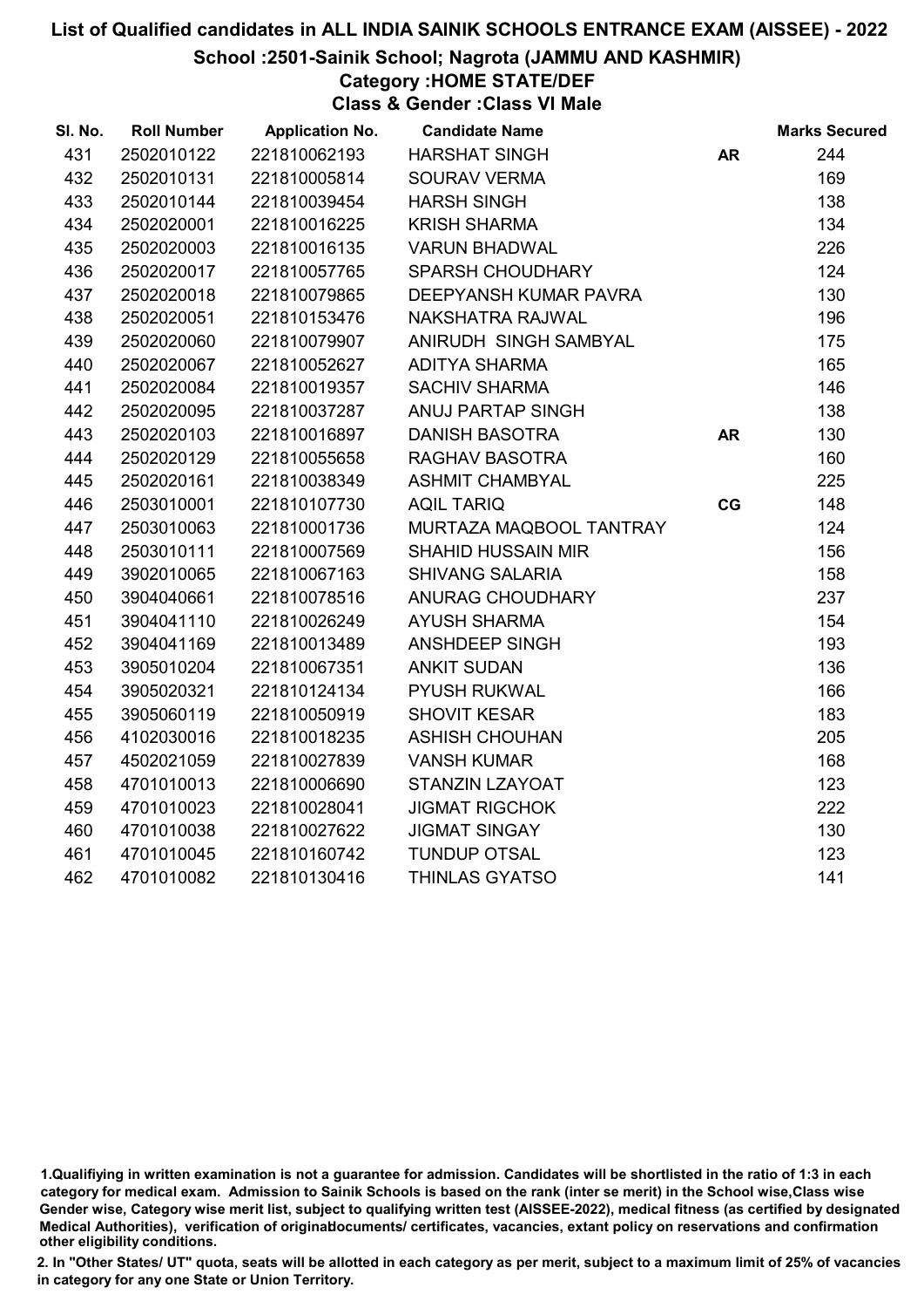# List of Qualified candidates in ALL INDIA SAINIK SCHOOLS ENTRANCE EXAM (AISSEE) - 2022

## School :2501-Sainik School; Nagrota (JAMMU AND KASHMIR)

### Category :HOME STATE/DEF

### Class & Gender :Class VI Male

| Sl. No. | Roll Number | Application No. | Candidate Name | | Marks Secured |
|---|---|---|---|---|---|
| 431 | 2502010122 | 221810062193 | HARSHAT SINGH | AR | 244 |
| 432 | 2502010131 | 221810005814 | SOURAV VERMA | | 169 |
| 433 | 2502010144 | 221810039454 | HARSH SINGH | | 138 |
| 434 | 2502020001 | 221810016225 | KRISH SHARMA | | 134 |
| 435 | 2502020003 | 221810016135 | VARUN BHADWAL | | 226 |
| 436 | 2502020017 | 221810057765 | SPARSH CHOUDHARY | | 124 |
| 437 | 2502020018 | 221810079865 | DEEPYANSH KUMAR PAVRA | | 130 |
| 438 | 2502020051 | 221810153476 | NAKSHATRA RAJWAL | | 196 |
| 439 | 2502020060 | 221810079907 | ANIRUDH SINGH SAMBYAL | | 175 |
| 440 | 2502020067 | 221810052627 | ADITYA SHARMA | | 165 |
| 441 | 2502020084 | 221810019357 | SACHIV SHARMA | | 146 |
| 442 | 2502020095 | 221810037287 | ANUJ PARTAP SINGH | | 138 |
| 443 | 2502020103 | 221810016897 | DANISH BASOTRA | AR | 130 |
| 444 | 2502020129 | 221810055658 | RAGHAV BASOTRA | | 160 |
| 445 | 2502020161 | 221810038349 | ASHMIT CHAMBYAL | | 225 |
| 446 | 2503010001 | 221810107730 | AQIL TARIQ | CG | 148 |
| 447 | 2503010063 | 221810001736 | MURTAZA MAQBOOL TANTRAY | | 124 |
| 448 | 2503010111 | 221810007569 | SHAHID HUSSAIN MIR | | 156 |
| 449 | 3902010065 | 221810067163 | SHIVANG SALARIA | | 158 |
| 450 | 3904040661 | 221810078516 | ANURAG CHOUDHARY | | 237 |
| 451 | 3904041110 | 221810026249 | AYUSH SHARMA | | 154 |
| 452 | 3904041169 | 221810013489 | ANSHDEEP SINGH | | 193 |
| 453 | 3905010204 | 221810067351 | ANKIT SUDAN | | 136 |
| 454 | 3905020321 | 221810124134 | PYUSH RUKWAL | | 166 |
| 455 | 3905060119 | 221810050919 | SHOVIT KESAR | | 183 |
| 456 | 4102030016 | 221810018235 | ASHISH CHOUHAN | | 205 |
| 457 | 4502021059 | 221810027839 | VANSH KUMAR | | 168 |
| 458 | 4701010013 | 221810006690 | STANZIN LZAYOAT | | 123 |
| 459 | 4701010023 | 221810028041 | JIGMAT RIGCHOK | | 222 |
| 460 | 4701010038 | 221810027622 | JIGMAT SINGAY | | 130 |
| 461 | 4701010045 | 221810160742 | TUNDUP OTSAL | | 123 |
| 462 | 4701010082 | 221810130416 | THINLAS GYATSO | | 141 |

1.Qualifiying in written examination is not a guarantee for admission. Candidates will be shortlisted in the ratio of 1:3 in each category for medical exam. Admission to Sainik Schools is based on the rank (inter se merit) in the School wise,Class wise Gender wise, Category wise merit list, subject to qualifying written test (AISSEE-2022), medical fitness (as certified by designated Medical Authorities), verification of originaldocuments/ certificates, vacancies, extant policy on reservations and confirmation other eligibility conditions.

2. In "Other States/ UT" quota, seats will be allotted in each category as per merit, subject to a maximum limit of 25% of vacancies in category for any one State or Union Territory.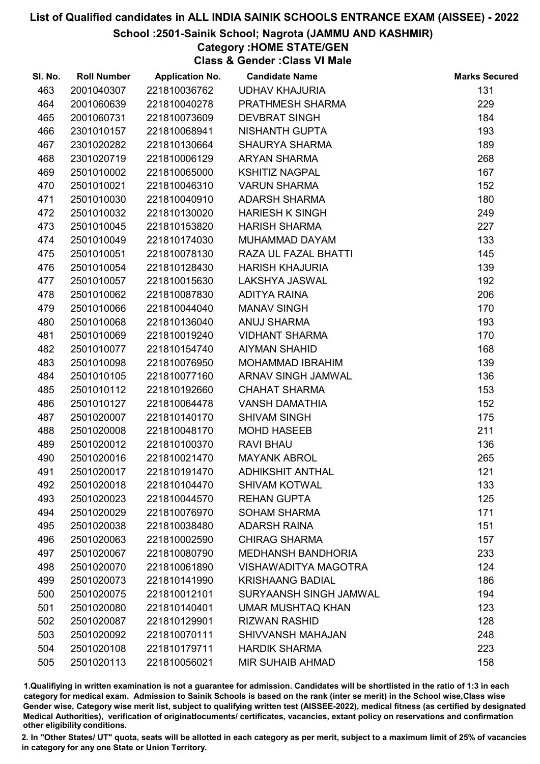# List of Qualified candidates in ALL INDIA SAINIK SCHOOLS ENTRANCE EXAM (AISSEE) - 2022

## School :2501-Sainik School; Nagrota (JAMMU AND KASHMIR)

### Category :HOME STATE/GEN

### Class & Gender :Class VI Male

| Sl. No. | Roll Number | Application No. | Candidate Name | Marks Secured |
|---|---|---|---|---|
| 463 | 2001040307 | 221810036762 | UDHAV KHAJURIA | 131 |
| 464 | 2001060639 | 221810040278 | PRATHMESH SHARMA | 229 |
| 465 | 2001060731 | 221810073609 | DEVBRAT SINGH | 184 |
| 466 | 2301010157 | 221810068941 | NISHANTH GUPTA | 193 |
| 467 | 2301020282 | 221810130664 | SHAURYA SHARMA | 189 |
| 468 | 2301020719 | 221810006129 | ARYAN SHARMA | 268 |
| 469 | 2501010002 | 221810065000 | KSHITIZ NAGPAL | 167 |
| 470 | 2501010021 | 221810046310 | VARUN SHARMA | 152 |
| 471 | 2501010030 | 221810040910 | ADARSH SHARMA | 180 |
| 472 | 2501010032 | 221810130020 | HARIESH K SINGH | 249 |
| 473 | 2501010045 | 221810153820 | HARISH SHARMA | 227 |
| 474 | 2501010049 | 221810174030 | MUHAMMAD DAYAM | 133 |
| 475 | 2501010051 | 221810078130 | RAZA UL FAZAL BHATTI | 145 |
| 476 | 2501010054 | 221810128430 | HARISH KHAJURIA | 139 |
| 477 | 2501010057 | 221810015630 | LAKSHYA JASWAL | 192 |
| 478 | 2501010062 | 221810087830 | ADITYA RAINA | 206 |
| 479 | 2501010066 | 221810044040 | MANAV SINGH | 170 |
| 480 | 2501010068 | 221810136040 | ANUJ SHARMA | 193 |
| 481 | 2501010069 | 221810019240 | VIDHANT SHARMA | 170 |
| 482 | 2501010077 | 221810154740 | AIYMAN SHAHID | 168 |
| 483 | 2501010098 | 221810076950 | MOHAMMAD IBRAHIM | 139 |
| 484 | 2501010105 | 221810077160 | ARNAV SINGH JAMWAL | 136 |
| 485 | 2501010112 | 221810192660 | CHAHAT SHARMA | 153 |
| 486 | 2501010127 | 221810064478 | VANSH DAMATHIA | 152 |
| 487 | 2501020007 | 221810140170 | SHIVAM SINGH | 175 |
| 488 | 2501020008 | 221810048170 | MOHD HASEEB | 211 |
| 489 | 2501020012 | 221810100370 | RAVI BHAU | 136 |
| 490 | 2501020016 | 221810021470 | MAYANK ABROL | 265 |
| 491 | 2501020017 | 221810191470 | ADHIKSHIT ANTHAL | 121 |
| 492 | 2501020018 | 221810104470 | SHIVAM KOTWAL | 133 |
| 493 | 2501020023 | 221810044570 | REHAN GUPTA | 125 |
| 494 | 2501020029 | 221810076970 | SOHAM SHARMA | 171 |
| 495 | 2501020038 | 221810038480 | ADARSH RAINA | 151 |
| 496 | 2501020063 | 221810002590 | CHIRAG SHARMA | 157 |
| 497 | 2501020067 | 221810080790 | MEDHANSH BANDHORIA | 233 |
| 498 | 2501020070 | 221810061890 | VISHAWADITYA MAGOTRA | 124 |
| 499 | 2501020073 | 221810141990 | KRISHAANG BADIAL | 186 |
| 500 | 2501020075 | 221810012101 | SURYAANSH SINGH JAMWAL | 194 |
| 501 | 2501020080 | 221810140401 | UMAR MUSHTAQ KHAN | 123 |
| 502 | 2501020087 | 221810129901 | RIZWAN RASHID | 128 |
| 503 | 2501020092 | 221810070111 | SHIVVANSH MAHAJAN | 248 |
| 504 | 2501020108 | 221810179711 | HARDIK SHARMA | 223 |
| 505 | 2501020113 | 221810056021 | MIR SUHAIB AHMAD | 158 |

1.Qualifiying in written examination is not a guarantee for admission. Candidates will be shortlisted in the ratio of 1:3 in each category for medical exam. Admission to Sainik Schools is based on the rank (inter se merit) in the School wise,Class wise Gender wise, Category wise merit list, subject to qualifying written test (AISSEE-2022), medical fitness (as certified by designated Medical Authorities), verification of originaldocuments/ certificates, vacancies, extant policy on reservations and confirmation other eligibility conditions.

2. In "Other States/ UT" quota, seats will be allotted in each category as per merit, subject to a maximum limit of 25% of vacancies in category for any one State or Union Territory.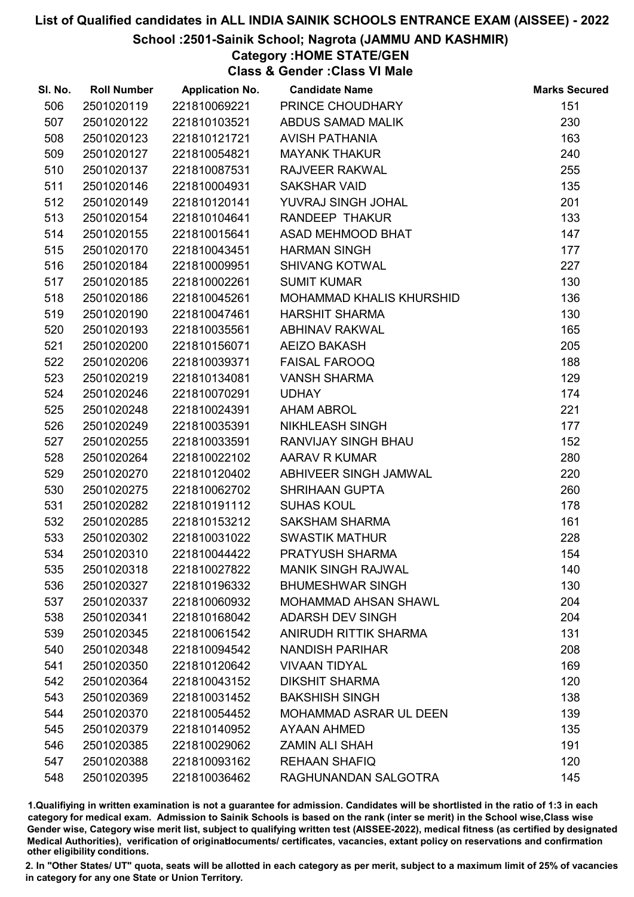# List of Qualified candidates in ALL INDIA SAINIK SCHOOLS ENTRANCE EXAM (AISSEE) - 2022

## School :2501-Sainik School; Nagrota (JAMMU AND KASHMIR)

### Category :HOME STATE/GEN

### Class & Gender :Class VI Male

| Sl. No. | Roll Number | Application No. | Candidate Name | Marks Secured |
|---|---|---|---|---|
| 506 | 2501020119 | 221810069221 | PRINCE CHOUDHARY | 151 |
| 507 | 2501020122 | 221810103521 | ABDUS SAMAD MALIK | 230 |
| 508 | 2501020123 | 221810121721 | AVISH PATHANIA | 163 |
| 509 | 2501020127 | 221810054821 | MAYANK THAKUR | 240 |
| 510 | 2501020137 | 221810087531 | RAJVEER RAKWAL | 255 |
| 511 | 2501020146 | 221810004931 | SAKSHAR VAID | 135 |
| 512 | 2501020149 | 221810120141 | YUVRAJ SINGH JOHAL | 201 |
| 513 | 2501020154 | 221810104641 | RANDEEP THAKUR | 133 |
| 514 | 2501020155 | 221810015641 | ASAD MEHMOOD BHAT | 147 |
| 515 | 2501020170 | 221810043451 | HARMAN SINGH | 177 |
| 516 | 2501020184 | 221810009951 | SHIVANG KOTWAL | 227 |
| 517 | 2501020185 | 221810002261 | SUMIT KUMAR | 130 |
| 518 | 2501020186 | 221810045261 | MOHAMMAD KHALIS KHURSHID | 136 |
| 519 | 2501020190 | 221810047461 | HARSHIT SHARMA | 130 |
| 520 | 2501020193 | 221810035561 | ABHINAV RAKWAL | 165 |
| 521 | 2501020200 | 221810156071 | AEIZO BAKASH | 205 |
| 522 | 2501020206 | 221810039371 | FAISAL FAROOQ | 188 |
| 523 | 2501020219 | 221810134081 | VANSH SHARMA | 129 |
| 524 | 2501020246 | 221810070291 | UDHAY | 174 |
| 525 | 2501020248 | 221810024391 | AHAM ABROL | 221 |
| 526 | 2501020249 | 221810035391 | NIKHLEASH SINGH | 177 |
| 527 | 2501020255 | 221810033591 | RANVIJAY SINGH BHAU | 152 |
| 528 | 2501020264 | 221810022102 | AARAV R KUMAR | 280 |
| 529 | 2501020270 | 221810120402 | ABHIVEER SINGH JAMWAL | 220 |
| 530 | 2501020275 | 221810062702 | SHRIHAAN GUPTA | 260 |
| 531 | 2501020282 | 221810191112 | SUHAS KOUL | 178 |
| 532 | 2501020285 | 221810153212 | SAKSHAM SHARMA | 161 |
| 533 | 2501020302 | 221810031022 | SWASTIK MATHUR | 228 |
| 534 | 2501020310 | 221810044422 | PRATYUSH SHARMA | 154 |
| 535 | 2501020318 | 221810027822 | MANIK SINGH RAJWAL | 140 |
| 536 | 2501020327 | 221810196332 | BHUMESHWAR SINGH | 130 |
| 537 | 2501020337 | 221810060932 | MOHAMMAD AHSAN SHAWL | 204 |
| 538 | 2501020341 | 221810168042 | ADARSH DEV SINGH | 204 |
| 539 | 2501020345 | 221810061542 | ANIRUDH RITTIK SHARMA | 131 |
| 540 | 2501020348 | 221810094542 | NANDISH PARIHAR | 208 |
| 541 | 2501020350 | 221810120642 | VIVAAN TIDYAL | 169 |
| 542 | 2501020364 | 221810043152 | DIKSHIT SHARMA | 120 |
| 543 | 2501020369 | 221810031452 | BAKSHISH SINGH | 138 |
| 544 | 2501020370 | 221810054452 | MOHAMMAD ASRAR UL DEEN | 139 |
| 545 | 2501020379 | 221810140952 | AYAAN AHMED | 135 |
| 546 | 2501020385 | 221810029062 | ZAMIN ALI SHAH | 191 |
| 547 | 2501020388 | 221810093162 | REHAAN SHAFIQ | 120 |
| 548 | 2501020395 | 221810036462 | RAGHUNANDAN SALGOTRA | 145 |

1.Qualifiying in written examination is not a guarantee for admission. Candidates will be shortlisted in the ratio of 1:3 in each category for medical exam. Admission to Sainik Schools is based on the rank (inter se merit) in the School wise,Class wise Gender wise, Category wise merit list, subject to qualifying written test (AISSEE-2022), medical fitness (as certified by designated Medical Authorities), verification of originaldocuments/ certificates, vacancies, extant policy on reservations and confirmation other eligibility conditions.

2. In "Other States/ UT" quota, seats will be allotted in each category as per merit, subject to a maximum limit of 25% of vacancies in category for any one State or Union Territory.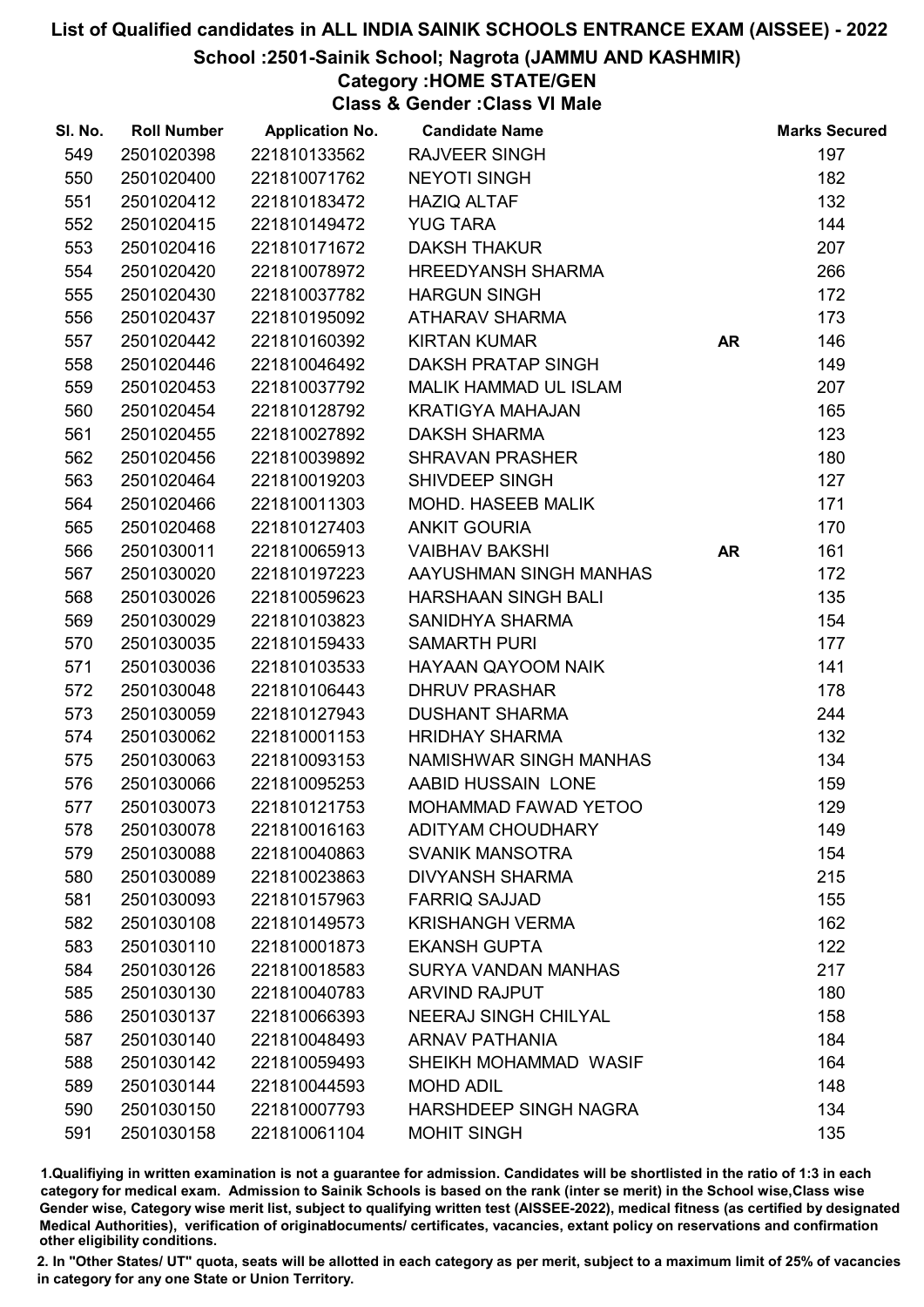# List of Qualified candidates in ALL INDIA SAINIK SCHOOLS ENTRANCE EXAM (AISSEE) - 2022

## School :2501-Sainik School; Nagrota (JAMMU AND KASHMIR)

### Category :HOME STATE/GEN

### Class & Gender :Class VI Male

| Sl. No. | Roll Number | Application No. | Candidate Name | | Marks Secured |
|---|---|---|---|---|---|
| 549 | 2501020398 | 221810133562 | RAJVEER SINGH | | 197 |
| 550 | 2501020400 | 221810071762 | NEYOTI SINGH | | 182 |
| 551 | 2501020412 | 221810183472 | HAZIQ ALTAF | | 132 |
| 552 | 2501020415 | 221810149472 | YUG TARA | | 144 |
| 553 | 2501020416 | 221810171672 | DAKSH THAKUR | | 207 |
| 554 | 2501020420 | 221810078972 | HREEDYANSH SHARMA | | 266 |
| 555 | 2501020430 | 221810037782 | HARGUN SINGH | | 172 |
| 556 | 2501020437 | 221810195092 | ATHARAV SHARMA | | 173 |
| 557 | 2501020442 | 221810160392 | KIRTAN KUMAR | AR | 146 |
| 558 | 2501020446 | 221810046492 | DAKSH PRATAP SINGH | | 149 |
| 559 | 2501020453 | 221810037792 | MALIK HAMMAD UL ISLAM | | 207 |
| 560 | 2501020454 | 221810128792 | KRATIGYA MAHAJAN | | 165 |
| 561 | 2501020455 | 221810027892 | DAKSH SHARMA | | 123 |
| 562 | 2501020456 | 221810039892 | SHRAVAN PRASHER | | 180 |
| 563 | 2501020464 | 221810019203 | SHIVDEEP SINGH | | 127 |
| 564 | 2501020466 | 221810011303 | MOHD. HASEEB MALIK | | 171 |
| 565 | 2501020468 | 221810127403 | ANKIT GOURIA | | 170 |
| 566 | 2501030011 | 221810065913 | VAIBHAV BAKSHI | AR | 161 |
| 567 | 2501030020 | 221810197223 | AAYUSHMAN SINGH MANHAS | | 172 |
| 568 | 2501030026 | 221810059623 | HARSHAAN SINGH BALI | | 135 |
| 569 | 2501030029 | 221810103823 | SANIDHYA SHARMA | | 154 |
| 570 | 2501030035 | 221810159433 | SAMARTH PURI | | 177 |
| 571 | 2501030036 | 221810103533 | HAYAAN QAYOOM NAIK | | 141 |
| 572 | 2501030048 | 221810106443 | DHRUV PRASHAR | | 178 |
| 573 | 2501030059 | 221810127943 | DUSHANT SHARMA | | 244 |
| 574 | 2501030062 | 221810001153 | HRIDHAY SHARMA | | 132 |
| 575 | 2501030063 | 221810093153 | NAMISHWAR SINGH MANHAS | | 134 |
| 576 | 2501030066 | 221810095253 | AABID HUSSAIN LONE | | 159 |
| 577 | 2501030073 | 221810121753 | MOHAMMAD FAWAD YETOO | | 129 |
| 578 | 2501030078 | 221810016163 | ADITYAM CHOUDHARY | | 149 |
| 579 | 2501030088 | 221810040863 | SVANIK MANSOTRA | | 154 |
| 580 | 2501030089 | 221810023863 | DIVYANSH SHARMA | | 215 |
| 581 | 2501030093 | 221810157963 | FARRIQ SAJJAD | | 155 |
| 582 | 2501030108 | 221810149573 | KRISHANGH VERMA | | 162 |
| 583 | 2501030110 | 221810001873 | EKANSH GUPTA | | 122 |
| 584 | 2501030126 | 221810018583 | SURYA VANDAN MANHAS | | 217 |
| 585 | 2501030130 | 221810040783 | ARVIND RAJPUT | | 180 |
| 586 | 2501030137 | 221810066393 | NEERAJ SINGH CHILYAL | | 158 |
| 587 | 2501030140 | 221810048493 | ARNAV PATHANIA | | 184 |
| 588 | 2501030142 | 221810059493 | SHEIKH MOHAMMAD WASIF | | 164 |
| 589 | 2501030144 | 221810044593 | MOHD ADIL | | 148 |
| 590 | 2501030150 | 221810007793 | HARSHDEEP SINGH NAGRA | | 134 |
| 591 | 2501030158 | 221810061104 | MOHIT SINGH | | 135 |

1.Qualifying in written examination is not a guarantee for admission. Candidates will be shortlisted in the ratio of 1:3 in each category for medical exam. Admission to Sainik Schools is based on the rank (inter se merit) in the School wise,Class wise Gender wise, Category wise merit list, subject to qualifying written test (AISSEE-2022), medical fitness (as certified by designated Medical Authorities), verification of originaldocuments/ certificates, vacancies, extant policy on reservations and confirmation other eligibility conditions.

2. In "Other States/ UT" quota, seats will be allotted in each category as per merit, subject to a maximum limit of 25% of vacancies in category for any one State or Union Territory.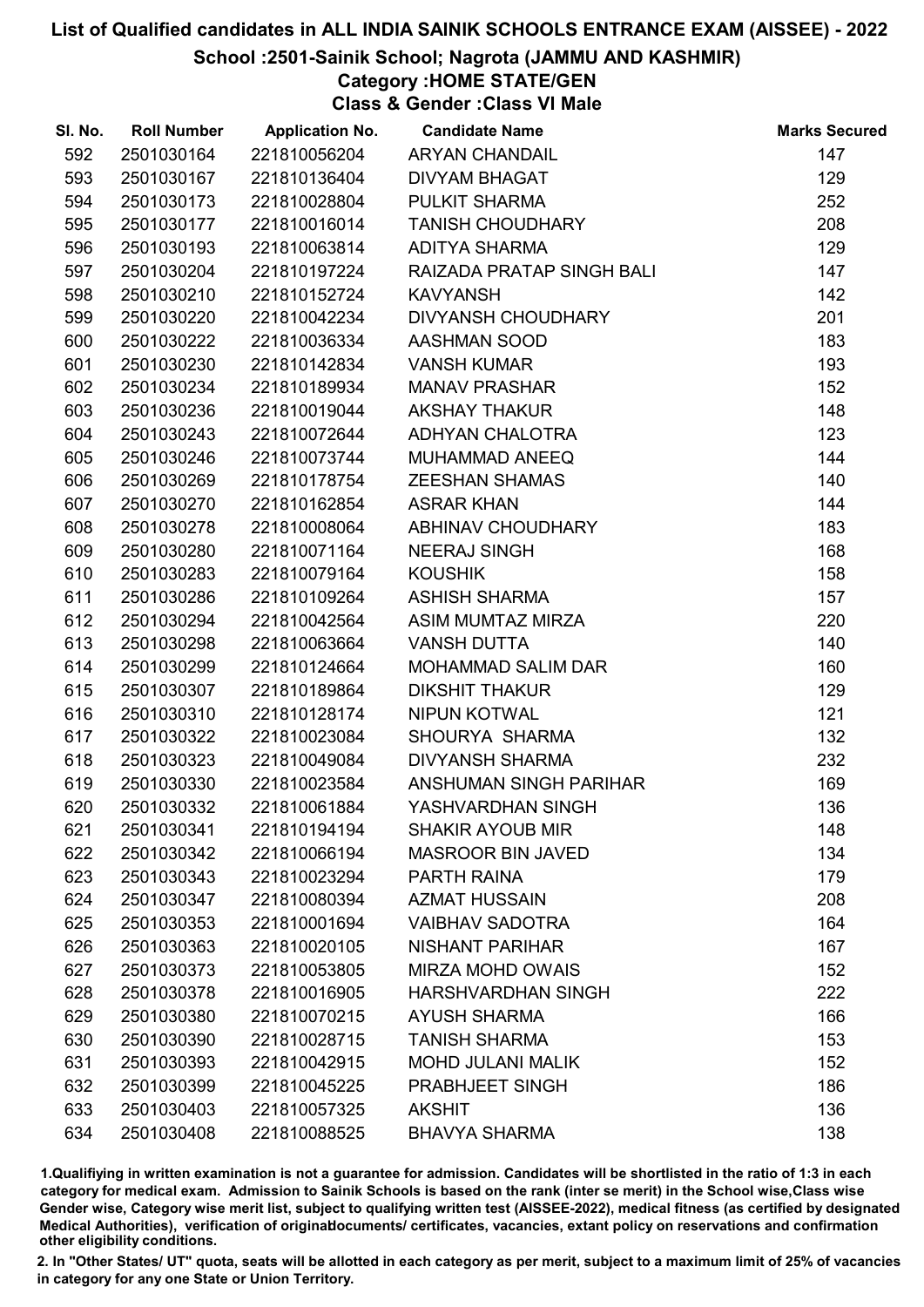# List of Qualified candidates in ALL INDIA SAINIK SCHOOLS ENTRANCE EXAM (AISSEE) - 2022

## School :2501-Sainik School; Nagrota (JAMMU AND KASHMIR)

### Category :HOME STATE/GEN

### Class & Gender :Class VI Male

| Sl. No. | Roll Number | Application No. | Candidate Name | Marks Secured |
|---|---|---|---|---|
| 592 | 2501030164 | 221810056204 | ARYAN CHANDAIL | 147 |
| 593 | 2501030167 | 221810136404 | DIVYAM BHAGAT | 129 |
| 594 | 2501030173 | 221810028804 | PULKIT SHARMA | 252 |
| 595 | 2501030177 | 221810016014 | TANISH CHOUDHARY | 208 |
| 596 | 2501030193 | 221810063814 | ADITYA SHARMA | 129 |
| 597 | 2501030204 | 221810197224 | RAIZADA PRATAP SINGH BALI | 147 |
| 598 | 2501030210 | 221810152724 | KAVYANSH | 142 |
| 599 | 2501030220 | 221810042234 | DIVYANSH CHOUDHARY | 201 |
| 600 | 2501030222 | 221810036334 | AASHMAN SOOD | 183 |
| 601 | 2501030230 | 221810142834 | VANSH KUMAR | 193 |
| 602 | 2501030234 | 221810189934 | MANAV PRASHAR | 152 |
| 603 | 2501030236 | 221810019044 | AKSHAY THAKUR | 148 |
| 604 | 2501030243 | 221810072644 | ADHYAN CHALOTRA | 123 |
| 605 | 2501030246 | 221810073744 | MUHAMMAD ANEEQ | 144 |
| 606 | 2501030269 | 221810178754 | ZEESHAN SHAMAS | 140 |
| 607 | 2501030270 | 221810162854 | ASRAR KHAN | 144 |
| 608 | 2501030278 | 221810008064 | ABHINAV CHOUDHARY | 183 |
| 609 | 2501030280 | 221810071164 | NEERAJ SINGH | 168 |
| 610 | 2501030283 | 221810079164 | KOUSHIK | 158 |
| 611 | 2501030286 | 221810109264 | ASHISH SHARMA | 157 |
| 612 | 2501030294 | 221810042564 | ASIM MUMTAZ MIRZA | 220 |
| 613 | 2501030298 | 221810063664 | VANSH DUTTA | 140 |
| 614 | 2501030299 | 221810124664 | MOHAMMAD SALIM DAR | 160 |
| 615 | 2501030307 | 221810189864 | DIKSHIT THAKUR | 129 |
| 616 | 2501030310 | 221810128174 | NIPUN KOTWAL | 121 |
| 617 | 2501030322 | 221810023084 | SHOURYA SHARMA | 132 |
| 618 | 2501030323 | 221810049084 | DIVYANSH SHARMA | 232 |
| 619 | 2501030330 | 221810023584 | ANSHUMAN SINGH PARIHAR | 169 |
| 620 | 2501030332 | 221810061884 | YASHVARDHAN SINGH | 136 |
| 621 | 2501030341 | 221810194194 | SHAKIR AYOUB MIR | 148 |
| 622 | 2501030342 | 221810066194 | MASROOR BIN JAVED | 134 |
| 623 | 2501030343 | 221810023294 | PARTH RAINA | 179 |
| 624 | 2501030347 | 221810080394 | AZMAT HUSSAIN | 208 |
| 625 | 2501030353 | 221810001694 | VAIBHAV SADOTRA | 164 |
| 626 | 2501030363 | 221810020105 | NISHANT PARIHAR | 167 |
| 627 | 2501030373 | 221810053805 | MIRZA MOHD OWAIS | 152 |
| 628 | 2501030378 | 221810016905 | HARSHVARDHAN SINGH | 222 |
| 629 | 2501030380 | 221810070215 | AYUSH SHARMA | 166 |
| 630 | 2501030390 | 221810028715 | TANISH SHARMA | 153 |
| 631 | 2501030393 | 221810042915 | MOHD JULANI MALIK | 152 |
| 632 | 2501030399 | 221810045225 | PRABHJEET SINGH | 186 |
| 633 | 2501030403 | 221810057325 | AKSHIT | 136 |
| 634 | 2501030408 | 221810088525 | BHAVYA SHARMA | 138 |

1.Qualifying in written examination is not a guarantee for admission. Candidates will be shortlisted in the ratio of 1:3 in each category for medical exam. Admission to Sainik Schools is based on the rank (inter se merit) in the School wise,Class wise Gender wise, Category wise merit list, subject to qualifying written test (AISSEE-2022), medical fitness (as certified by designated Medical Authorities), verification of originaldocuments/ certificates, vacancies, extant policy on reservations and confirmation other eligibility conditions.

2. In "Other States/ UT" quota, seats will be allotted in each category as per merit, subject to a maximum limit of 25% of vacancies in category for any one State or Union Territory.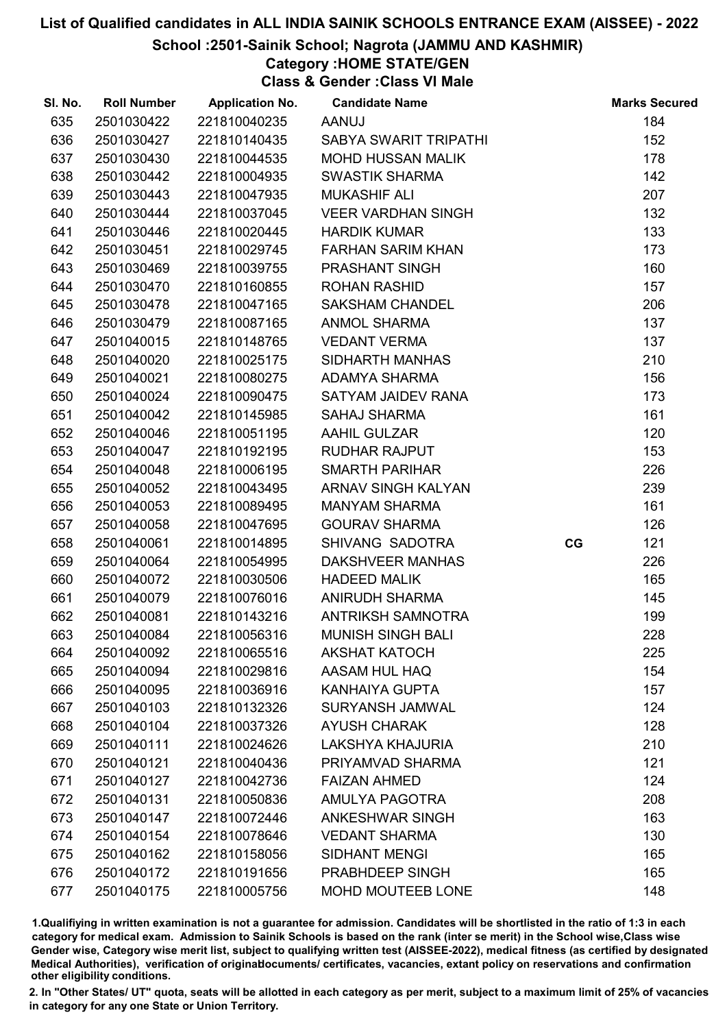# List of Qualified candidates in ALL INDIA SAINIK SCHOOLS ENTRANCE EXAM (AISSEE) - 2022

## School :2501-Sainik School; Nagrota (JAMMU AND KASHMIR)

### Category :HOME STATE/GEN

### Class & Gender :Class VI Male

| Sl. No. | Roll Number | Application No. | Candidate Name | | Marks Secured |
|---|---|---|---|---|---|
| 635 | 2501030422 | 221810040235 | AANUJ | | 184 |
| 636 | 2501030427 | 221810140435 | SABYA SWARIT TRIPATHI | | 152 |
| 637 | 2501030430 | 221810044535 | MOHD HUSSAN MALIK | | 178 |
| 638 | 2501030442 | 221810004935 | SWASTIK SHARMA | | 142 |
| 639 | 2501030443 | 221810047935 | MUKASHIF ALI | | 207 |
| 640 | 2501030444 | 221810037045 | VEER VARDHAN SINGH | | 132 |
| 641 | 2501030446 | 221810020445 | HARDIK KUMAR | | 133 |
| 642 | 2501030451 | 221810029745 | FARHAN SARIM KHAN | | 173 |
| 643 | 2501030469 | 221810039755 | PRASHANT SINGH | | 160 |
| 644 | 2501030470 | 221810160855 | ROHAN RASHID | | 157 |
| 645 | 2501030478 | 221810047165 | SAKSHAM CHANDEL | | 206 |
| 646 | 2501030479 | 221810087165 | ANMOL SHARMA | | 137 |
| 647 | 2501040015 | 221810148765 | VEDANT VERMA | | 137 |
| 648 | 2501040020 | 221810025175 | SIDHARTH MANHAS | | 210 |
| 649 | 2501040021 | 221810080275 | ADAMYA SHARMA | | 156 |
| 650 | 2501040024 | 221810090475 | SATYAM JAIDEV RANA | | 173 |
| 651 | 2501040042 | 221810145985 | SAHAJ SHARMA | | 161 |
| 652 | 2501040046 | 221810051195 | AAHIL GULZAR | | 120 |
| 653 | 2501040047 | 221810192195 | RUDHAR RAJPUT | | 153 |
| 654 | 2501040048 | 221810006195 | SMARTH PARIHAR | | 226 |
| 655 | 2501040052 | 221810043495 | ARNAV SINGH KALYAN | | 239 |
| 656 | 2501040053 | 221810089495 | MANYAM SHARMA | | 161 |
| 657 | 2501040058 | 221810047695 | GOURAV SHARMA | | 126 |
| 658 | 2501040061 | 221810014895 | SHIVANG SADOTRA | CG | 121 |
| 659 | 2501040064 | 221810054995 | DAKSHVEER MANHAS | | 226 |
| 660 | 2501040072 | 221810030506 | HADEED MALIK | | 165 |
| 661 | 2501040079 | 221810076016 | ANIRUDH SHARMA | | 145 |
| 662 | 2501040081 | 221810143216 | ANTRIKSH SAMNOTRA | | 199 |
| 663 | 2501040084 | 221810056316 | MUNISH SINGH BALI | | 228 |
| 664 | 2501040092 | 221810065516 | AKSHAT KATOCH | | 225 |
| 665 | 2501040094 | 221810029816 | AASAM HUL HAQ | | 154 |
| 666 | 2501040095 | 221810036916 | KANHAIYA GUPTA | | 157 |
| 667 | 2501040103 | 221810132326 | SURYANSH JAMWAL | | 124 |
| 668 | 2501040104 | 221810037326 | AYUSH CHARAK | | 128 |
| 669 | 2501040111 | 221810024626 | LAKSHYA KHAJURIA | | 210 |
| 670 | 2501040121 | 221810040436 | PRIYAMVAD SHARMA | | 121 |
| 671 | 2501040127 | 221810042736 | FAIZAN AHMED | | 124 |
| 672 | 2501040131 | 221810050836 | AMULYA PAGOTRA | | 208 |
| 673 | 2501040147 | 221810072446 | ANKESHWAR SINGH | | 163 |
| 674 | 2501040154 | 221810078646 | VEDANT SHARMA | | 130 |
| 675 | 2501040162 | 221810158056 | SIDHANT MENGI | | 165 |
| 676 | 2501040172 | 221810191656 | PRABHDEEP SINGH | | 165 |
| 677 | 2501040175 | 221810005756 | MOHD MOUTEEB LONE | | 148 |

1.Qualifying in written examination is not a guarantee for admission. Candidates will be shortlisted in the ratio of 1:3 in each category for medical exam. Admission to Sainik Schools is based on the rank (inter se merit) in the School wise,Class wise Gender wise, Category wise merit list, subject to qualifying written test (AISSEE-2022), medical fitness (as certified by designated Medical Authorities), verification of originaldocuments/ certificates, vacancies, extant policy on reservations and confirmation other eligibility conditions.

2. In "Other States/ UT" quota, seats will be allotted in each category as per merit, subject to a maximum limit of 25% of vacancies in category for any one State or Union Territory.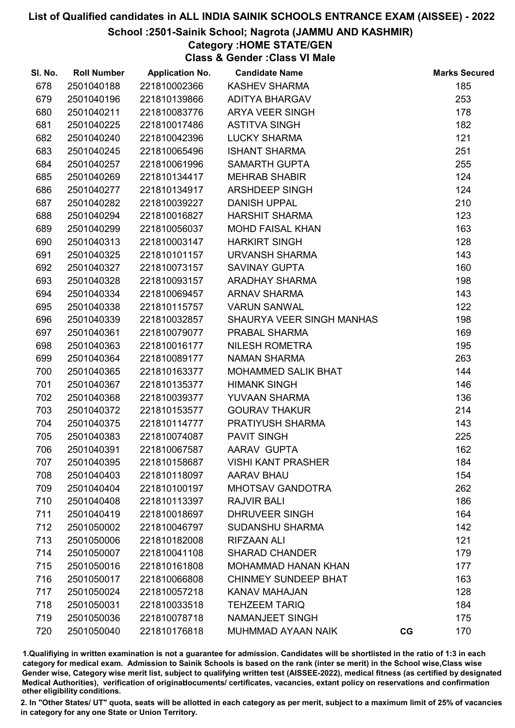# List of Qualified candidates in ALL INDIA SAINIK SCHOOLS ENTRANCE EXAM (AISSEE) - 2022

## School :2501-Sainik School; Nagrota (JAMMU AND KASHMIR)

### Category :HOME STATE/GEN

### Class & Gender :Class VI Male

| Sl. No. | Roll Number | Application No. | Candidate Name | | Marks Secured |
|---|---|---|---|---|---|
| 678 | 2501040188 | 221810002366 | KASHEV SHARMA | | 185 |
| 679 | 2501040196 | 221810139866 | ADITYA BHARGAV | | 253 |
| 680 | 2501040211 | 221810083776 | ARYA VEER SINGH | | 178 |
| 681 | 2501040225 | 221810017486 | ASTITVA SINGH | | 182 |
| 682 | 2501040240 | 221810042396 | LUCKY SHARMA | | 121 |
| 683 | 2501040245 | 221810065496 | ISHANT SHARMA | | 251 |
| 684 | 2501040257 | 221810061996 | SAMARTH GUPTA | | 255 |
| 685 | 2501040269 | 221810134417 | MEHRAB SHABIR | | 124 |
| 686 | 2501040277 | 221810134917 | ARSHDEEP SINGH | | 124 |
| 687 | 2501040282 | 221810039227 | DANISH UPPAL | | 210 |
| 688 | 2501040294 | 221810016827 | HARSHIT SHARMA | | 123 |
| 689 | 2501040299 | 221810056037 | MOHD FAISAL KHAN | | 163 |
| 690 | 2501040313 | 221810003147 | HARKIRT SINGH | | 128 |
| 691 | 2501040325 | 221810101157 | URVANSH SHARMA | | 143 |
| 692 | 2501040327 | 221810073157 | SAVINAY GUPTA | | 160 |
| 693 | 2501040328 | 221810093157 | ARADHAY SHARMA | | 198 |
| 694 | 2501040334 | 221810069457 | ARNAV SHARMA | | 143 |
| 695 | 2501040338 | 221810115757 | VARUN SANWAL | | 122 |
| 696 | 2501040339 | 221810032857 | SHAURYA VEER SINGH MANHAS | | 198 |
| 697 | 2501040361 | 221810079077 | PRABAL SHARMA | | 169 |
| 698 | 2501040363 | 221810016177 | NILESH ROMETRA | | 195 |
| 699 | 2501040364 | 221810089177 | NAMAN SHARMA | | 263 |
| 700 | 2501040365 | 221810163377 | MOHAMMED SALIK BHAT | | 144 |
| 701 | 2501040367 | 221810135377 | HIMANK SINGH | | 146 |
| 702 | 2501040368 | 221810039377 | YUVAAN SHARMA | | 136 |
| 703 | 2501040372 | 221810153577 | GOURAV THAKUR | | 214 |
| 704 | 2501040375 | 221810114777 | PRATIYUSH SHARMA | | 143 |
| 705 | 2501040383 | 221810074087 | PAVIT SINGH | | 225 |
| 706 | 2501040391 | 221810067587 | AARAV GUPTA | | 162 |
| 707 | 2501040395 | 221810158687 | VISHI KANT PRASHER | | 184 |
| 708 | 2501040403 | 221810118097 | AARAV BHAU | | 154 |
| 709 | 2501040404 | 221810100197 | MHOTSAV GANDOTRA | | 262 |
| 710 | 2501040408 | 221810113397 | RAJVIR BALI | | 186 |
| 711 | 2501040419 | 221810018697 | DHRUVEER SINGH | | 164 |
| 712 | 2501050002 | 221810046797 | SUDANSHU SHARMA | | 142 |
| 713 | 2501050006 | 221810182008 | RIFZAAN ALI | | 121 |
| 714 | 2501050007 | 221810041108 | SHARAD CHANDER | | 179 |
| 715 | 2501050016 | 221810161808 | MOHAMMAD HANAN KHAN | | 177 |
| 716 | 2501050017 | 221810066808 | CHINMEY SUNDEEP BHAT | | 163 |
| 717 | 2501050024 | 221810057218 | KANAV MAHAJAN | | 128 |
| 718 | 2501050031 | 221810033518 | TEHZEEM TARIQ | | 184 |
| 719 | 2501050036 | 221810078718 | NAMANJEET SINGH | | 175 |
| 720 | 2501050040 | 221810176818 | MUHMMAD AYAAN NAIK | CG | 170 |

1.Qualifying in written examination is not a guarantee for admission. Candidates will be shortlisted in the ratio of 1:3 in each category for medical exam. Admission to Sainik Schools is based on the rank (inter se merit) in the School wise,Class wise Gender wise, Category wise merit list, subject to qualifying written test (AISSEE-2022), medical fitness (as certified by designated Medical Authorities), verification of originaldocuments/ certificates, vacancies, extant policy on reservations and confirmation other eligibility conditions.

2. In "Other States/ UT" quota, seats will be allotted in each category as per merit, subject to a maximum limit of 25% of vacancies in category for any one State or Union Territory.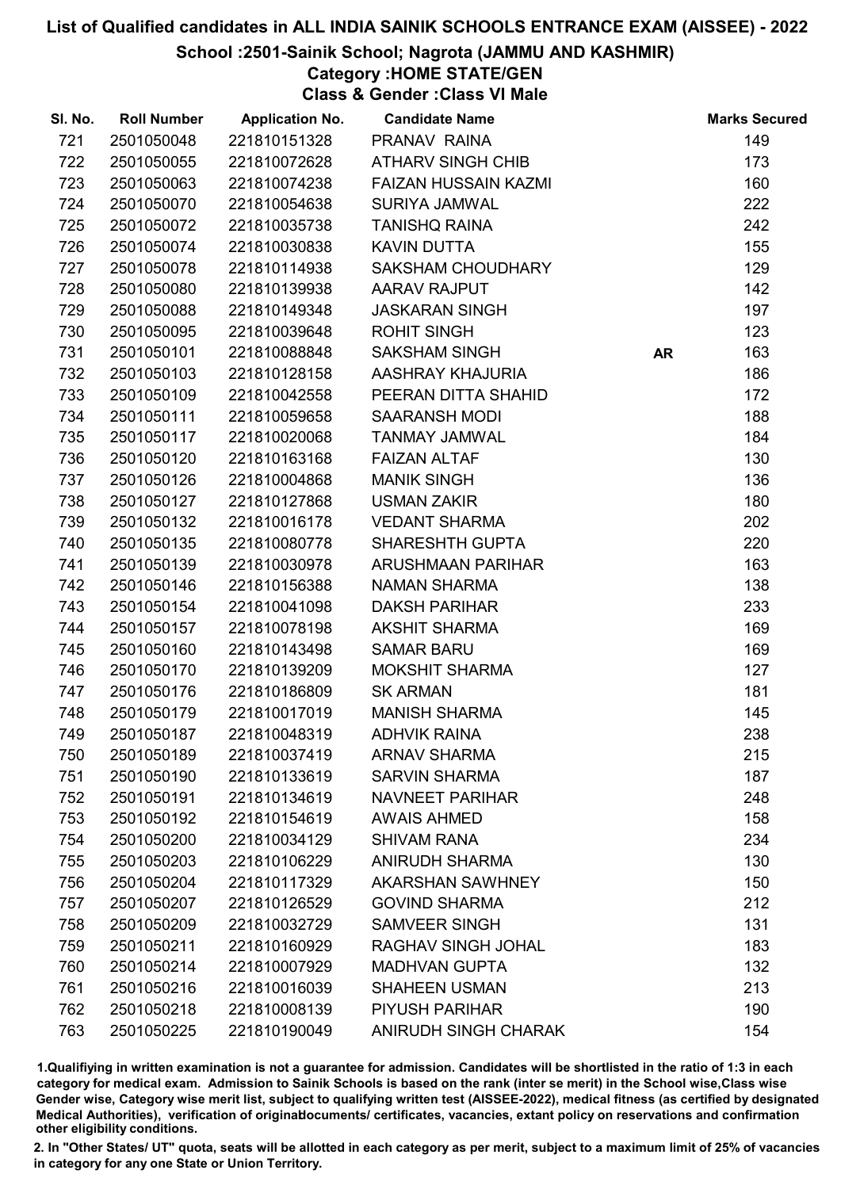# List of Qualified candidates in ALL INDIA SAINIK SCHOOLS ENTRANCE EXAM (AISSEE) - 2022

## School :2501-Sainik School; Nagrota (JAMMU AND KASHMIR)

### Category :HOME STATE/GEN

### Class & Gender :Class VI Male

| Sl. No. | Roll Number | Application No. | Candidate Name | | Marks Secured |
|---|---|---|---|---|---|
| 721 | 2501050048 | 221810151328 | PRANAV RAINA | | 149 |
| 722 | 2501050055 | 221810072628 | ATHARV SINGH CHIB | | 173 |
| 723 | 2501050063 | 221810074238 | FAIZAN HUSSAIN KAZMI | | 160 |
| 724 | 2501050070 | 221810054638 | SURIYA JAMWAL | | 222 |
| 725 | 2501050072 | 221810035738 | TANISHQ RAINA | | 242 |
| 726 | 2501050074 | 221810030838 | KAVIN DUTTA | | 155 |
| 727 | 2501050078 | 221810114938 | SAKSHAM CHOUDHARY | | 129 |
| 728 | 2501050080 | 221810139938 | AARAV RAJPUT | | 142 |
| 729 | 2501050088 | 221810149348 | JASKARAN SINGH | | 197 |
| 730 | 2501050095 | 221810039648 | ROHIT SINGH | | 123 |
| 731 | 2501050101 | 221810088848 | SAKSHAM SINGH | AR | 163 |
| 732 | 2501050103 | 221810128158 | AASHRAY KHAJURIA | | 186 |
| 733 | 2501050109 | 221810042558 | PEERAN DITTA SHAHID | | 172 |
| 734 | 2501050111 | 221810059658 | SAARANSH MODI | | 188 |
| 735 | 2501050117 | 221810020068 | TANMAY JAMWAL | | 184 |
| 736 | 2501050120 | 221810163168 | FAIZAN ALTAF | | 130 |
| 737 | 2501050126 | 221810004868 | MANIK SINGH | | 136 |
| 738 | 2501050127 | 221810127868 | USMAN ZAKIR | | 180 |
| 739 | 2501050132 | 221810016178 | VEDANT SHARMA | | 202 |
| 740 | 2501050135 | 221810080778 | SHARESHTH GUPTA | | 220 |
| 741 | 2501050139 | 221810030978 | ARUSHMAAN PARIHAR | | 163 |
| 742 | 2501050146 | 221810156388 | NAMAN SHARMA | | 138 |
| 743 | 2501050154 | 221810041098 | DAKSH PARIHAR | | 233 |
| 744 | 2501050157 | 221810078198 | AKSHIT SHARMA | | 169 |
| 745 | 2501050160 | 221810143498 | SAMAR BARU | | 169 |
| 746 | 2501050170 | 221810139209 | MOKSHIT SHARMA | | 127 |
| 747 | 2501050176 | 221810186809 | SK ARMAN | | 181 |
| 748 | 2501050179 | 221810017019 | MANISH SHARMA | | 145 |
| 749 | 2501050187 | 221810048319 | ADHVIK RAINA | | 238 |
| 750 | 2501050189 | 221810037419 | ARNAV SHARMA | | 215 |
| 751 | 2501050190 | 221810133619 | SARVIN SHARMA | | 187 |
| 752 | 2501050191 | 221810134619 | NAVNEET PARIHAR | | 248 |
| 753 | 2501050192 | 221810154619 | AWAIS AHMED | | 158 |
| 754 | 2501050200 | 221810034129 | SHIVAM RANA | | 234 |
| 755 | 2501050203 | 221810106229 | ANIRUDH SHARMA | | 130 |
| 756 | 2501050204 | 221810117329 | AKARSHAN SAWHNEY | | 150 |
| 757 | 2501050207 | 221810126529 | GOVIND SHARMA | | 212 |
| 758 | 2501050209 | 221810032729 | SAMVEER SINGH | | 131 |
| 759 | 2501050211 | 221810160929 | RAGHAV SINGH JOHAL | | 183 |
| 760 | 2501050214 | 221810007929 | MADHVAN GUPTA | | 132 |
| 761 | 2501050216 | 221810016039 | SHAHEEN USMAN | | 213 |
| 762 | 2501050218 | 221810008139 | PIYUSH PARIHAR | | 190 |
| 763 | 2501050225 | 221810190049 | ANIRUDH SINGH CHARAK | | 154 |

1.Qualifiying in written examination is not a guarantee for admission. Candidates will be shortlisted in the ratio of 1:3 in each category for medical exam. Admission to Sainik Schools is based on the rank (inter se merit) in the School wise,Class wise Gender wise, Category wise merit list, subject to qualifying written test (AISSEE-2022), medical fitness (as certified by designated Medical Authorities), verification of originaldocuments/ certificates, vacancies, extant policy on reservations and confirmation other eligibility conditions.

2. In "Other States/ UT" quota, seats will be allotted in each category as per merit, subject to a maximum limit of 25% of vacancies in category for any one State or Union Territory.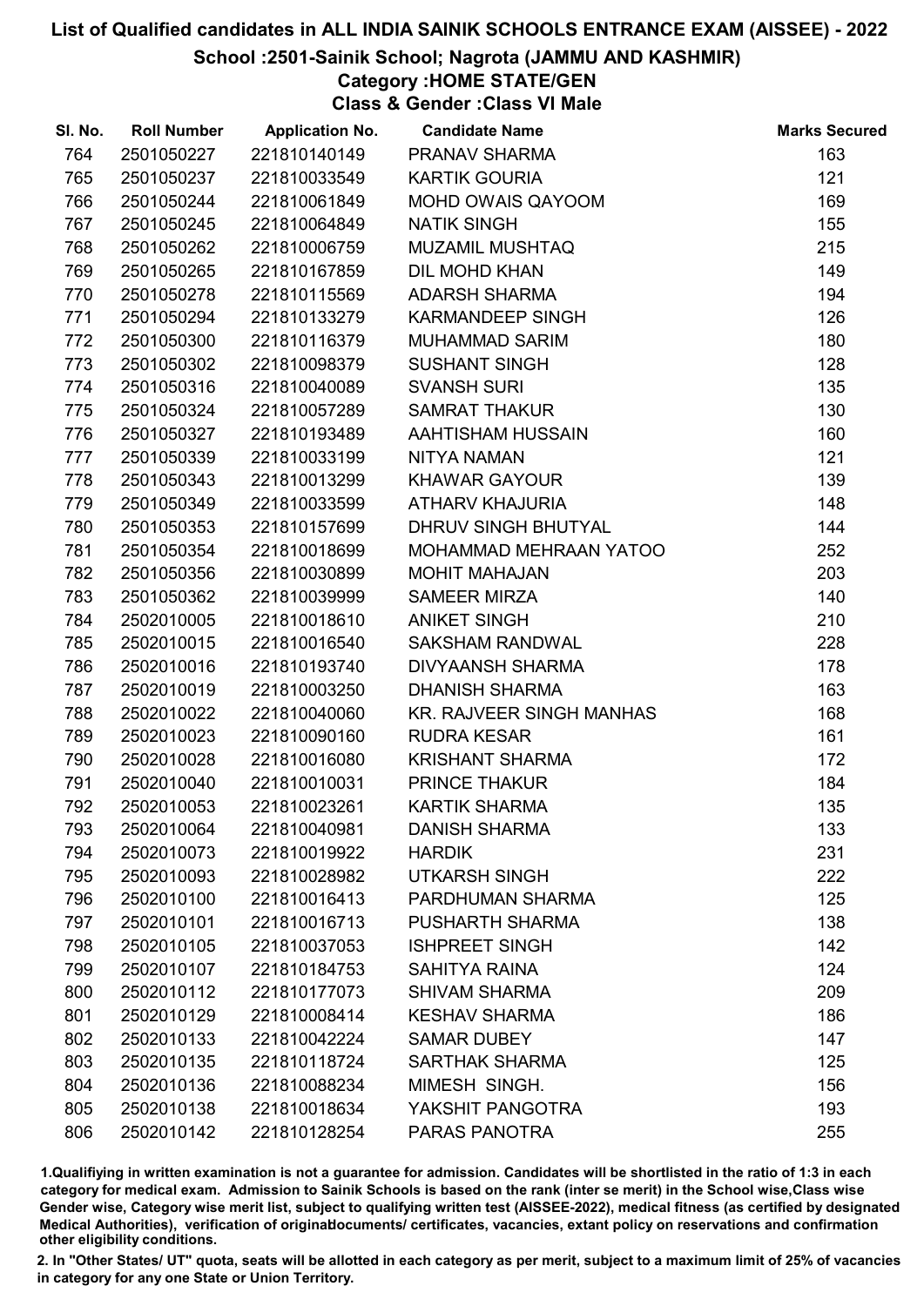# List of Qualified candidates in ALL INDIA SAINIK SCHOOLS ENTRANCE EXAM (AISSEE) - 2022

## School :2501-Sainik School; Nagrota (JAMMU AND KASHMIR)

### Category :HOME STATE/GEN

### Class & Gender :Class VI Male

| Sl. No. | Roll Number | Application No. | Candidate Name | Marks Secured |
|---|---|---|---|---|
| 764 | 2501050227 | 221810140149 | PRANAV SHARMA | 163 |
| 765 | 2501050237 | 221810033549 | KARTIK GOURIA | 121 |
| 766 | 2501050244 | 221810061849 | MOHD OWAIS QAYOOM | 169 |
| 767 | 2501050245 | 221810064849 | NATIK SINGH | 155 |
| 768 | 2501050262 | 221810006759 | MUZAMIL MUSHTAQ | 215 |
| 769 | 2501050265 | 221810167859 | DIL MOHD KHAN | 149 |
| 770 | 2501050278 | 221810115569 | ADARSH SHARMA | 194 |
| 771 | 2501050294 | 221810133279 | KARMANDEEP SINGH | 126 |
| 772 | 2501050300 | 221810116379 | MUHAMMAD SARIM | 180 |
| 773 | 2501050302 | 221810098379 | SUSHANT SINGH | 128 |
| 774 | 2501050316 | 221810040089 | SVANSH SURI | 135 |
| 775 | 2501050324 | 221810057289 | SAMRAT THAKUR | 130 |
| 776 | 2501050327 | 221810193489 | AAHTISHAM HUSSAIN | 160 |
| 777 | 2501050339 | 221810033199 | NITYA NAMAN | 121 |
| 778 | 2501050343 | 221810013299 | KHAWAR GAYOUR | 139 |
| 779 | 2501050349 | 221810033599 | ATHARV KHAJURIA | 148 |
| 780 | 2501050353 | 221810157699 | DHRUV SINGH BHUTYAL | 144 |
| 781 | 2501050354 | 221810018699 | MOHAMMAD MEHRAAN YATOO | 252 |
| 782 | 2501050356 | 221810030899 | MOHIT MAHAJAN | 203 |
| 783 | 2501050362 | 221810039999 | SAMEER MIRZA | 140 |
| 784 | 2502010005 | 221810018610 | ANIKET SINGH | 210 |
| 785 | 2502010015 | 221810016540 | SAKSHAM RANDWAL | 228 |
| 786 | 2502010016 | 221810193740 | DIVYAANSH SHARMA | 178 |
| 787 | 2502010019 | 221810003250 | DHANISH SHARMA | 163 |
| 788 | 2502010022 | 221810040060 | KR. RAJVEER SINGH MANHAS | 168 |
| 789 | 2502010023 | 221810090160 | RUDRA KESAR | 161 |
| 790 | 2502010028 | 221810016080 | KRISHANT SHARMA | 172 |
| 791 | 2502010040 | 221810010031 | PRINCE THAKUR | 184 |
| 792 | 2502010053 | 221810023261 | KARTIK SHARMA | 135 |
| 793 | 2502010064 | 221810040981 | DANISH SHARMA | 133 |
| 794 | 2502010073 | 221810019922 | HARDIK | 231 |
| 795 | 2502010093 | 221810028982 | UTKARSH SINGH | 222 |
| 796 | 2502010100 | 221810016413 | PARDHUMAN SHARMA | 125 |
| 797 | 2502010101 | 221810016713 | PUSHARTH SHARMA | 138 |
| 798 | 2502010105 | 221810037053 | ISHPREET SINGH | 142 |
| 799 | 2502010107 | 221810184753 | SAHITYA RAINA | 124 |
| 800 | 2502010112 | 221810177073 | SHIVAM SHARMA | 209 |
| 801 | 2502010129 | 221810008414 | KESHAV SHARMA | 186 |
| 802 | 2502010133 | 221810042224 | SAMAR DUBEY | 147 |
| 803 | 2502010135 | 221810118724 | SARTHAK SHARMA | 125 |
| 804 | 2502010136 | 221810088234 | MIMESH SINGH. | 156 |
| 805 | 2502010138 | 221810018634 | YAKSHIT PANGOTRA | 193 |
| 806 | 2502010142 | 221810128254 | PARAS PANOTRA | 255 |

1.Qualifiying in written examination is not a guarantee for admission. Candidates will be shortlisted in the ratio of 1:3 in each category for medical exam. Admission to Sainik Schools is based on the rank (inter se merit) in the School wise,Class wise Gender wise, Category wise merit list, subject to qualifying written test (AISSEE-2022), medical fitness (as certified by designated Medical Authorities), verification of originaldocuments/ certificates, vacancies, extant policy on reservations and confirmation other eligibility conditions.

2. In "Other States/ UT" quota, seats will be allotted in each category as per merit, subject to a maximum limit of 25% of vacancies in category for any one State or Union Territory.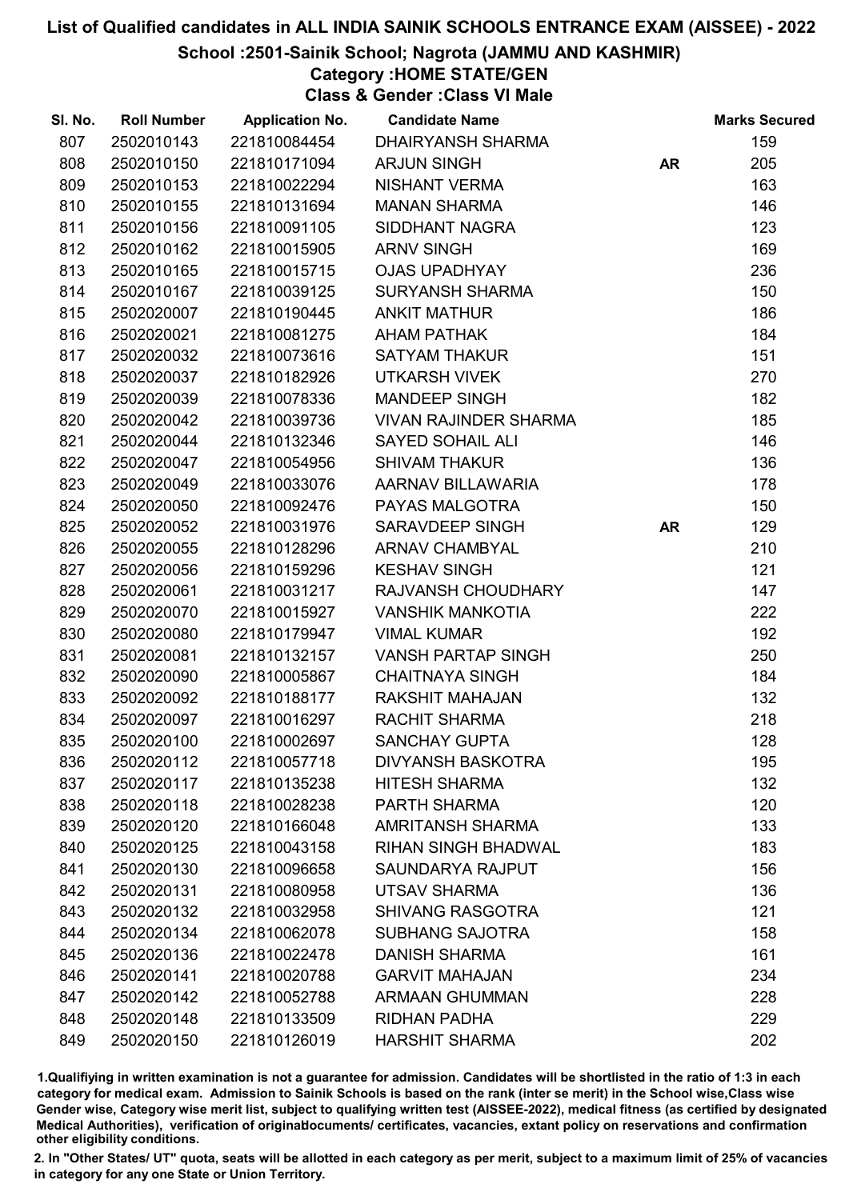# List of Qualified candidates in ALL INDIA SAINIK SCHOOLS ENTRANCE EXAM (AISSEE) - 2022

## School :2501-Sainik School; Nagrota (JAMMU AND KASHMIR)

### Category :HOME STATE/GEN

### Class & Gender :Class VI Male

| Sl. No. | Roll Number | Application No. | Candidate Name | | Marks Secured |
|---|---|---|---|---|---|
| 807 | 2502010143 | 221810084454 | DHAIRYANSH SHARMA | | 159 |
| 808 | 2502010150 | 221810171094 | ARJUN SINGH | AR | 205 |
| 809 | 2502010153 | 221810022294 | NISHANT VERMA | | 163 |
| 810 | 2502010155 | 221810131694 | MANAN SHARMA | | 146 |
| 811 | 2502010156 | 221810091105 | SIDDHANT NAGRA | | 123 |
| 812 | 2502010162 | 221810015905 | ARNV SINGH | | 169 |
| 813 | 2502010165 | 221810015715 | OJAS UPADHYAY | | 236 |
| 814 | 2502010167 | 221810039125 | SURYANSH SHARMA | | 150 |
| 815 | 2502020007 | 221810190445 | ANKIT MATHUR | | 186 |
| 816 | 2502020021 | 221810081275 | AHAM PATHAK | | 184 |
| 817 | 2502020032 | 221810073616 | SATYAM THAKUR | | 151 |
| 818 | 2502020037 | 221810182926 | UTKARSH VIVEK | | 270 |
| 819 | 2502020039 | 221810078336 | MANDEEP SINGH | | 182 |
| 820 | 2502020042 | 221810039736 | VIVAN RAJINDER SHARMA | | 185 |
| 821 | 2502020044 | 221810132346 | SAYED SOHAIL ALI | | 146 |
| 822 | 2502020047 | 221810054956 | SHIVAM THAKUR | | 136 |
| 823 | 2502020049 | 221810033076 | AARNAV BILLAWARIA | | 178 |
| 824 | 2502020050 | 221810092476 | PAYAS MALGOTRA | | 150 |
| 825 | 2502020052 | 221810031976 | SARAVDEEP SINGH | AR | 129 |
| 826 | 2502020055 | 221810128296 | ARNAV CHAMBYAL | | 210 |
| 827 | 2502020056 | 221810159296 | KESHAV SINGH | | 121 |
| 828 | 2502020061 | 221810031217 | RAJVANSH CHOUDHARY | | 147 |
| 829 | 2502020070 | 221810015927 | VANSHIK MANKOTIA | | 222 |
| 830 | 2502020080 | 221810179947 | VIMAL KUMAR | | 192 |
| 831 | 2502020081 | 221810132157 | VANSH PARTAP SINGH | | 250 |
| 832 | 2502020090 | 221810005867 | CHAITNAYA SINGH | | 184 |
| 833 | 2502020092 | 221810188177 | RAKSHIT MAHAJAN | | 132 |
| 834 | 2502020097 | 221810016297 | RACHIT SHARMA | | 218 |
| 835 | 2502020100 | 221810002697 | SANCHAY GUPTA | | 128 |
| 836 | 2502020112 | 221810057718 | DIVYANSH BASKOTRA | | 195 |
| 837 | 2502020117 | 221810135238 | HITESH SHARMA | | 132 |
| 838 | 2502020118 | 221810028238 | PARTH SHARMA | | 120 |
| 839 | 2502020120 | 221810166048 | AMRITANSH SHARMA | | 133 |
| 840 | 2502020125 | 221810043158 | RIHAN SINGH BHADWAL | | 183 |
| 841 | 2502020130 | 221810096658 | SAUNDARYA RAJPUT | | 156 |
| 842 | 2502020131 | 221810080958 | UTSAV SHARMA | | 136 |
| 843 | 2502020132 | 221810032958 | SHIVANG RASGOTRA | | 121 |
| 844 | 2502020134 | 221810062078 | SUBHANG SAJOTRA | | 158 |
| 845 | 2502020136 | 221810022478 | DANISH SHARMA | | 161 |
| 846 | 2502020141 | 221810020788 | GARVIT MAHAJAN | | 234 |
| 847 | 2502020142 | 221810052788 | ARMAAN GHUMMAN | | 228 |
| 848 | 2502020148 | 221810133509 | RIDHAN PADHA | | 229 |
| 849 | 2502020150 | 221810126019 | HARSHIT SHARMA | | 202 |

1.Qualifiying in written examination is not a guarantee for admission. Candidates will be shortlisted in the ratio of 1:3 in each category for medical exam. Admission to Sainik Schools is based on the rank (inter se merit) in the School wise,Class wise Gender wise, Category wise merit list, subject to qualifying written test (AISSEE-2022), medical fitness (as certified by designated Medical Authorities), verification of originaldocuments/ certificates, vacancies, extant policy on reservations and confirmation other eligibility conditions.

2. In "Other States/ UT" quota, seats will be allotted in each category as per merit, subject to a maximum limit of 25% of vacancies in category for any one State or Union Territory.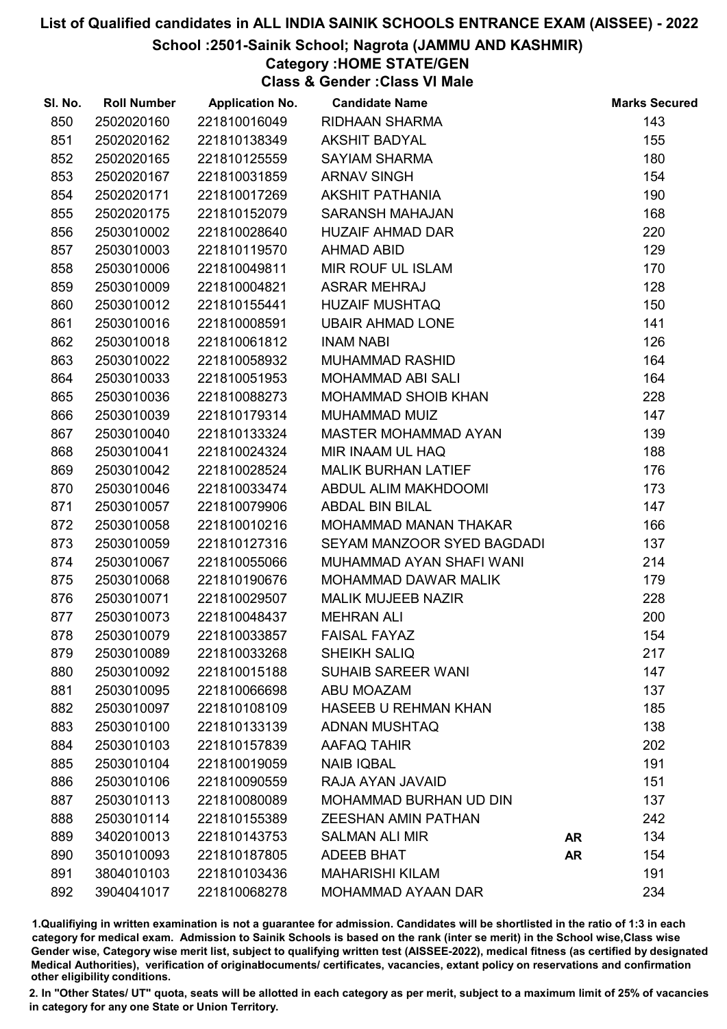# List of Qualified candidates in ALL INDIA SAINIK SCHOOLS ENTRANCE EXAM (AISSEE) - 2022

## School :2501-Sainik School; Nagrota (JAMMU AND KASHMIR)

### Category :HOME STATE/GEN

### Class & Gender :Class VI Male

| Sl. No. | Roll Number | Application No. | Candidate Name | | Marks Secured |
|---|---|---|---|---|---|
| 850 | 2502020160 | 221810016049 | RIDHAAN SHARMA | | 143 |
| 851 | 2502020162 | 221810138349 | AKSHIT BADYAL | | 155 |
| 852 | 2502020165 | 221810125559 | SAYIAM SHARMA | | 180 |
| 853 | 2502020167 | 221810031859 | ARNAV SINGH | | 154 |
| 854 | 2502020171 | 221810017269 | AKSHIT PATHANIA | | 190 |
| 855 | 2502020175 | 221810152079 | SARANSH MAHAJAN | | 168 |
| 856 | 2503010002 | 221810028640 | HUZAIF AHMAD DAR | | 220 |
| 857 | 2503010003 | 221810119570 | AHMAD ABID | | 129 |
| 858 | 2503010006 | 221810049811 | MIR ROUF UL ISLAM | | 170 |
| 859 | 2503010009 | 221810004821 | ASRAR MEHRAJ | | 128 |
| 860 | 2503010012 | 221810155441 | HUZAIF MUSHTAQ | | 150 |
| 861 | 2503010016 | 221810008591 | UBAIR AHMAD LONE | | 141 |
| 862 | 2503010018 | 221810061812 | INAM NABI | | 126 |
| 863 | 2503010022 | 221810058932 | MUHAMMAD RASHID | | 164 |
| 864 | 2503010033 | 221810051953 | MOHAMMAD ABI SALI | | 164 |
| 865 | 2503010036 | 221810088273 | MOHAMMAD SHOIB KHAN | | 228 |
| 866 | 2503010039 | 221810179314 | MUHAMMAD MUIZ | | 147 |
| 867 | 2503010040 | 221810133324 | MASTER MOHAMMAD AYAN | | 139 |
| 868 | 2503010041 | 221810024324 | MIR INAAM UL HAQ | | 188 |
| 869 | 2503010042 | 221810028524 | MALIK BURHAN LATIEF | | 176 |
| 870 | 2503010046 | 221810033474 | ABDUL ALIM MAKHDOOMI | | 173 |
| 871 | 2503010057 | 221810079906 | ABDAL BIN BILAL | | 147 |
| 872 | 2503010058 | 221810010216 | MOHAMMAD MANAN THAKAR | | 166 |
| 873 | 2503010059 | 221810127316 | SEYAM MANZOOR SYED BAGDADI | | 137 |
| 874 | 2503010067 | 221810055066 | MUHAMMAD AYAN SHAFI WANI | | 214 |
| 875 | 2503010068 | 221810190676 | MOHAMMAD DAWAR MALIK | | 179 |
| 876 | 2503010071 | 221810029507 | MALIK MUJEEB NAZIR | | 228 |
| 877 | 2503010073 | 221810048437 | MEHRAN ALI | | 200 |
| 878 | 2503010079 | 221810033857 | FAISAL FAYAZ | | 154 |
| 879 | 2503010089 | 221810033268 | SHEIKH SALIQ | | 217 |
| 880 | 2503010092 | 221810015188 | SUHAIB SAREER WANI | | 147 |
| 881 | 2503010095 | 221810066698 | ABU MOAZAM | | 137 |
| 882 | 2503010097 | 221810108109 | HASEEB U REHMAN KHAN | | 185 |
| 883 | 2503010100 | 221810133139 | ADNAN MUSHTAQ | | 138 |
| 884 | 2503010103 | 221810157839 | AAFAQ TAHIR | | 202 |
| 885 | 2503010104 | 221810019059 | NAIB IQBAL | | 191 |
| 886 | 2503010106 | 221810090559 | RAJA AYAN JAVAID | | 151 |
| 887 | 2503010113 | 221810080089 | MOHAMMAD BURHAN UD DIN | | 137 |
| 888 | 2503010114 | 221810155389 | ZEESHAN AMIN PATHAN | | 242 |
| 889 | 3402010013 | 221810143753 | SALMAN ALI MIR | AR | 134 |
| 890 | 3501010093 | 221810187805 | ADEEB BHAT | AR | 154 |
| 891 | 3804010103 | 221810103436 | MAHARISHI KILAM | | 191 |
| 892 | 3904041017 | 221810068278 | MOHAMMAD AYAAN DAR | | 234 |

1.Qualifying in written examination is not a guarantee for admission. Candidates will be shortlisted in the ratio of 1:3 in each category for medical exam. Admission to Sainik Schools is based on the rank (inter se merit) in the School wise,Class wise Gender wise, Category wise merit list, subject to qualifying written test (AISSEE-2022), medical fitness (as certified by designated Medical Authorities), verification of originaldocuments/ certificates, vacancies, extant policy on reservations and confirmation other eligibility conditions.

2. In "Other States/ UT" quota, seats will be allotted in each category as per merit, subject to a maximum limit of 25% of vacancies in category for any one State or Union Territory.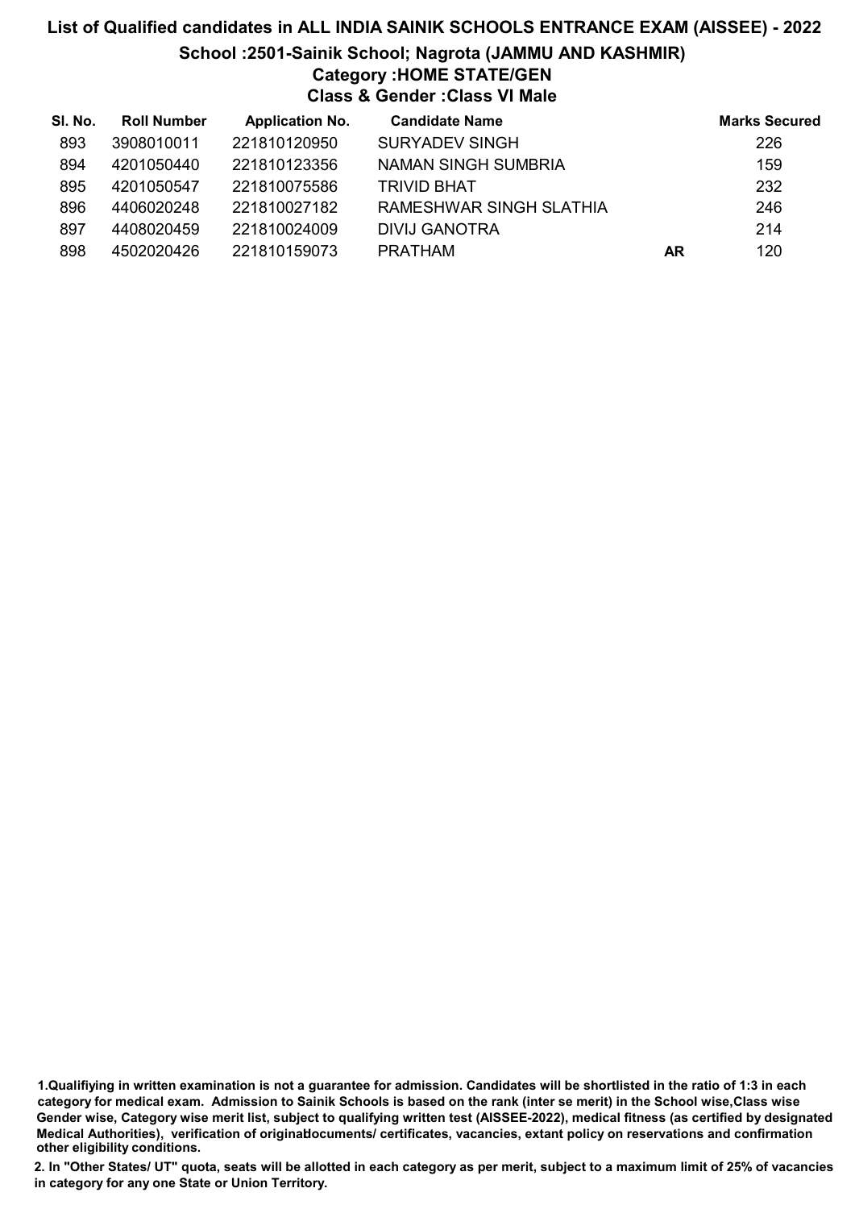# List of Qualified candidates in ALL INDIA SAINIK SCHOOLS ENTRANCE EXAM (AISSEE) - 2022

## School :2501-Sainik School; Nagrota (JAMMU AND KASHMIR)

### Category :HOME STATE/GEN

### Class & Gender :Class VI Male

| Sl. No. | Roll Number | Application No. | Candidate Name | | Marks Secured |
|---|---|---|---|---|---|
| 893 | 3908010011 | 221810120950 | SURYADEV SINGH | | 226 |
| 894 | 4201050440 | 221810123356 | NAMAN SINGH SUMBRIA | | 159 |
| 895 | 4201050547 | 221810075586 | TRIVID BHAT | | 232 |
| 896 | 4406020248 | 221810027182 | RAMESHWAR SINGH SLATHIA | | 246 |
| 897 | 4408020459 | 221810024009 | DIVIJ GANOTRA | | 214 |
| 898 | 4502020426 | 221810159073 | PRATHAM | **AR** | 120 |

**1.Qualifiying in written examination is not a guarantee for admission. Candidates will be shortlisted in the ratio of 1:3 in each category for medical exam. Admission to Sainik Schools is based on the rank (inter se merit) in the School wise,Class wise Gender wise, Category wise merit list, subject to qualifying written test (AISSEE-2022), medical fitness (as certified by designated Medical Authorities), verification of originaldocuments/ certificates, vacancies, extant policy on reservations and confirmation other eligibility conditions.**

**2. In "Other States/ UT" quota, seats will be allotted in each category as per merit, subject to a maximum limit of 25% of vacancies in category for any one State or Union Territory.**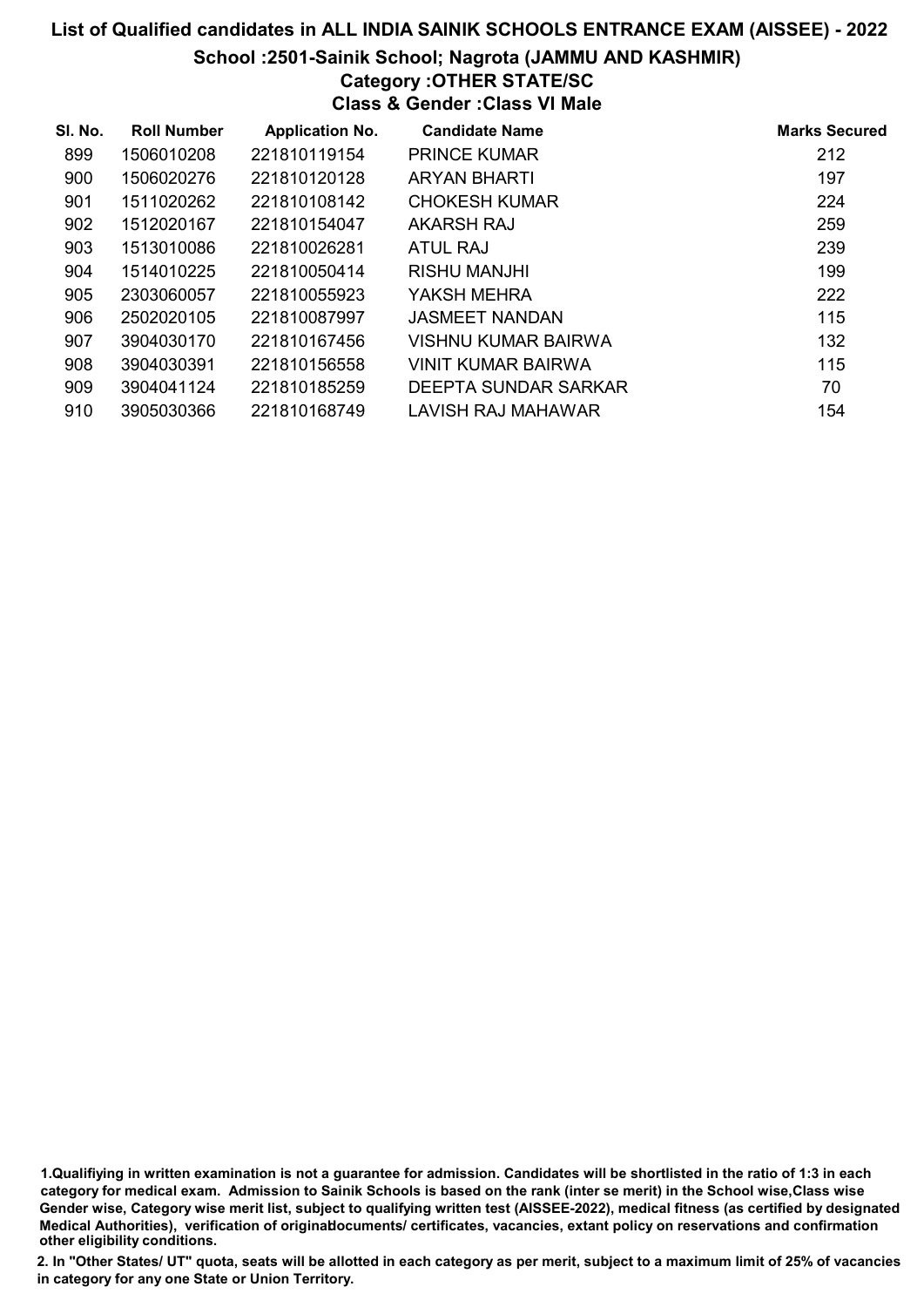# List of Qualified candidates in ALL INDIA SAINIK SCHOOLS ENTRANCE EXAM (AISSEE) - 2022

## School :2501-Sainik School; Nagrota (JAMMU AND KASHMIR)

### Category :OTHER STATE/SC

### Class & Gender :Class VI Male

| Sl. No. | Roll Number | Application No. | Candidate Name | Marks Secured |
|---|---|---|---|---|
| 899 | 1506010208 | 221810119154 | PRINCE KUMAR | 212 |
| 900 | 1506020276 | 221810120128 | ARYAN BHARTI | 197 |
| 901 | 1511020262 | 221810108142 | CHOKESH KUMAR | 224 |
| 902 | 1512020167 | 221810154047 | AKARSH RAJ | 259 |
| 903 | 1513010086 | 221810026281 | ATUL RAJ | 239 |
| 904 | 1514010225 | 221810050414 | RISHU MANJHI | 199 |
| 905 | 2303060057 | 221810055923 | YAKSH MEHRA | 222 |
| 906 | 2502020105 | 221810087997 | JASMEET NANDAN | 115 |
| 907 | 3904030170 | 221810167456 | VISHNU KUMAR BAIRWA | 132 |
| 908 | 3904030391 | 221810156558 | VINIT KUMAR BAIRWA | 115 |
| 909 | 3904041124 | 221810185259 | DEEPTA SUNDAR SARKAR | 70 |
| 910 | 3905030366 | 221810168749 | LAVISH RAJ MAHAWAR | 154 |

1.Qualifiying in written examination is not a guarantee for admission. Candidates will be shortlisted in the ratio of 1:3 in each category for medical exam. Admission to Sainik Schools is based on the rank (inter se merit) in the School wise,Class wise Gender wise, Category wise merit list, subject to qualifying written test (AISSEE-2022), medical fitness (as certified by designated Medical Authorities), verification of originaldocuments/ certificates, vacancies, extant policy on reservations and confirmation other eligibility conditions.

2. In "Other States/ UT" quota, seats will be allotted in each category as per merit, subject to a maximum limit of 25% of vacancies in category for any one State or Union Territory.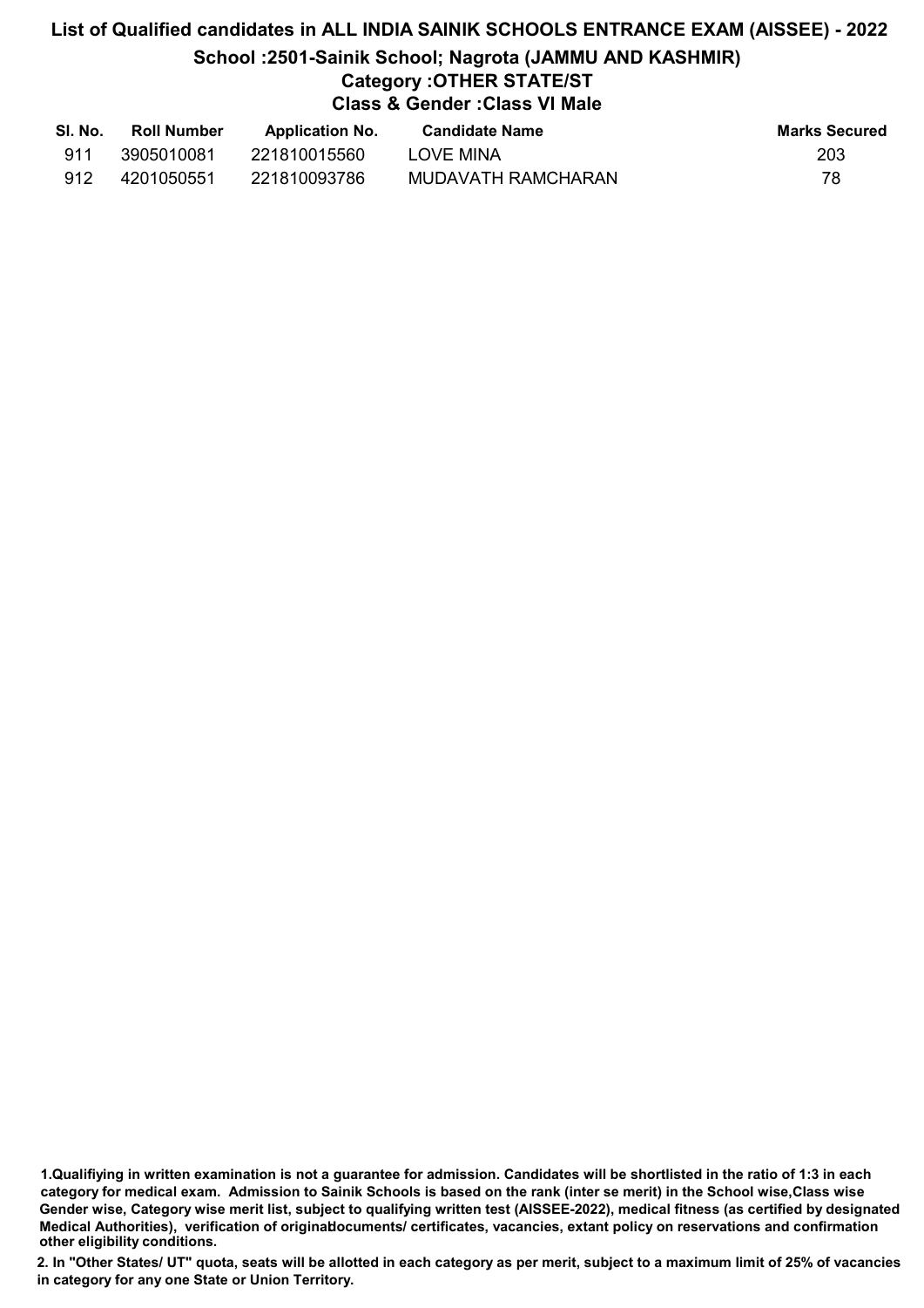# List of Qualified candidates in ALL INDIA SAINIK SCHOOLS ENTRANCE EXAM (AISSEE) - 2022

## School :2501-Sainik School; Nagrota (JAMMU AND KASHMIR)

### Category :OTHER STATE/ST

### Class & Gender :Class VI Male

| Sl. No. | Roll Number | Application No. | Candidate Name | Marks Secured |
|---|---|---|---|---|
| 911 | 3905010081 | 221810015560 | LOVE MINA | 203 |
| 912 | 4201050551 | 221810093786 | MUDAVATH RAMCHARAN | 78 |

**1.Qualifiying in written examination is not a guarantee for admission. Candidates will be shortlisted in the ratio of 1:3 in each category for medical exam. Admission to Sainik Schools is based on the rank (inter se merit) in the School wise,Class wise Gender wise, Category wise merit list, subject to qualifying written test (AISSEE-2022), medical fitness (as certified by designated Medical Authorities), verification of originaldocuments/ certificates, vacancies, extant policy on reservations and confirmation other eligibility conditions.**

**2. In "Other States/ UT" quota, seats will be allotted in each category as per merit, subject to a maximum limit of 25% of vacancies in category for any one State or Union Territory.**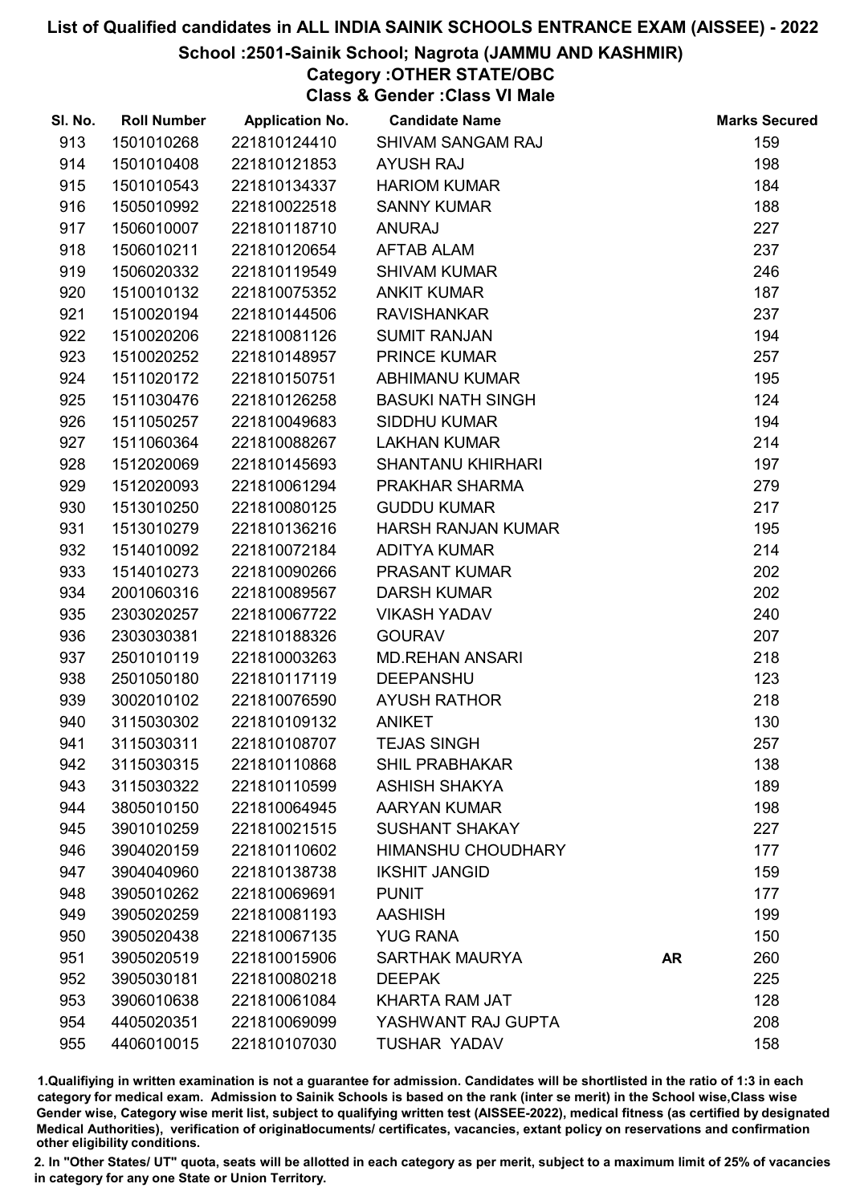# List of Qualified candidates in ALL INDIA SAINIK SCHOOLS ENTRANCE EXAM (AISSEE) - 2022

## School :2501-Sainik School; Nagrota (JAMMU AND KASHMIR)

### Category :OTHER STATE/OBC

### Class & Gender :Class VI Male

| Sl. No. | Roll Number | Application No. | Candidate Name | | Marks Secured |
|---|---|---|---|---|---|
| 913 | 1501010268 | 221810124410 | SHIVAM SANGAM RAJ | | 159 |
| 914 | 1501010408 | 221810121853 | AYUSH RAJ | | 198 |
| 915 | 1501010543 | 221810134337 | HARIOM KUMAR | | 184 |
| 916 | 1505010992 | 221810022518 | SANNY KUMAR | | 188 |
| 917 | 1506010007 | 221810118710 | ANURAJ | | 227 |
| 918 | 1506010211 | 221810120654 | AFTAB ALAM | | 237 |
| 919 | 1506020332 | 221810119549 | SHIVAM KUMAR | | 246 |
| 920 | 1510010132 | 221810075352 | ANKIT KUMAR | | 187 |
| 921 | 1510020194 | 221810144506 | RAVISHANKAR | | 237 |
| 922 | 1510020206 | 221810081126 | SUMIT RANJAN | | 194 |
| 923 | 1510020252 | 221810148957 | PRINCE KUMAR | | 257 |
| 924 | 1511020172 | 221810150751 | ABHIMANU KUMAR | | 195 |
| 925 | 1511030476 | 221810126258 | BASUKI NATH SINGH | | 124 |
| 926 | 1511050257 | 221810049683 | SIDDHU KUMAR | | 194 |
| 927 | 1511060364 | 221810088267 | LAKHAN KUMAR | | 214 |
| 928 | 1512020069 | 221810145693 | SHANTANU KHIRHARI | | 197 |
| 929 | 1512020093 | 221810061294 | PRAKHAR SHARMA | | 279 |
| 930 | 1513010250 | 221810080125 | GUDDU KUMAR | | 217 |
| 931 | 1513010279 | 221810136216 | HARSH RANJAN KUMAR | | 195 |
| 932 | 1514010092 | 221810072184 | ADITYA KUMAR | | 214 |
| 933 | 1514010273 | 221810090266 | PRASANT KUMAR | | 202 |
| 934 | 2001060316 | 221810089567 | DARSH KUMAR | | 202 |
| 935 | 2303020257 | 221810067722 | VIKASH YADAV | | 240 |
| 936 | 2303030381 | 221810188326 | GOURAV | | 207 |
| 937 | 2501010119 | 221810003263 | MD.REHAN ANSARI | | 218 |
| 938 | 2501050180 | 221810117119 | DEEPANSHU | | 123 |
| 939 | 3002010102 | 221810076590 | AYUSH RATHOR | | 218 |
| 940 | 3115030302 | 221810109132 | ANIKET | | 130 |
| 941 | 3115030311 | 221810108707 | TEJAS SINGH | | 257 |
| 942 | 3115030315 | 221810110868 | SHIL PRABHAKAR | | 138 |
| 943 | 3115030322 | 221810110599 | ASHISH SHAKYA | | 189 |
| 944 | 3805010150 | 221810064945 | AARYAN KUMAR | | 198 |
| 945 | 3901010259 | 221810021515 | SUSHANT SHAKAY | | 227 |
| 946 | 3904020159 | 221810110602 | HIMANSHU CHOUDHARY | | 177 |
| 947 | 3904040960 | 221810138738 | IKSHIT JANGID | | 159 |
| 948 | 3905010262 | 221810069691 | PUNIT | | 177 |
| 949 | 3905020259 | 221810081193 | AASHISH | | 199 |
| 950 | 3905020438 | 221810067135 | YUG RANA | | 150 |
| 951 | 3905020519 | 221810015906 | SARTHAK MAURYA | AR | 260 |
| 952 | 3905030181 | 221810080218 | DEEPAK | | 225 |
| 953 | 3906010638 | 221810061084 | KHARTA RAM JAT | | 128 |
| 954 | 4405020351 | 221810069099 | YASHWANT RAJ GUPTA | | 208 |
| 955 | 4406010015 | 221810107030 | TUSHAR YADAV | | 158 |

1.Qualifying in written examination is not a guarantee for admission. Candidates will be shortlisted in the ratio of 1:3 in each category for medical exam. Admission to Sainik Schools is based on the rank (inter se merit) in the School wise,Class wise Gender wise, Category wise merit list, subject to qualifying written test (AISSEE-2022), medical fitness (as certified by designated Medical Authorities), verification of originaldocuments/ certificates, vacancies, extant policy on reservations and confirmation other eligibility conditions.

2. In "Other States/ UT" quota, seats will be allotted in each category as per merit, subject to a maximum limit of 25% of vacancies in category for any one State or Union Territory.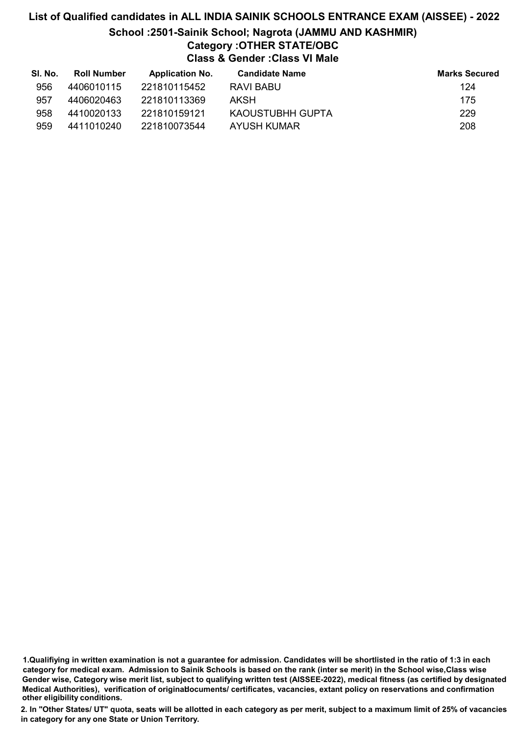# List of Qualified candidates in ALL INDIA SAINIK SCHOOLS ENTRANCE EXAM (AISSEE) - 2022

## School :2501-Sainik School; Nagrota (JAMMU AND KASHMIR)

### Category :OTHER STATE/OBC

### Class & Gender :Class VI Male

| Sl. No. | Roll Number | Application No. | Candidate Name | Marks Secured |
|---|---|---|---|---|
| 956 | 4406010115 | 221810115452 | RAVI BABU | 124 |
| 957 | 4406020463 | 221810113369 | AKSH | 175 |
| 958 | 4410020133 | 221810159121 | KAOUSTUBHH GUPTA | 229 |
| 959 | 4411010240 | 221810073544 | AYUSH KUMAR | 208 |

**1.Qualifiying in written examination is not a guarantee for admission. Candidates will be shortlisted in the ratio of 1:3 in each category for medical exam. Admission to Sainik Schools is based on the rank (inter se merit) in the School wise,Class wise Gender wise, Category wise merit list, subject to qualifying written test (AISSEE-2022), medical fitness (as certified by designated Medical Authorities), verification of originaldocuments/ certificates, vacancies, extant policy on reservations and confirmation other eligibility conditions.**

**2. In "Other States/ UT" quota, seats will be allotted in each category as per merit, subject to a maximum limit of 25% of vacancies in category for any one State or Union Territory.**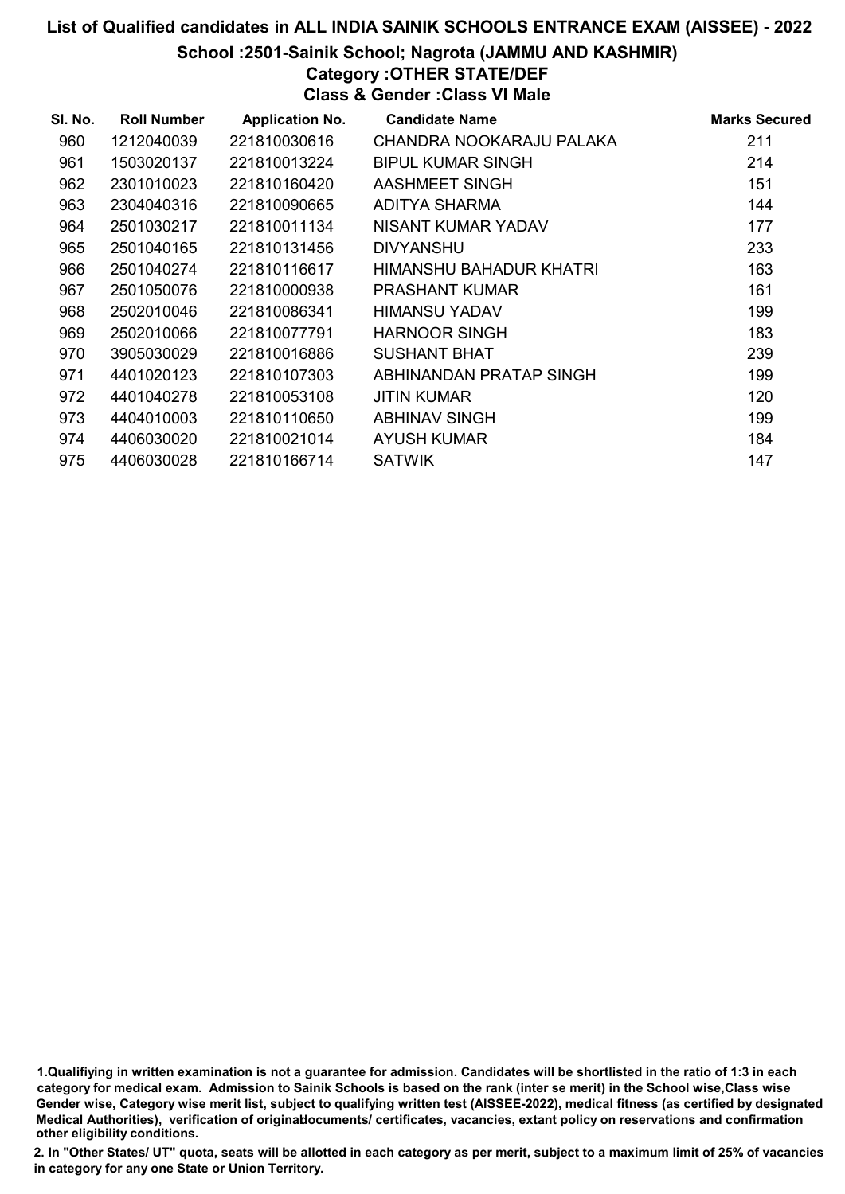## List of Qualified candidates in ALL INDIA SAINIK SCHOOLS ENTRANCE EXAM (AISSEE) - 2022

### School :2501-Sainik School; Nagrota (JAMMU AND KASHMIR)

### Category :OTHER STATE/DEF

### Class & Gender :Class VI Male

| Sl. No. | Roll Number | Application No. | Candidate Name | Marks Secured |
|---|---|---|---|---|
| 960 | 1212040039 | 221810030616 | CHANDRA NOOKARAJU PALAKA | 211 |
| 961 | 1503020137 | 221810013224 | BIPUL KUMAR SINGH | 214 |
| 962 | 2301010023 | 221810160420 | AASHMEET SINGH | 151 |
| 963 | 2304040316 | 221810090665 | ADITYA SHARMA | 144 |
| 964 | 2501030217 | 221810011134 | NISANT KUMAR YADAV | 177 |
| 965 | 2501040165 | 221810131456 | DIVYANSHU | 233 |
| 966 | 2501040274 | 221810116617 | HIMANSHU BAHADUR KHATRI | 163 |
| 967 | 2501050076 | 221810000938 | PRASHANT KUMAR | 161 |
| 968 | 2502010046 | 221810086341 | HIMANSU YADAV | 199 |
| 969 | 2502010066 | 221810077791 | HARNOOR SINGH | 183 |
| 970 | 3905030029 | 221810016886 | SUSHANT BHAT | 239 |
| 971 | 4401020123 | 221810107303 | ABHINANDAN PRATAP SINGH | 199 |
| 972 | 4401040278 | 221810053108 | JITIN KUMAR | 120 |
| 973 | 4404010003 | 221810110650 | ABHINAV SINGH | 199 |
| 974 | 4406030020 | 221810021014 | AYUSH KUMAR | 184 |
| 975 | 4406030028 | 221810166714 | SATWIK | 147 |

1.Qualifiying in written examination is not a guarantee for admission. Candidates will be shortlisted in the ratio of 1:3 in each category for medical exam. Admission to Sainik Schools is based on the rank (inter se merit) in the School wise,Class wise Gender wise, Category wise merit list, subject to qualifying written test (AISSEE-2022), medical fitness (as certified by designated Medical Authorities), verification of originaldocuments/ certificates, vacancies, extant policy on reservations and confirmation other eligibility conditions.

2. In "Other States/ UT" quota, seats will be allotted in each category as per merit, subject to a maximum limit of 25% of vacancies in category for any one State or Union Territory.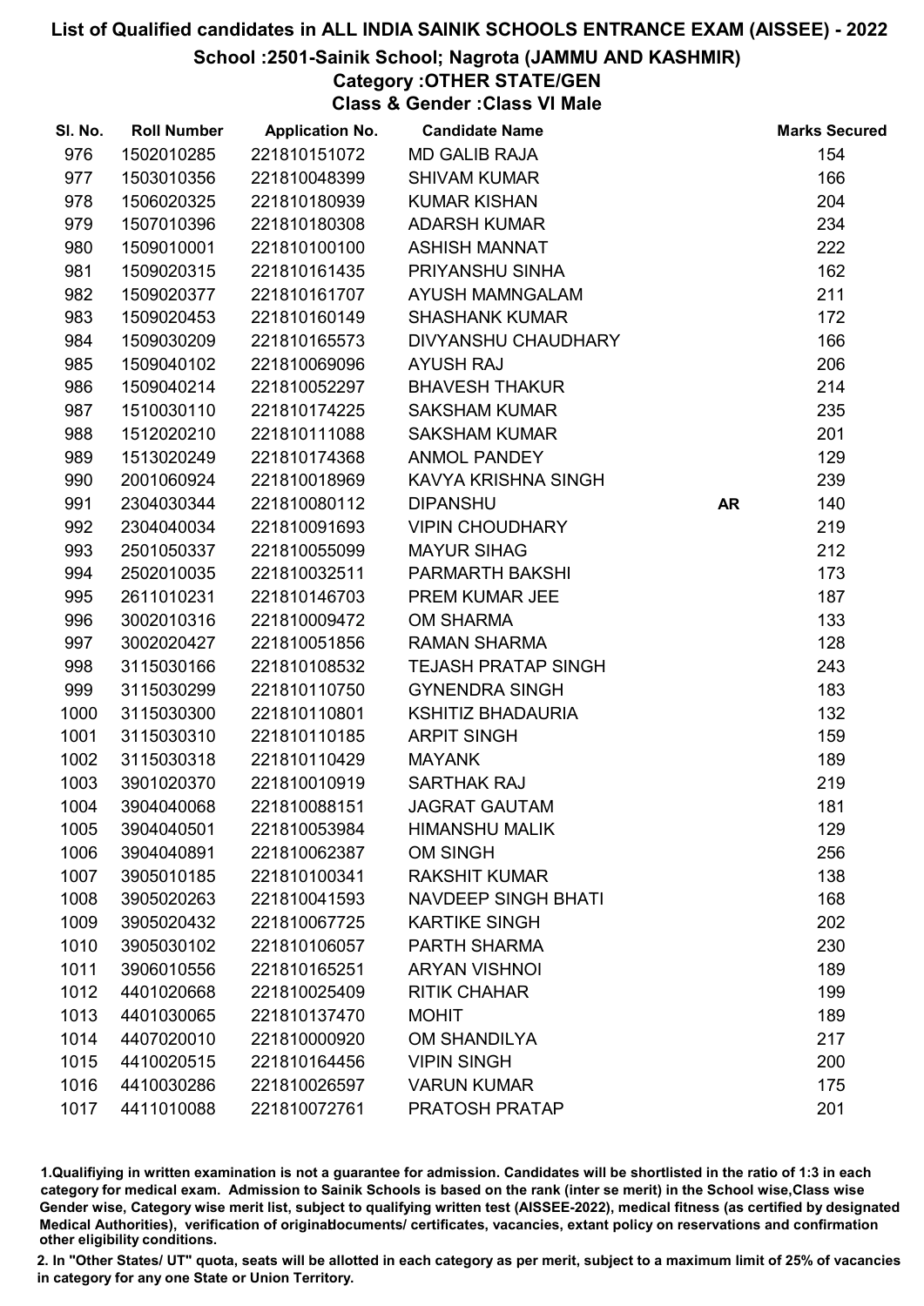# List of Qualified candidates in ALL INDIA SAINIK SCHOOLS ENTRANCE EXAM (AISSEE) - 2022

## School :2501-Sainik School; Nagrota (JAMMU AND KASHMIR)

### Category :OTHER STATE/GEN

### Class & Gender :Class VI Male

| Sl. No. | Roll Number | Application No. | Candidate Name | | Marks Secured |
|---|---|---|---|---|---|
| 976 | 1502010285 | 221810151072 | MD GALIB RAJA | | 154 |
| 977 | 1503010356 | 221810048399 | SHIVAM KUMAR | | 166 |
| 978 | 1506020325 | 221810180939 | KUMAR KISHAN | | 204 |
| 979 | 1507010396 | 221810180308 | ADARSH KUMAR | | 234 |
| 980 | 1509010001 | 221810100100 | ASHISH MANNAT | | 222 |
| 981 | 1509020315 | 221810161435 | PRIYANSHU SINHA | | 162 |
| 982 | 1509020377 | 221810161707 | AYUSH MAMNGALAM | | 211 |
| 983 | 1509020453 | 221810160149 | SHASHANK KUMAR | | 172 |
| 984 | 1509030209 | 221810165573 | DIVYANSHU CHAUDHARY | | 166 |
| 985 | 1509040102 | 221810069096 | AYUSH RAJ | | 206 |
| 986 | 1509040214 | 221810052297 | BHAVESH THAKUR | | 214 |
| 987 | 1510030110 | 221810174225 | SAKSHAM KUMAR | | 235 |
| 988 | 1512020210 | 221810111088 | SAKSHAM KUMAR | | 201 |
| 989 | 1513020249 | 221810174368 | ANMOL PANDEY | | 129 |
| 990 | 2001060924 | 221810018969 | KAVYA KRISHNA SINGH | | 239 |
| 991 | 2304030344 | 221810080112 | DIPANSHU | AR | 140 |
| 992 | 2304040034 | 221810091693 | VIPIN CHOUDHARY | | 219 |
| 993 | 2501050337 | 221810055099 | MAYUR SIHAG | | 212 |
| 994 | 2502010035 | 221810032511 | PARMARTH BAKSHI | | 173 |
| 995 | 2611010231 | 221810146703 | PREM KUMAR JEE | | 187 |
| 996 | 3002010316 | 221810009472 | OM SHARMA | | 133 |
| 997 | 3002020427 | 221810051856 | RAMAN SHARMA | | 128 |
| 998 | 3115030166 | 221810108532 | TEJASH PRATAP SINGH | | 243 |
| 999 | 3115030299 | 221810110750 | GYNENDRA SINGH | | 183 |
| 1000 | 3115030300 | 221810110801 | KSHITIZ BHADAURIA | | 132 |
| 1001 | 3115030310 | 221810110185 | ARPIT SINGH | | 159 |
| 1002 | 3115030318 | 221810110429 | MAYANK | | 189 |
| 1003 | 3901020370 | 221810010919 | SARTHAK RAJ | | 219 |
| 1004 | 3904040068 | 221810088151 | JAGRAT GAUTAM | | 181 |
| 1005 | 3904040501 | 221810053984 | HIMANSHU MALIK | | 129 |
| 1006 | 3904040891 | 221810062387 | OM SINGH | | 256 |
| 1007 | 3905010185 | 221810100341 | RAKSHIT KUMAR | | 138 |
| 1008 | 3905020263 | 221810041593 | NAVDEEP SINGH BHATI | | 168 |
| 1009 | 3905020432 | 221810067725 | KARTIKE SINGH | | 202 |
| 1010 | 3905030102 | 221810106057 | PARTH SHARMA | | 230 |
| 1011 | 3906010556 | 221810165251 | ARYAN VISHNOI | | 189 |
| 1012 | 4401020668 | 221810025409 | RITIK CHAHAR | | 199 |
| 1013 | 4401030065 | 221810137470 | MOHIT | | 189 |
| 1014 | 4407020010 | 221810000920 | OM SHANDILYA | | 217 |
| 1015 | 4410020515 | 221810164456 | VIPIN SINGH | | 200 |
| 1016 | 4410030286 | 221810026597 | VARUN KUMAR | | 175 |
| 1017 | 4411010088 | 221810072761 | PRATOSH PRATAP | | 201 |

1.Qualifiying in written examination is not a guarantee for admission. Candidates will be shortlisted in the ratio of 1:3 in each category for medical exam. Admission to Sainik Schools is based on the rank (inter se merit) in the School wise,Class wise Gender wise, Category wise merit list, subject to qualifying written test (AISSEE-2022), medical fitness (as certified by designated Medical Authorities), verification of originaldocuments/ certificates, vacancies, extant policy on reservations and confirmation other eligibility conditions.

2. In "Other States/ UT" quota, seats will be allotted in each category as per merit, subject to a maximum limit of 25% of vacancies in category for any one State or Union Territory.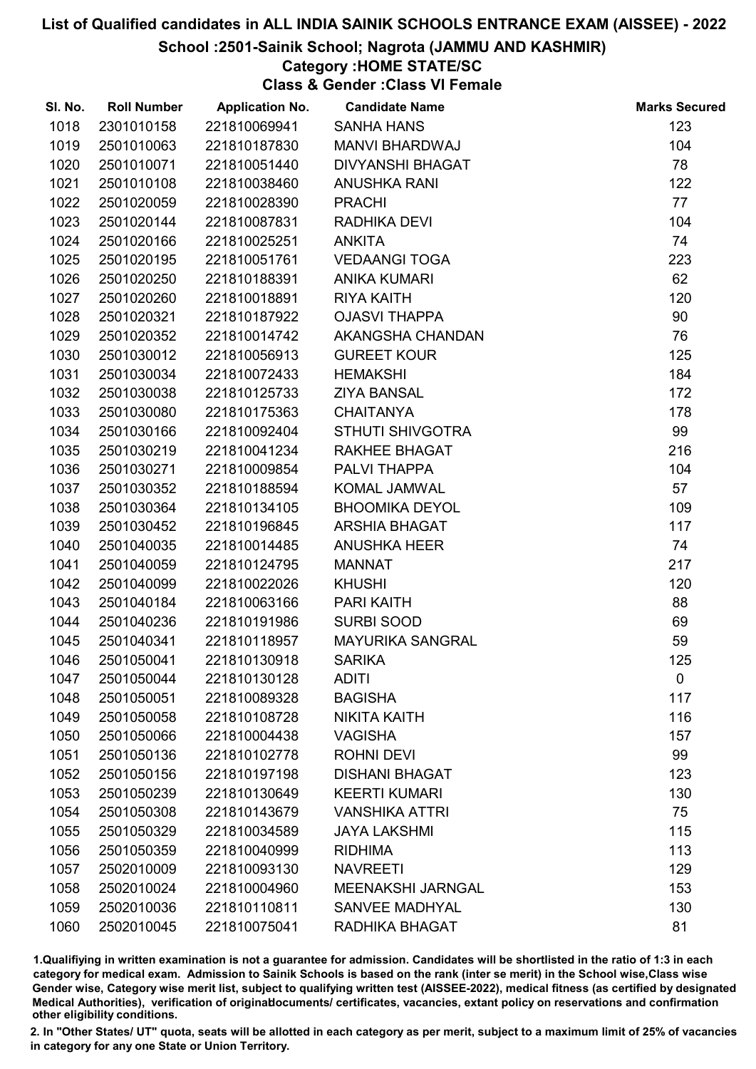# List of Qualified candidates in ALL INDIA SAINIK SCHOOLS ENTRANCE EXAM (AISSEE) - 2022

## School :2501-Sainik School; Nagrota (JAMMU AND KASHMIR)

### Category :HOME STATE/SC

### Class & Gender :Class VI Female

| Sl. No. | Roll Number | Application No. | Candidate Name | Marks Secured |
|---|---|---|---|---|
| 1018 | 2301010158 | 221810069941 | SANHA HANS | 123 |
| 1019 | 2501010063 | 221810187830 | MANVI BHARDWAJ | 104 |
| 1020 | 2501010071 | 221810051440 | DIVYANSHI BHAGAT | 78 |
| 1021 | 2501010108 | 221810038460 | ANUSHKA RANI | 122 |
| 1022 | 2501020059 | 221810028390 | PRACHI | 77 |
| 1023 | 2501020144 | 221810087831 | RADHIKA DEVI | 104 |
| 1024 | 2501020166 | 221810025251 | ANKITA | 74 |
| 1025 | 2501020195 | 221810051761 | VEDAANGI TOGA | 223 |
| 1026 | 2501020250 | 221810188391 | ANIKA KUMARI | 62 |
| 1027 | 2501020260 | 221810018891 | RIYA KAITH | 120 |
| 1028 | 2501020321 | 221810187922 | OJASVI THAPPA | 90 |
| 1029 | 2501020352 | 221810014742 | AKANGSHA CHANDAN | 76 |
| 1030 | 2501030012 | 221810056913 | GUREET KOUR | 125 |
| 1031 | 2501030034 | 221810072433 | HEMAKSHI | 184 |
| 1032 | 2501030038 | 221810125733 | ZIYA BANSAL | 172 |
| 1033 | 2501030080 | 221810175363 | CHAITANYA | 178 |
| 1034 | 2501030166 | 221810092404 | STHUTI SHIVGOTRA | 99 |
| 1035 | 2501030219 | 221810041234 | RAKHEE BHAGAT | 216 |
| 1036 | 2501030271 | 221810009854 | PALVI THAPPA | 104 |
| 1037 | 2501030352 | 221810188594 | KOMAL JAMWAL | 57 |
| 1038 | 2501030364 | 221810134105 | BHOOMIKA DEYOL | 109 |
| 1039 | 2501030452 | 221810196845 | ARSHIA BHAGAT | 117 |
| 1040 | 2501040035 | 221810014485 | ANUSHKA HEER | 74 |
| 1041 | 2501040059 | 221810124795 | MANNAT | 217 |
| 1042 | 2501040099 | 221810022026 | KHUSHI | 120 |
| 1043 | 2501040184 | 221810063166 | PARI KAITH | 88 |
| 1044 | 2501040236 | 221810191986 | SURBI SOOD | 69 |
| 1045 | 2501040341 | 221810118957 | MAYURIKA SANGRAL | 59 |
| 1046 | 2501050041 | 221810130918 | SARIKA | 125 |
| 1047 | 2501050044 | 221810130128 | ADITI | 0 |
| 1048 | 2501050051 | 221810089328 | BAGISHA | 117 |
| 1049 | 2501050058 | 221810108728 | NIKITA KAITH | 116 |
| 1050 | 2501050066 | 221810004438 | VAGISHA | 157 |
| 1051 | 2501050136 | 221810102778 | ROHNI DEVI | 99 |
| 1052 | 2501050156 | 221810197198 | DISHANI BHAGAT | 123 |
| 1053 | 2501050239 | 221810130649 | KEERTI KUMARI | 130 |
| 1054 | 2501050308 | 221810143679 | VANSHIKA ATTRI | 75 |
| 1055 | 2501050329 | 221810034589 | JAYA LAKSHMI | 115 |
| 1056 | 2501050359 | 221810040999 | RIDHIMA | 113 |
| 1057 | 2502010009 | 221810093130 | NAVREETI | 129 |
| 1058 | 2502010024 | 221810004960 | MEENAKSHI JARNGAL | 153 |
| 1059 | 2502010036 | 221810110811 | SANVEE MADHYAL | 130 |
| 1060 | 2502010045 | 221810075041 | RADHIKA BHAGAT | 81 |

1.Qualifiying in written examination is not a guarantee for admission. Candidates will be shortlisted in the ratio of 1:3 in each category for medical exam. Admission to Sainik Schools is based on the rank (inter se merit) in the School wise,Class wise Gender wise, Category wise merit list, subject to qualifying written test (AISSEE-2022), medical fitness (as certified by designated Medical Authorities), verification of originaldocuments/ certificates, vacancies, extant policy on reservations and confirmation other eligibility conditions.

2. In "Other States/ UT" quota, seats will be allotted in each category as per merit, subject to a maximum limit of 25% of vacancies in category for any one State or Union Territory.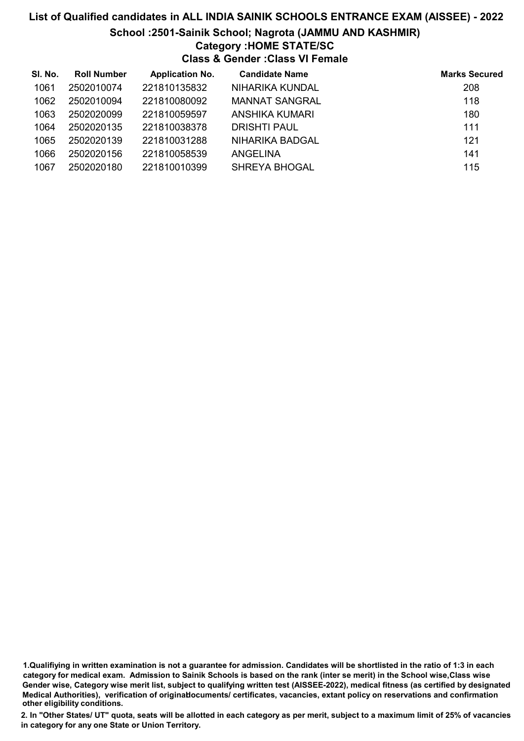# List of Qualified candidates in ALL INDIA SAINIK SCHOOLS ENTRANCE EXAM (AISSEE) - 2022

## School :2501-Sainik School; Nagrota (JAMMU AND KASHMIR)

### Category :HOME STATE/SC

### Class & Gender :Class VI Female

| Sl. No. | Roll Number | Application No. | Candidate Name | Marks Secured |
|---|---|---|---|---|
| 1061 | 2502010074 | 221810135832 | NIHARIKA KUNDAL | 208 |
| 1062 | 2502010094 | 221810080092 | MANNAT SANGRAL | 118 |
| 1063 | 2502020099 | 221810059597 | ANSHIKA KUMARI | 180 |
| 1064 | 2502020135 | 221810038378 | DRISHTI PAUL | 111 |
| 1065 | 2502020139 | 221810031288 | NIHARIKA BADGAL | 121 |
| 1066 | 2502020156 | 221810058539 | ANGELINA | 141 |
| 1067 | 2502020180 | 221810010399 | SHREYA BHOGAL | 115 |

**1.Qualifiying in written examination is not a guarantee for admission. Candidates will be shortlisted in the ratio of 1:3 in each category for medical exam. Admission to Sainik Schools is based on the rank (inter se merit) in the School wise,Class wise Gender wise, Category wise merit list, subject to qualifying written test (AISSEE-2022), medical fitness (as certified by designated Medical Authorities), verification of originaldocuments/ certificates, vacancies, extant policy on reservations and confirmation other eligibility conditions.**

**2. In "Other States/ UT" quota, seats will be allotted in each category as per merit, subject to a maximum limit of 25% of vacancies in category for any one State or Union Territory.**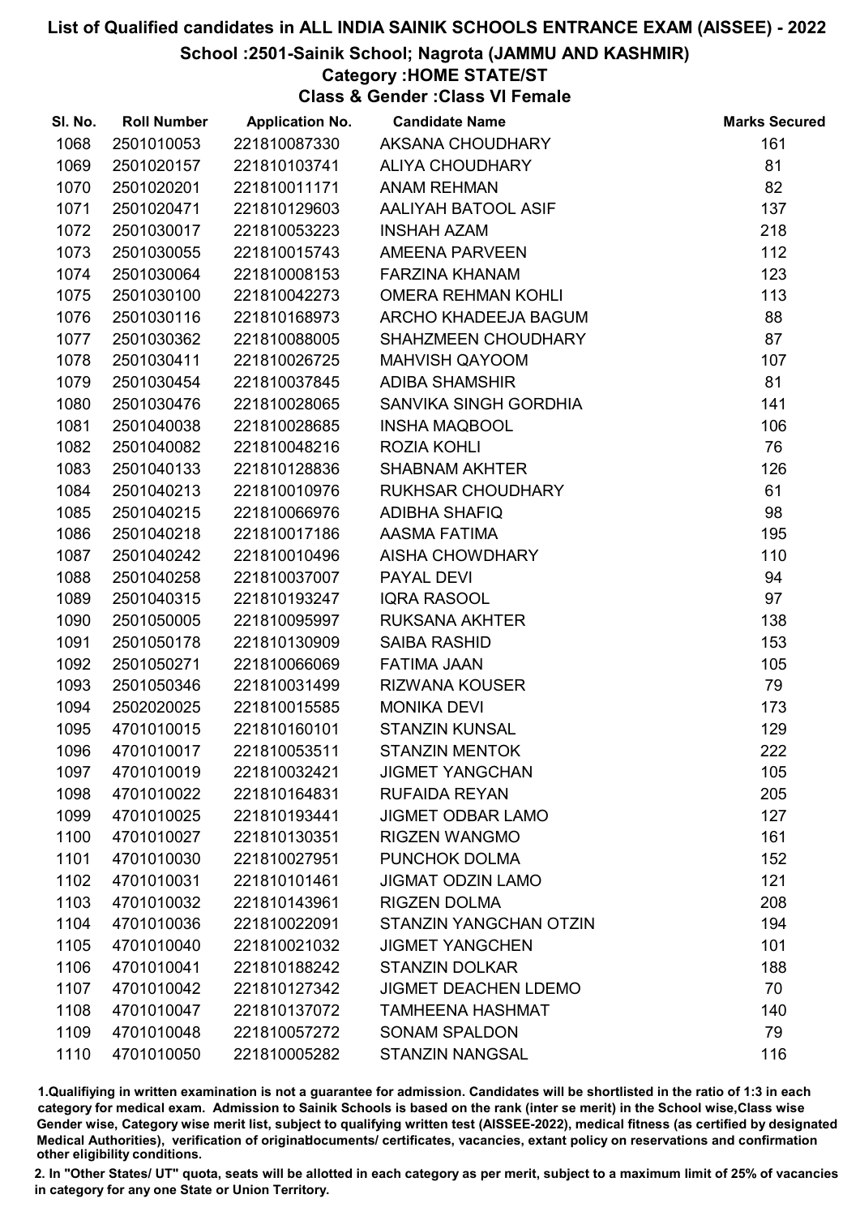# List of Qualified candidates in ALL INDIA SAINIK SCHOOLS ENTRANCE EXAM (AISSEE) - 2022

## School :2501-Sainik School; Nagrota (JAMMU AND KASHMIR)

### Category :HOME STATE/ST

### Class & Gender :Class VI Female

| Sl. No. | Roll Number | Application No. | Candidate Name | Marks Secured |
|---|---|---|---|---|
| 1068 | 2501010053 | 221810087330 | AKSANA CHOUDHARY | 161 |
| 1069 | 2501020157 | 221810103741 | ALIYA CHOUDHARY | 81 |
| 1070 | 2501020201 | 221810011171 | ANAM REHMAN | 82 |
| 1071 | 2501020471 | 221810129603 | AALIYAH BATOOL ASIF | 137 |
| 1072 | 2501030017 | 221810053223 | INSHAH AZAM | 218 |
| 1073 | 2501030055 | 221810015743 | AMEENA PARVEEN | 112 |
| 1074 | 2501030064 | 221810008153 | FARZINA KHANAM | 123 |
| 1075 | 2501030100 | 221810042273 | OMERA REHMAN KOHLI | 113 |
| 1076 | 2501030116 | 221810168973 | ARCHO KHADEEJA BAGUM | 88 |
| 1077 | 2501030362 | 221810088005 | SHAHZMEEN CHOUDHARY | 87 |
| 1078 | 2501030411 | 221810026725 | MAHVISH QAYOOM | 107 |
| 1079 | 2501030454 | 221810037845 | ADIBA SHAMSHIR | 81 |
| 1080 | 2501030476 | 221810028065 | SANVIKA SINGH GORDHIA | 141 |
| 1081 | 2501040038 | 221810028685 | INSHA MAQBOOL | 106 |
| 1082 | 2501040082 | 221810048216 | ROZIA KOHLI | 76 |
| 1083 | 2501040133 | 221810128836 | SHABNAM AKHTER | 126 |
| 1084 | 2501040213 | 221810010976 | RUKHSAR CHOUDHARY | 61 |
| 1085 | 2501040215 | 221810066976 | ADIBHA SHAFIQ | 98 |
| 1086 | 2501040218 | 221810017186 | AASMA FATIMA | 195 |
| 1087 | 2501040242 | 221810010496 | AISHA CHOWDHARY | 110 |
| 1088 | 2501040258 | 221810037007 | PAYAL DEVI | 94 |
| 1089 | 2501040315 | 221810193247 | IQRA RASOOL | 97 |
| 1090 | 2501050005 | 221810095997 | RUKSANA AKHTER | 138 |
| 1091 | 2501050178 | 221810130909 | SAIBA RASHID | 153 |
| 1092 | 2501050271 | 221810066069 | FATIMA JAAN | 105 |
| 1093 | 2501050346 | 221810031499 | RIZWANA KOUSER | 79 |
| 1094 | 2502020025 | 221810015585 | MONIKA DEVI | 173 |
| 1095 | 4701010015 | 221810160101 | STANZIN KUNSAL | 129 |
| 1096 | 4701010017 | 221810053511 | STANZIN MENTOK | 222 |
| 1097 | 4701010019 | 221810032421 | JIGMET YANGCHAN | 105 |
| 1098 | 4701010022 | 221810164831 | RUFAIDA REYAN | 205 |
| 1099 | 4701010025 | 221810193441 | JIGMET ODBAR LAMO | 127 |
| 1100 | 4701010027 | 221810130351 | RIGZEN WANGMO | 161 |
| 1101 | 4701010030 | 221810027951 | PUNCHOK DOLMA | 152 |
| 1102 | 4701010031 | 221810101461 | JIGMAT ODZIN LAMO | 121 |
| 1103 | 4701010032 | 221810143961 | RIGZEN DOLMA | 208 |
| 1104 | 4701010036 | 221810022091 | STANZIN YANGCHAN OTZIN | 194 |
| 1105 | 4701010040 | 221810021032 | JIGMET YANGCHEN | 101 |
| 1106 | 4701010041 | 221810188242 | STANZIN DOLKAR | 188 |
| 1107 | 4701010042 | 221810127342 | JIGMET DEACHEN LDEMO | 70 |
| 1108 | 4701010047 | 221810137072 | TAMHEENA HASHMAT | 140 |
| 1109 | 4701010048 | 221810057272 | SONAM SPALDON | 79 |
| 1110 | 4701010050 | 221810005282 | STANZIN NANGSAL | 116 |

1.Qualifiying in written examination is not a guarantee for admission. Candidates will be shortlisted in the ratio of 1:3 in each category for medical exam. Admission to Sainik Schools is based on the rank (inter se merit) in the School wise,Class wise Gender wise, Category wise merit list, subject to qualifying written test (AISSEE-2022), medical fitness (as certified by designated Medical Authorities), verification of originaldocuments/ certificates, vacancies, extant policy on reservations and confirmation other eligibility conditions.

2. In "Other States/ UT" quota, seats will be allotted in each category as per merit, subject to a maximum limit of 25% of vacancies in category for any one State or Union Territory.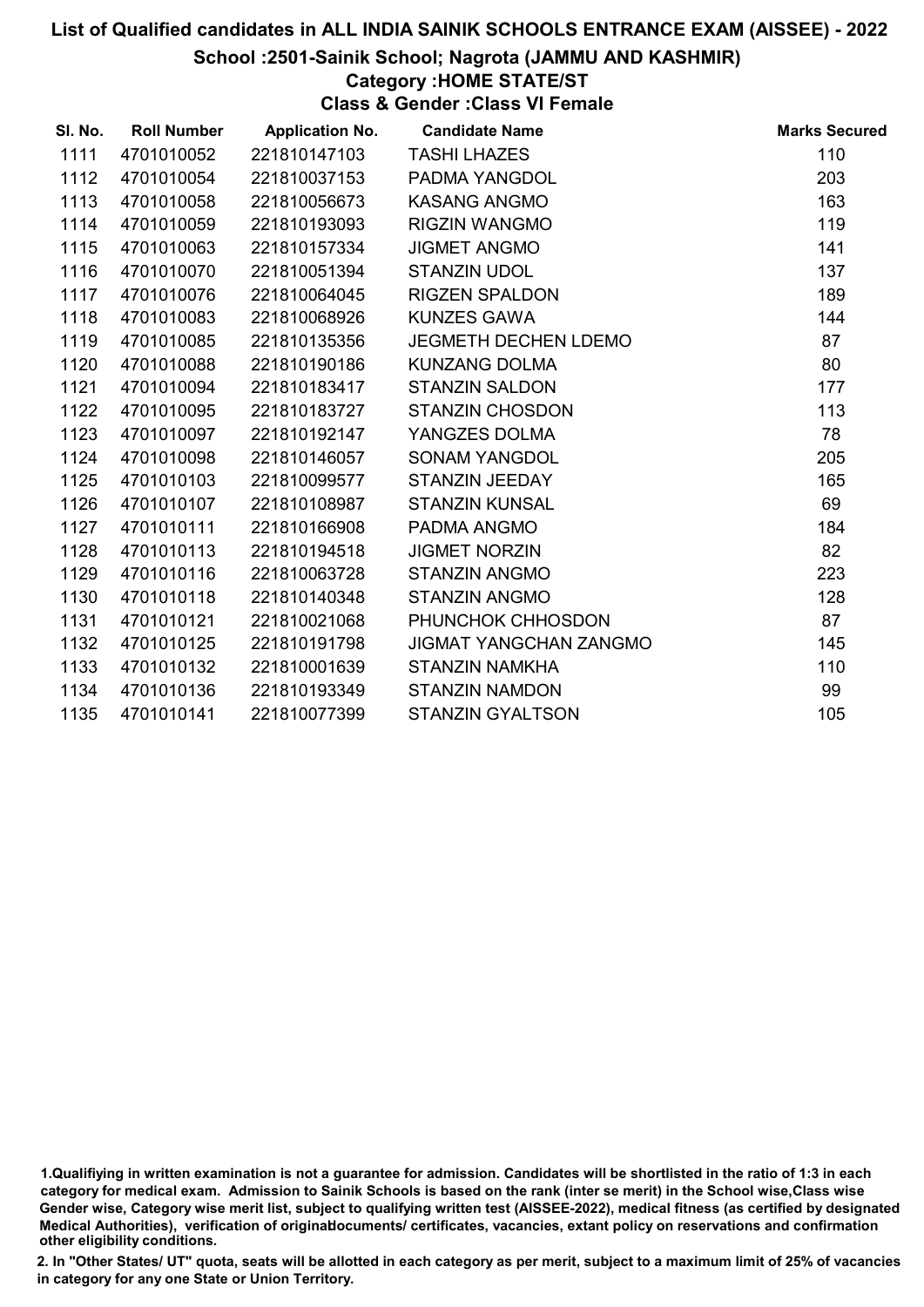# List of Qualified candidates in ALL INDIA SAINIK SCHOOLS ENTRANCE EXAM (AISSEE) - 2022

## School :2501-Sainik School; Nagrota (JAMMU AND KASHMIR)

### Category :HOME STATE/ST

### Class & Gender :Class VI Female

| Sl. No. | Roll Number | Application No. | Candidate Name | Marks Secured |
|---|---|---|---|---|
| 1111 | 4701010052 | 221810147103 | TASHI LHAZES | 110 |
| 1112 | 4701010054 | 221810037153 | PADMA YANGDOL | 203 |
| 1113 | 4701010058 | 221810056673 | KASANG ANGMO | 163 |
| 1114 | 4701010059 | 221810193093 | RIGZIN WANGMO | 119 |
| 1115 | 4701010063 | 221810157334 | JIGMET ANGMO | 141 |
| 1116 | 4701010070 | 221810051394 | STANZIN UDOL | 137 |
| 1117 | 4701010076 | 221810064045 | RIGZEN SPALDON | 189 |
| 1118 | 4701010083 | 221810068926 | KUNZES GAWA | 144 |
| 1119 | 4701010085 | 221810135356 | JEGMETH DECHEN LDEMO | 87 |
| 1120 | 4701010088 | 221810190186 | KUNZANG DOLMA | 80 |
| 1121 | 4701010094 | 221810183417 | STANZIN SALDON | 177 |
| 1122 | 4701010095 | 221810183727 | STANZIN CHOSDON | 113 |
| 1123 | 4701010097 | 221810192147 | YANGZES DOLMA | 78 |
| 1124 | 4701010098 | 221810146057 | SONAM YANGDOL | 205 |
| 1125 | 4701010103 | 221810099577 | STANZIN JEEDAY | 165 |
| 1126 | 4701010107 | 221810108987 | STANZIN KUNSAL | 69 |
| 1127 | 4701010111 | 221810166908 | PADMA ANGMO | 184 |
| 1128 | 4701010113 | 221810194518 | JIGMET NORZIN | 82 |
| 1129 | 4701010116 | 221810063728 | STANZIN ANGMO | 223 |
| 1130 | 4701010118 | 221810140348 | STANZIN ANGMO | 128 |
| 1131 | 4701010121 | 221810021068 | PHUNCHOK CHHOSDON | 87 |
| 1132 | 4701010125 | 221810191798 | JIGMAT YANGCHAN ZANGMO | 145 |
| 1133 | 4701010132 | 221810001639 | STANZIN NAMKHA | 110 |
| 1134 | 4701010136 | 221810193349 | STANZIN NAMDON | 99 |
| 1135 | 4701010141 | 221810077399 | STANZIN GYALTSON | 105 |

1.Qualifiying in written examination is not a guarantee for admission. Candidates will be shortlisted in the ratio of 1:3 in each category for medical exam. Admission to Sainik Schools is based on the rank (inter se merit) in the School wise,Class wise Gender wise, Category wise merit list, subject to qualifying written test (AISSEE-2022), medical fitness (as certified by designated Medical Authorities), verification of originaldocuments/ certificates, vacancies, extant policy on reservations and confirmation other eligibility conditions.

2. In "Other States/ UT" quota, seats will be allotted in each category as per merit, subject to a maximum limit of 25% of vacancies in category for any one State or Union Territory.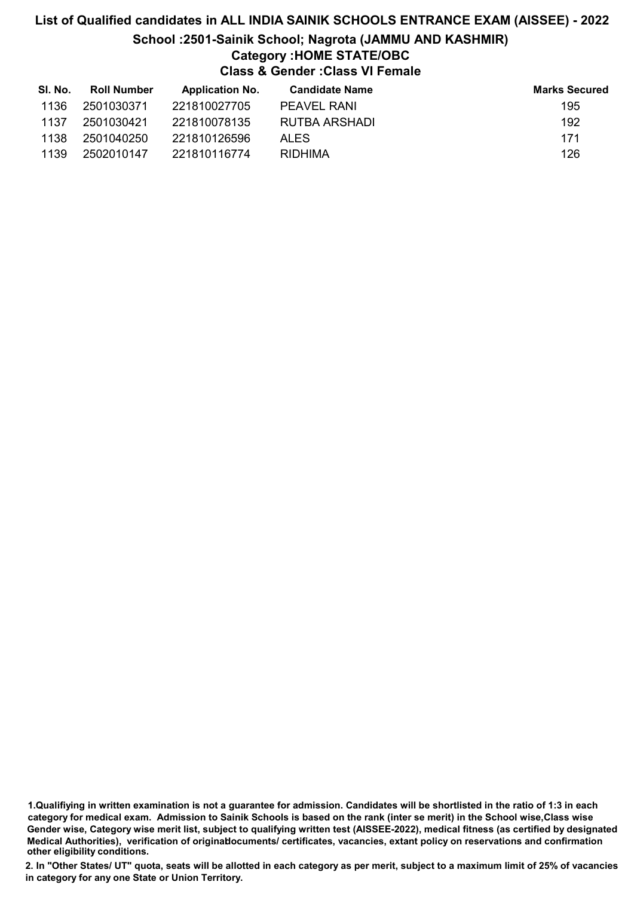# List of Qualified candidates in ALL INDIA SAINIK SCHOOLS ENTRANCE EXAM (AISSEE) - 2022

## School :2501-Sainik School; Nagrota (JAMMU AND KASHMIR)

### Category :HOME STATE/OBC

### Class & Gender :Class VI Female

| Sl. No. | Roll Number | Application No. | Candidate Name | Marks Secured |
|---|---|---|---|---|
| 1136 | 2501030371 | 221810027705 | PEAVEL RANI | 195 |
| 1137 | 2501030421 | 221810078135 | RUTBA ARSHADI | 192 |
| 1138 | 2501040250 | 221810126596 | ALES | 171 |
| 1139 | 2502010147 | 221810116774 | RIDHIMA | 126 |

**1.Qualifiying in written examination is not a guarantee for admission. Candidates will be shortlisted in the ratio of 1:3 in each category for medical exam. Admission to Sainik Schools is based on the rank (inter se merit) in the School wise,Class wise Gender wise, Category wise merit list, subject to qualifying written test (AISSEE-2022), medical fitness (as certified by designated Medical Authorities), verification of originaldocuments/ certificates, vacancies, extant policy on reservations and confirmation other eligibility conditions.**

**2. In "Other States/ UT" quota, seats will be allotted in each category as per merit, subject to a maximum limit of 25% of vacancies in category for any one State or Union Territory.**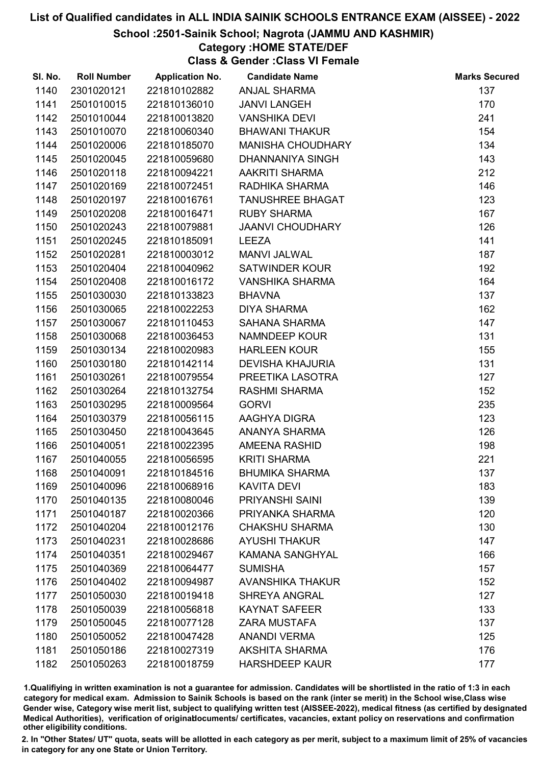# List of Qualified candidates in ALL INDIA SAINIK SCHOOLS ENTRANCE EXAM (AISSEE) - 2022

## School :2501-Sainik School; Nagrota (JAMMU AND KASHMIR)

### Category :HOME STATE/DEF

### Class & Gender :Class VI Female

| Sl. No. | Roll Number | Application No. | Candidate Name | Marks Secured |
|---|---|---|---|---|
| 1140 | 2301020121 | 221810102882 | ANJAL SHARMA | 137 |
| 1141 | 2501010015 | 221810136010 | JANVI LANGEH | 170 |
| 1142 | 2501010044 | 221810013820 | VANSHIKA DEVI | 241 |
| 1143 | 2501010070 | 221810060340 | BHAWANI THAKUR | 154 |
| 1144 | 2501020006 | 221810185070 | MANISHA CHOUDHARY | 134 |
| 1145 | 2501020045 | 221810059680 | DHANNANIYA SINGH | 143 |
| 1146 | 2501020118 | 221810094221 | AAKRITI SHARMA | 212 |
| 1147 | 2501020169 | 221810072451 | RADHIKA SHARMA | 146 |
| 1148 | 2501020197 | 221810016761 | TANUSHREE BHAGAT | 123 |
| 1149 | 2501020208 | 221810016471 | RUBY SHARMA | 167 |
| 1150 | 2501020243 | 221810079881 | JAANVI CHOUDHARY | 126 |
| 1151 | 2501020245 | 221810185091 | LEEZA | 141 |
| 1152 | 2501020281 | 221810003012 | MANVI JALWAL | 187 |
| 1153 | 2501020404 | 221810040962 | SATWINDER KOUR | 192 |
| 1154 | 2501020408 | 221810016172 | VANSHIKA SHARMA | 164 |
| 1155 | 2501030030 | 221810133823 | BHAVNA | 137 |
| 1156 | 2501030065 | 221810022253 | DIYA SHARMA | 162 |
| 1157 | 2501030067 | 221810110453 | SAHANA SHARMA | 147 |
| 1158 | 2501030068 | 221810036453 | NAMNDEEP KOUR | 131 |
| 1159 | 2501030134 | 221810020983 | HARLEEN KOUR | 155 |
| 1160 | 2501030180 | 221810142114 | DEVISHA KHAJURIA | 131 |
| 1161 | 2501030261 | 221810079554 | PREETIKA LASOTRA | 127 |
| 1162 | 2501030264 | 221810132754 | RASHMI SHARMA | 152 |
| 1163 | 2501030295 | 221810009564 | GORVI | 235 |
| 1164 | 2501030379 | 221810056115 | AAGHYA DIGRA | 123 |
| 1165 | 2501030450 | 221810043645 | ANANYA SHARMA | 126 |
| 1166 | 2501040051 | 221810022395 | AMEENA RASHID | 198 |
| 1167 | 2501040055 | 221810056595 | KRITI SHARMA | 221 |
| 1168 | 2501040091 | 221810184516 | BHUMIKA SHARMA | 137 |
| 1169 | 2501040096 | 221810068916 | KAVITA DEVI | 183 |
| 1170 | 2501040135 | 221810080046 | PRIYANSHI SAINI | 139 |
| 1171 | 2501040187 | 221810020366 | PRIYANKA SHARMA | 120 |
| 1172 | 2501040204 | 221810012176 | CHAKSHU SHARMA | 130 |
| 1173 | 2501040231 | 221810028686 | AYUSHI THAKUR | 147 |
| 1174 | 2501040351 | 221810029467 | KAMANA SANGHYAL | 166 |
| 1175 | 2501040369 | 221810064477 | SUMISHA | 157 |
| 1176 | 2501040402 | 221810094987 | AVANSHIKA THAKUR | 152 |
| 1177 | 2501050030 | 221810019418 | SHREYA ANGRAL | 127 |
| 1178 | 2501050039 | 221810056818 | KAYNAT SAFEER | 133 |
| 1179 | 2501050045 | 221810077128 | ZARA MUSTAFA | 137 |
| 1180 | 2501050052 | 221810047428 | ANANDI VERMA | 125 |
| 1181 | 2501050186 | 221810027319 | AKSHITA SHARMA | 176 |
| 1182 | 2501050263 | 221810018759 | HARSHDEEP KAUR | 177 |

1.Qualifiying in written examination is not a guarantee for admission. Candidates will be shortlisted in the ratio of 1:3 in each category for medical exam. Admission to Sainik Schools is based on the rank (inter se merit) in the School wise,Class wise Gender wise, Category wise merit list, subject to qualifying written test (AISSEE-2022), medical fitness (as certified by designated Medical Authorities), verification of originaldocuments/ certificates, vacancies, extant policy on reservations and confirmation other eligibility conditions.

2. In "Other States/ UT" quota, seats will be allotted in each category as per merit, subject to a maximum limit of 25% of vacancies in category for any one State or Union Territory.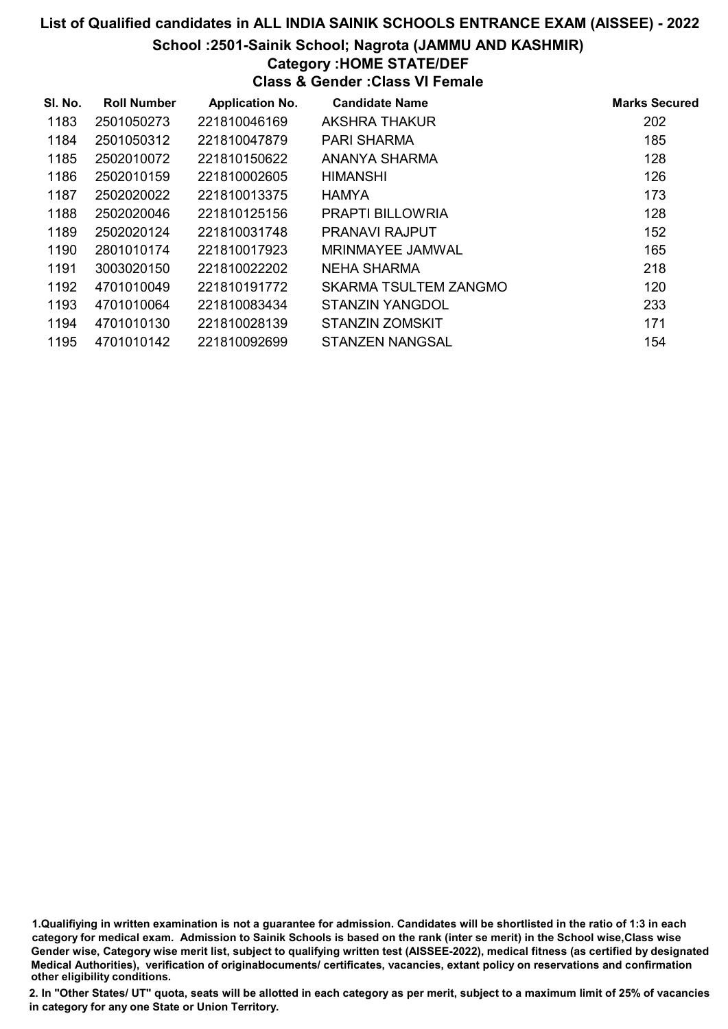# List of Qualified candidates in ALL INDIA SAINIK SCHOOLS ENTRANCE EXAM (AISSEE) - 2022

## School :2501-Sainik School; Nagrota (JAMMU AND KASHMIR)

### Category :HOME STATE/DEF

### Class & Gender :Class VI Female

| Sl. No. | Roll Number | Application No. | Candidate Name | Marks Secured |
|---|---|---|---|---|
| 1183 | 2501050273 | 221810046169 | AKSHRA THAKUR | 202 |
| 1184 | 2501050312 | 221810047879 | PARI SHARMA | 185 |
| 1185 | 2502010072 | 221810150622 | ANANYA SHARMA | 128 |
| 1186 | 2502010159 | 221810002605 | HIMANSHI | 126 |
| 1187 | 2502020022 | 221810013375 | HAMYA | 173 |
| 1188 | 2502020046 | 221810125156 | PRAPTI BILLOWRIA | 128 |
| 1189 | 2502020124 | 221810031748 | PRANAVI RAJPUT | 152 |
| 1190 | 2801010174 | 221810017923 | MRINMAYEE JAMWAL | 165 |
| 1191 | 3003020150 | 221810022202 | NEHA SHARMA | 218 |
| 1192 | 4701010049 | 221810191772 | SKARMA TSULTEM ZANGMO | 120 |
| 1193 | 4701010064 | 221810083434 | STANZIN YANGDOL | 233 |
| 1194 | 4701010130 | 221810028139 | STANZIN ZOMSKIT | 171 |
| 1195 | 4701010142 | 221810092699 | STANZEN NANGSAL | 154 |

1.Qualifiying in written examination is not a guarantee for admission. Candidates will be shortlisted in the ratio of 1:3 in each category for medical exam. Admission to Sainik Schools is based on the rank (inter se merit) in the School wise,Class wise Gender wise, Category wise merit list, subject to qualifying written test (AISSEE-2022), medical fitness (as certified by designated Medical Authorities), verification of originaldocuments/ certificates, vacancies, extant policy on reservations and confirmation other eligibility conditions.

2. In "Other States/ UT" quota, seats will be allotted in each category as per merit, subject to a maximum limit of 25% of vacancies in category for any one State or Union Territory.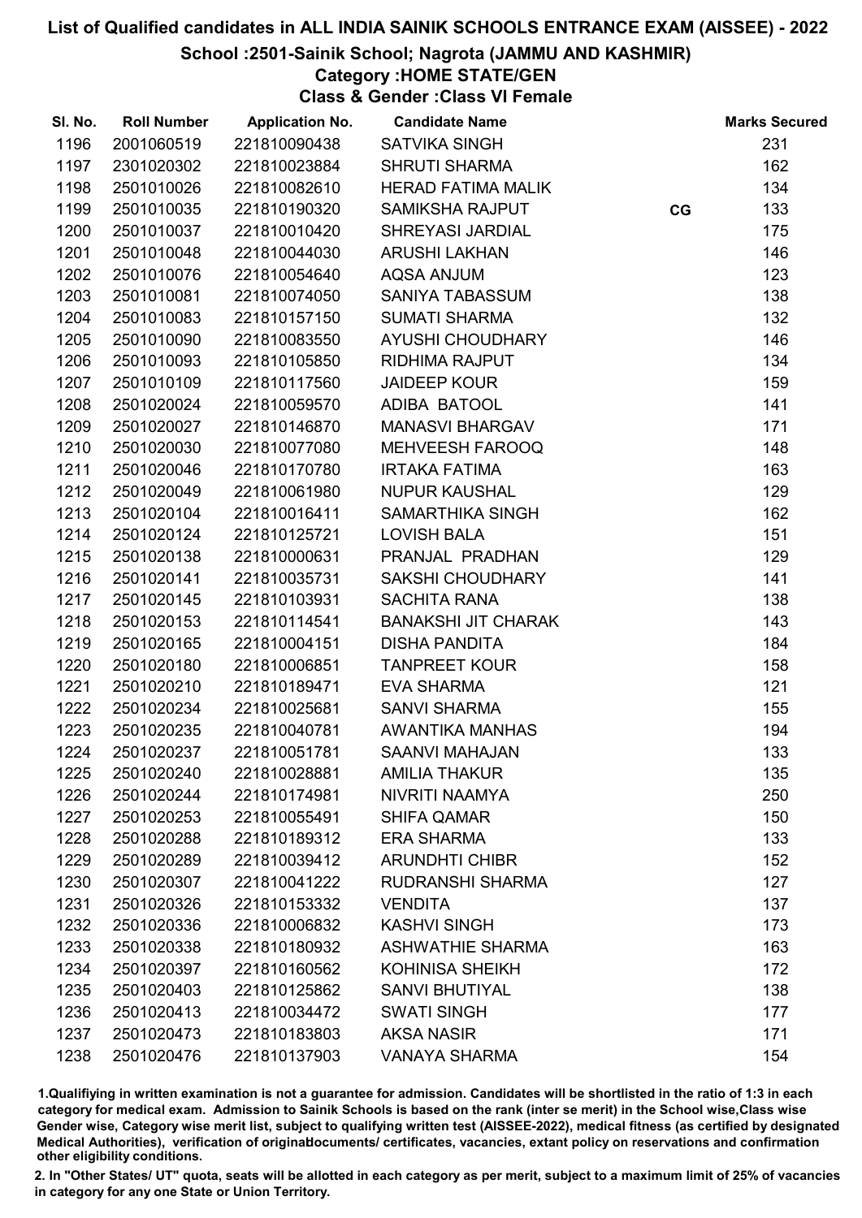# List of Qualified candidates in ALL INDIA SAINIK SCHOOLS ENTRANCE EXAM (AISSEE) - 2022

## School :2501-Sainik School; Nagrota (JAMMU AND KASHMIR)

### Category :HOME STATE/GEN

### Class & Gender :Class VI Female

| Sl. No. | Roll Number | Application No. | Candidate Name | | Marks Secured |
|---|---|---|---|---|---|
| 1196 | 2001060519 | 221810090438 | SATVIKA SINGH | | 231 |
| 1197 | 2301020302 | 221810023884 | SHRUTI SHARMA | | 162 |
| 1198 | 2501010026 | 221810082610 | HERAD FATIMA MALIK | | 134 |
| 1199 | 2501010035 | 221810190320 | SAMIKSHA RAJPUT | CG | 133 |
| 1200 | 2501010037 | 221810010420 | SHREYASI JARDIAL | | 175 |
| 1201 | 2501010048 | 221810044030 | ARUSHI LAKHAN | | 146 |
| 1202 | 2501010076 | 221810054640 | AQSA ANJUM | | 123 |
| 1203 | 2501010081 | 221810074050 | SANIYA TABASSUM | | 138 |
| 1204 | 2501010083 | 221810157150 | SUMATI SHARMA | | 132 |
| 1205 | 2501010090 | 221810083550 | AYUSHI CHOUDHARY | | 146 |
| 1206 | 2501010093 | 221810105850 | RIDHIMA RAJPUT | | 134 |
| 1207 | 2501010109 | 221810117560 | JAIDEEP KOUR | | 159 |
| 1208 | 2501020024 | 221810059570 | ADIBA BATOOL | | 141 |
| 1209 | 2501020027 | 221810146870 | MANASVI BHARGAV | | 171 |
| 1210 | 2501020030 | 221810077080 | MEHVEESH FAROOQ | | 148 |
| 1211 | 2501020046 | 221810170780 | IRTAKA FATIMA | | 163 |
| 1212 | 2501020049 | 221810061980 | NUPUR KAUSHAL | | 129 |
| 1213 | 2501020104 | 221810016411 | SAMARTHIKA SINGH | | 162 |
| 1214 | 2501020124 | 221810125721 | LOVISH BALA | | 151 |
| 1215 | 2501020138 | 221810000631 | PRANJAL PRADHAN | | 129 |
| 1216 | 2501020141 | 221810035731 | SAKSHI CHOUDHARY | | 141 |
| 1217 | 2501020145 | 221810103931 | SACHITA RANA | | 138 |
| 1218 | 2501020153 | 221810114541 | BANAKSHI JIT CHARAK | | 143 |
| 1219 | 2501020165 | 221810004151 | DISHA PANDITA | | 184 |
| 1220 | 2501020180 | 221810006851 | TANPREET KOUR | | 158 |
| 1221 | 2501020210 | 221810189471 | EVA SHARMA | | 121 |
| 1222 | 2501020234 | 221810025681 | SANVI SHARMA | | 155 |
| 1223 | 2501020235 | 221810040781 | AWANTIKA MANHAS | | 194 |
| 1224 | 2501020237 | 221810051781 | SAANVI MAHAJAN | | 133 |
| 1225 | 2501020240 | 221810028881 | AMILIA THAKUR | | 135 |
| 1226 | 2501020244 | 221810174981 | NIVRITI NAAMYA | | 250 |
| 1227 | 2501020253 | 221810055491 | SHIFA QAMAR | | 150 |
| 1228 | 2501020288 | 221810189312 | ERA SHARMA | | 133 |
| 1229 | 2501020289 | 221810039412 | ARUNDHTI CHIBR | | 152 |
| 1230 | 2501020307 | 221810041222 | RUDRANSHI SHARMA | | 127 |
| 1231 | 2501020326 | 221810153332 | VENDITA | | 137 |
| 1232 | 2501020336 | 221810006832 | KASHVI SINGH | | 173 |
| 1233 | 2501020338 | 221810180932 | ASHWATHIE SHARMA | | 163 |
| 1234 | 2501020397 | 221810160562 | KOHINISA SHEIKH | | 172 |
| 1235 | 2501020403 | 221810125862 | SANVI BHUTIYAL | | 138 |
| 1236 | 2501020413 | 221810034472 | SWATI SINGH | | 177 |
| 1237 | 2501020473 | 221810183803 | AKSA NASIR | | 171 |
| 1238 | 2501020476 | 221810137903 | VANAYA SHARMA | | 154 |

1.Qualifying in written examination is not a guarantee for admission. Candidates will be shortlisted in the ratio of 1:3 in each category for medical exam. Admission to Sainik Schools is based on the rank (inter se merit) in the School wise,Class wise Gender wise, Category wise merit list, subject to qualifying written test (AISSEE-2022), medical fitness (as certified by designated Medical Authorities), verification of originaldocuments/ certificates, vacancies, extant policy on reservations and confirmation other eligibility conditions.

2. In "Other States/ UT" quota, seats will be allotted in each category as per merit, subject to a maximum limit of 25% of vacancies in category for any one State or Union Territory.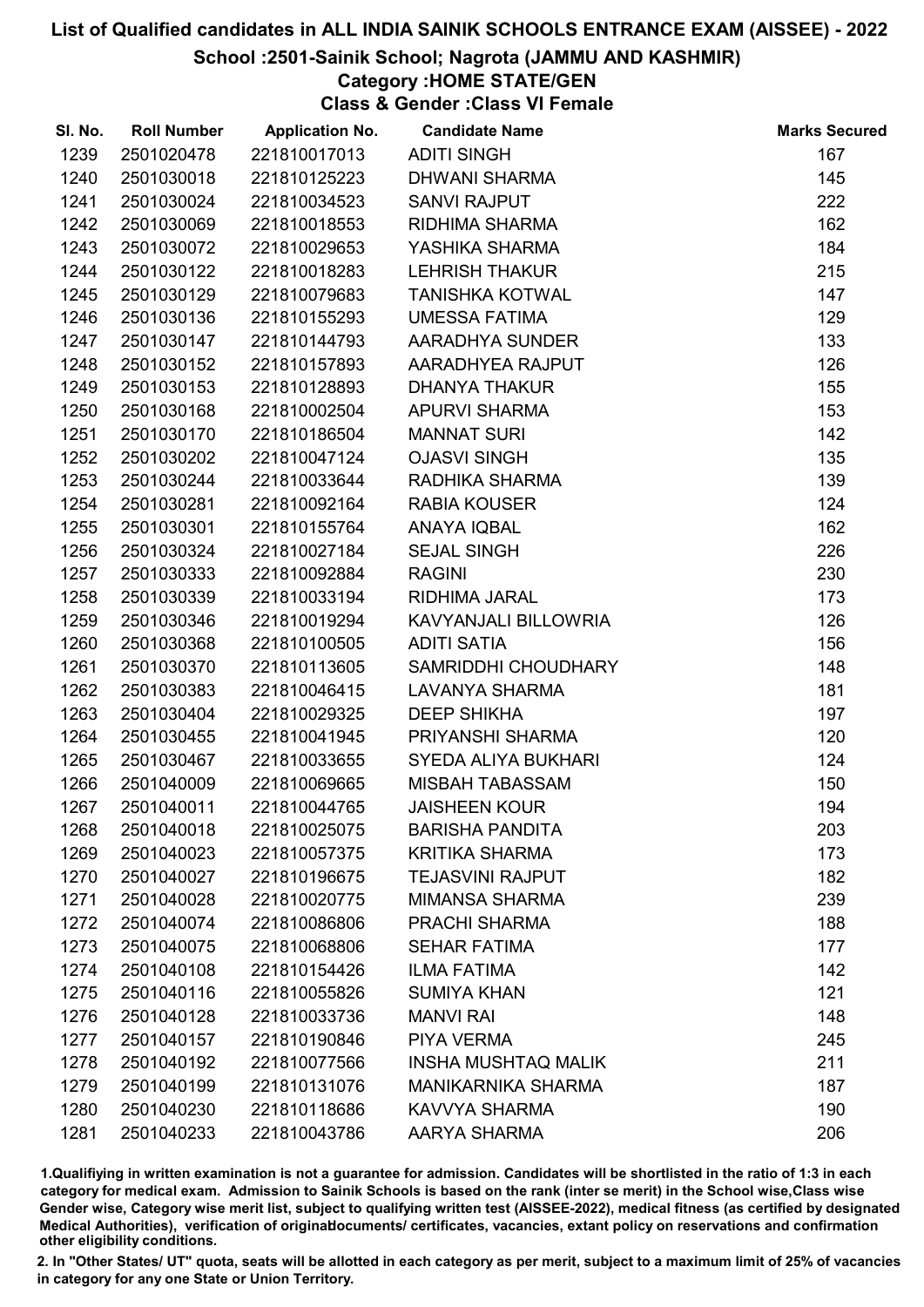# List of Qualified candidates in ALL INDIA SAINIK SCHOOLS ENTRANCE EXAM (AISSEE) - 2022

## School :2501-Sainik School; Nagrota (JAMMU AND KASHMIR)

### Category :HOME STATE/GEN

### Class & Gender :Class VI Female

| Sl. No. | Roll Number | Application No. | Candidate Name | Marks Secured |
|---|---|---|---|---|
| 1239 | 2501020478 | 221810017013 | ADITI SINGH | 167 |
| 1240 | 2501030018 | 221810125223 | DHWANI SHARMA | 145 |
| 1241 | 2501030024 | 221810034523 | SANVI RAJPUT | 222 |
| 1242 | 2501030069 | 221810018553 | RIDHIMA SHARMA | 162 |
| 1243 | 2501030072 | 221810029653 | YASHIKA SHARMA | 184 |
| 1244 | 2501030122 | 221810018283 | LEHRISH THAKUR | 215 |
| 1245 | 2501030129 | 221810079683 | TANISHKA KOTWAL | 147 |
| 1246 | 2501030136 | 221810155293 | UMESSA FATIMA | 129 |
| 1247 | 2501030147 | 221810144793 | AARADHYA SUNDER | 133 |
| 1248 | 2501030152 | 221810157893 | AARADHYEA RAJPUT | 126 |
| 1249 | 2501030153 | 221810128893 | DHANYA THAKUR | 155 |
| 1250 | 2501030168 | 221810002504 | APURVI SHARMA | 153 |
| 1251 | 2501030170 | 221810186504 | MANNAT SURI | 142 |
| 1252 | 2501030202 | 221810047124 | OJASVI SINGH | 135 |
| 1253 | 2501030244 | 221810033644 | RADHIKA SHARMA | 139 |
| 1254 | 2501030281 | 221810092164 | RABIA KOUSER | 124 |
| 1255 | 2501030301 | 221810155764 | ANAYA IQBAL | 162 |
| 1256 | 2501030324 | 221810027184 | SEJAL SINGH | 226 |
| 1257 | 2501030333 | 221810092884 | RAGINI | 230 |
| 1258 | 2501030339 | 221810033194 | RIDHIMA JARAL | 173 |
| 1259 | 2501030346 | 221810019294 | KAVYANJALI BILLOWRIA | 126 |
| 1260 | 2501030368 | 221810100505 | ADITI SATIA | 156 |
| 1261 | 2501030370 | 221810113605 | SAMRIDDHI CHOUDHARY | 148 |
| 1262 | 2501030383 | 221810046415 | LAVANYA SHARMA | 181 |
| 1263 | 2501030404 | 221810029325 | DEEP SHIKHA | 197 |
| 1264 | 2501030455 | 221810041945 | PRIYANSHI SHARMA | 120 |
| 1265 | 2501030467 | 221810033655 | SYEDA ALIYA BUKHARI | 124 |
| 1266 | 2501040009 | 221810069665 | MISBAH TABASSAM | 150 |
| 1267 | 2501040011 | 221810044765 | JAISHEEN KOUR | 194 |
| 1268 | 2501040018 | 221810025075 | BARISHA PANDITA | 203 |
| 1269 | 2501040023 | 221810057375 | KRITIKA SHARMA | 173 |
| 1270 | 2501040027 | 221810196675 | TEJASVINI RAJPUT | 182 |
| 1271 | 2501040028 | 221810020775 | MIMANSA SHARMA | 239 |
| 1272 | 2501040074 | 221810086806 | PRACHI SHARMA | 188 |
| 1273 | 2501040075 | 221810068806 | SEHAR FATIMA | 177 |
| 1274 | 2501040108 | 221810154426 | ILMA FATIMA | 142 |
| 1275 | 2501040116 | 221810055826 | SUMIYA KHAN | 121 |
| 1276 | 2501040128 | 221810033736 | MANVI RAI | 148 |
| 1277 | 2501040157 | 221810190846 | PIYA VERMA | 245 |
| 1278 | 2501040192 | 221810077566 | INSHA MUSHTAQ MALIK | 211 |
| 1279 | 2501040199 | 221810131076 | MANIKARNIKA SHARMA | 187 |
| 1280 | 2501040230 | 221810118686 | KAVVYA SHARMA | 190 |
| 1281 | 2501040233 | 221810043786 | AARYA SHARMA | 206 |

1.Qualifiying in written examination is not a guarantee for admission. Candidates will be shortlisted in the ratio of 1:3 in each category for medical exam. Admission to Sainik Schools is based on the rank (inter se merit) in the School wise,Class wise Gender wise, Category wise merit list, subject to qualifying written test (AISSEE-2022), medical fitness (as certified by designated Medical Authorities), verification of originaldocuments/ certificates, vacancies, extant policy on reservations and confirmation other eligibility conditions.

2. In "Other States/ UT" quota, seats will be allotted in each category as per merit, subject to a maximum limit of 25% of vacancies in category for any one State or Union Territory.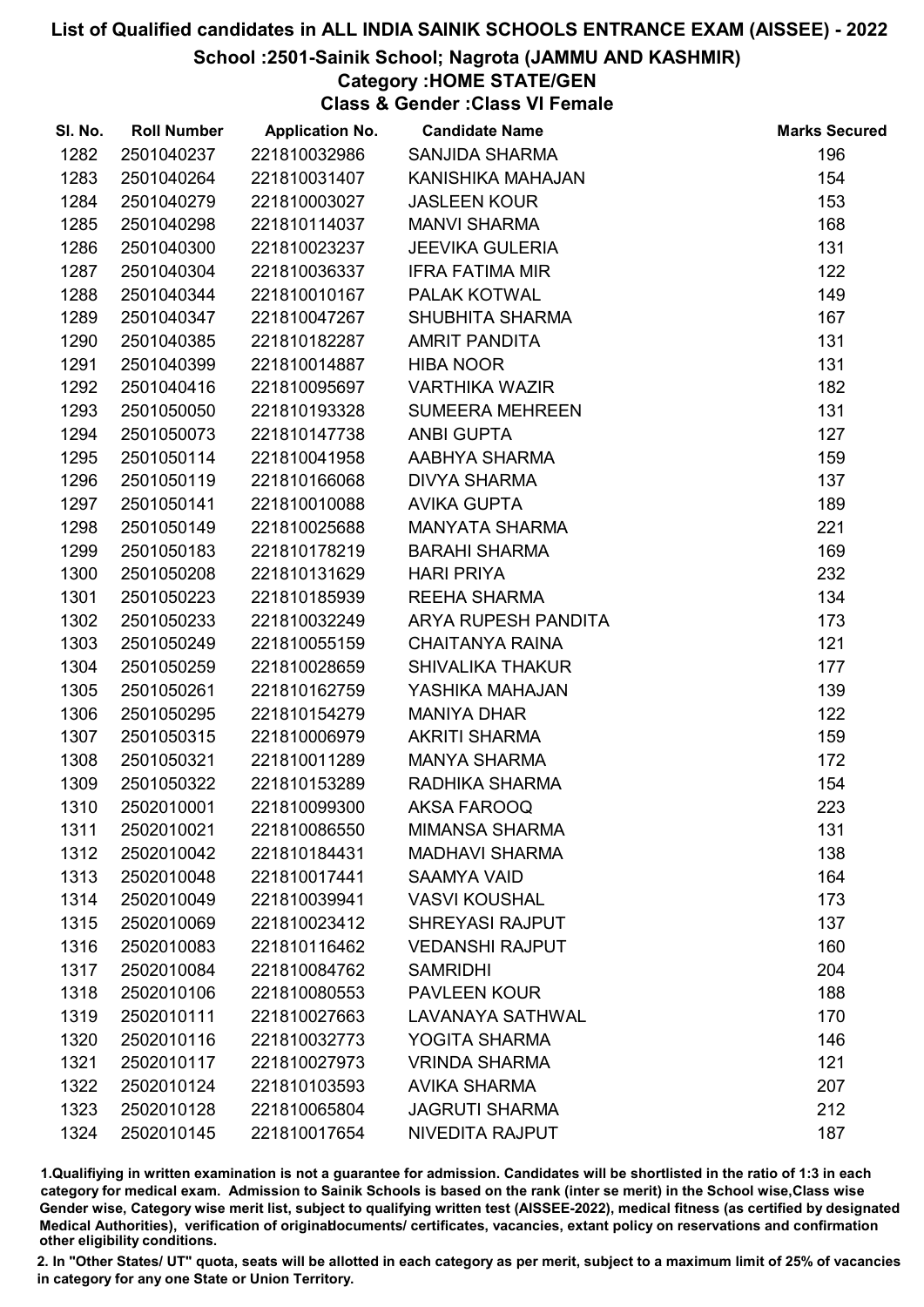# List of Qualified candidates in ALL INDIA SAINIK SCHOOLS ENTRANCE EXAM (AISSEE) - 2022

## School :2501-Sainik School; Nagrota (JAMMU AND KASHMIR)

### Category :HOME STATE/GEN

### Class & Gender :Class VI Female

| Sl. No. | Roll Number | Application No. | Candidate Name | Marks Secured |
|---|---|---|---|---|
| 1282 | 2501040237 | 221810032986 | SANJIDA SHARMA | 196 |
| 1283 | 2501040264 | 221810031407 | KANISHIKA MAHAJAN | 154 |
| 1284 | 2501040279 | 221810003027 | JASLEEN KOUR | 153 |
| 1285 | 2501040298 | 221810114037 | MANVI SHARMA | 168 |
| 1286 | 2501040300 | 221810023237 | JEEVIKA GULERIA | 131 |
| 1287 | 2501040304 | 221810036337 | IFRA FATIMA MIR | 122 |
| 1288 | 2501040344 | 221810010167 | PALAK KOTWAL | 149 |
| 1289 | 2501040347 | 221810047267 | SHUBHITA SHARMA | 167 |
| 1290 | 2501040385 | 221810182287 | AMRIT PANDITA | 131 |
| 1291 | 2501040399 | 221810014887 | HIBA NOOR | 131 |
| 1292 | 2501040416 | 221810095697 | VARTHIKA WAZIR | 182 |
| 1293 | 2501050050 | 221810193328 | SUMEERA MEHREEN | 131 |
| 1294 | 2501050073 | 221810147738 | ANBI GUPTA | 127 |
| 1295 | 2501050114 | 221810041958 | AABHYA SHARMA | 159 |
| 1296 | 2501050119 | 221810166068 | DIVYA SHARMA | 137 |
| 1297 | 2501050141 | 221810010088 | AVIKA GUPTA | 189 |
| 1298 | 2501050149 | 221810025688 | MANYATA SHARMA | 221 |
| 1299 | 2501050183 | 221810178219 | BARAHI SHARMA | 169 |
| 1300 | 2501050208 | 221810131629 | HARI PRIYA | 232 |
| 1301 | 2501050223 | 221810185939 | REEHA SHARMA | 134 |
| 1302 | 2501050233 | 221810032249 | ARYA RUPESH PANDITA | 173 |
| 1303 | 2501050249 | 221810055159 | CHAITANYA RAINA | 121 |
| 1304 | 2501050259 | 221810028659 | SHIVALIKA THAKUR | 177 |
| 1305 | 2501050261 | 221810162759 | YASHIKA MAHAJAN | 139 |
| 1306 | 2501050295 | 221810154279 | MANIYA DHAR | 122 |
| 1307 | 2501050315 | 221810006979 | AKRITI SHARMA | 159 |
| 1308 | 2501050321 | 221810011289 | MANYA SHARMA | 172 |
| 1309 | 2501050322 | 221810153289 | RADHIKA SHARMA | 154 |
| 1310 | 2502010001 | 221810099300 | AKSA FAROOQ | 223 |
| 1311 | 2502010021 | 221810086550 | MIMANSA SHARMA | 131 |
| 1312 | 2502010042 | 221810184431 | MADHAVI SHARMA | 138 |
| 1313 | 2502010048 | 221810017441 | SAAMYA VAID | 164 |
| 1314 | 2502010049 | 221810039941 | VASVI KOUSHAL | 173 |
| 1315 | 2502010069 | 221810023412 | SHREYASI RAJPUT | 137 |
| 1316 | 2502010083 | 221810116462 | VEDANSHI RAJPUT | 160 |
| 1317 | 2502010084 | 221810084762 | SAMRIDHI | 204 |
| 1318 | 2502010106 | 221810080553 | PAVLEEN KOUR | 188 |
| 1319 | 2502010111 | 221810027663 | LAVANAYA SATHWAL | 170 |
| 1320 | 2502010116 | 221810032773 | YOGITA SHARMA | 146 |
| 1321 | 2502010117 | 221810027973 | VRINDA SHARMA | 121 |
| 1322 | 2502010124 | 221810103593 | AVIKA SHARMA | 207 |
| 1323 | 2502010128 | 221810065804 | JAGRUTI SHARMA | 212 |
| 1324 | 2502010145 | 221810017654 | NIVEDITA RAJPUT | 187 |

1.Qualifiying in written examination is not a guarantee for admission. Candidates will be shortlisted in the ratio of 1:3 in each category for medical exam. Admission to Sainik Schools is based on the rank (inter se merit) in the School wise,Class wise Gender wise, Category wise merit list, subject to qualifying written test (AISSEE-2022), medical fitness (as certified by designated Medical Authorities), verification of originaldocuments/ certificates, vacancies, extant policy on reservations and confirmation other eligibility conditions.

2. In "Other States/ UT" quota, seats will be allotted in each category as per merit, subject to a maximum limit of 25% of vacancies in category for any one State or Union Territory.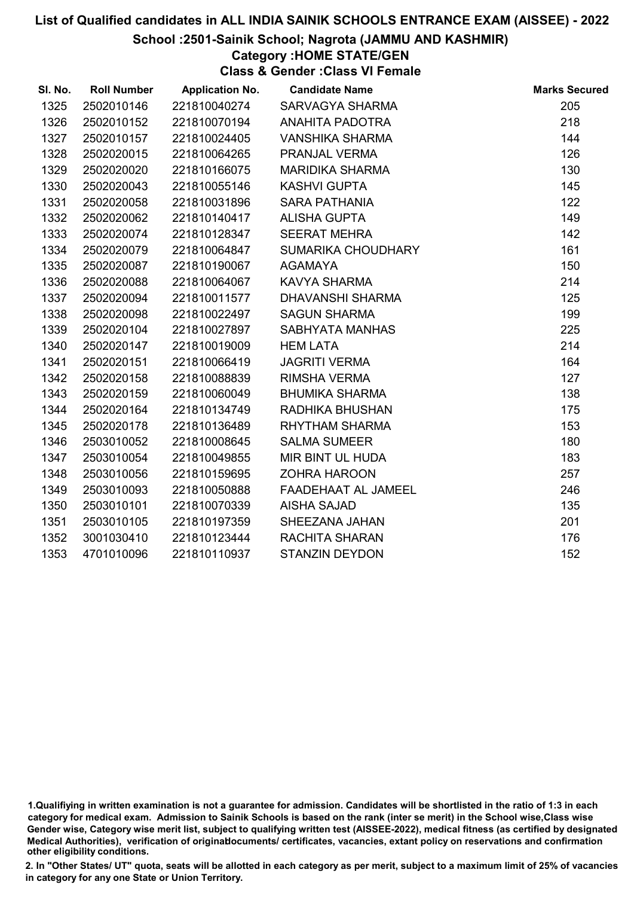# List of Qualified candidates in ALL INDIA SAINIK SCHOOLS ENTRANCE EXAM (AISSEE) - 2022

## School :2501-Sainik School; Nagrota (JAMMU AND KASHMIR)

### Category :HOME STATE/GEN

### Class & Gender :Class VI Female

| Sl. No. | Roll Number | Application No. | Candidate Name | Marks Secured |
|---|---|---|---|---|
| 1325 | 2502010146 | 221810040274 | SARVAGYA SHARMA | 205 |
| 1326 | 2502010152 | 221810070194 | ANAHITA PADOTRA | 218 |
| 1327 | 2502010157 | 221810024405 | VANSHIKA SHARMA | 144 |
| 1328 | 2502020015 | 221810064265 | PRANJAL VERMA | 126 |
| 1329 | 2502020020 | 221810166075 | MARIDIKA SHARMA | 130 |
| 1330 | 2502020043 | 221810055146 | KASHVI GUPTA | 145 |
| 1331 | 2502020058 | 221810031896 | SARA PATHANIA | 122 |
| 1332 | 2502020062 | 221810140417 | ALISHA GUPTA | 149 |
| 1333 | 2502020074 | 221810128347 | SEERAT MEHRA | 142 |
| 1334 | 2502020079 | 221810064847 | SUMARIKA CHOUDHARY | 161 |
| 1335 | 2502020087 | 221810190067 | AGAMAYA | 150 |
| 1336 | 2502020088 | 221810064067 | KAVYA SHARMA | 214 |
| 1337 | 2502020094 | 221810011577 | DHAVANSHI SHARMA | 125 |
| 1338 | 2502020098 | 221810022497 | SAGUN SHARMA | 199 |
| 1339 | 2502020104 | 221810027897 | SABHYATA MANHAS | 225 |
| 1340 | 2502020147 | 221810019009 | HEM LATA | 214 |
| 1341 | 2502020151 | 221810066419 | JAGRITI VERMA | 164 |
| 1342 | 2502020158 | 221810088839 | RIMSHA VERMA | 127 |
| 1343 | 2502020159 | 221810060049 | BHUMIKA SHARMA | 138 |
| 1344 | 2502020164 | 221810134749 | RADHIKA BHUSHAN | 175 |
| 1345 | 2502020178 | 221810136489 | RHYTHAM SHARMA | 153 |
| 1346 | 2503010052 | 221810008645 | SALMA SUMEER | 180 |
| 1347 | 2503010054 | 221810049855 | MIR BINT UL HUDA | 183 |
| 1348 | 2503010056 | 221810159695 | ZOHRA HAROON | 257 |
| 1349 | 2503010093 | 221810050888 | FAADEHAAT AL JAMEEL | 246 |
| 1350 | 2503010101 | 221810070339 | AISHA SAJAD | 135 |
| 1351 | 2503010105 | 221810197359 | SHEEZANA JAHAN | 201 |
| 1352 | 3001030410 | 221810123444 | RACHITA SHARAN | 176 |
| 1353 | 4701010096 | 221810110937 | STANZIN DEYDON | 152 |

1.Qualifiying in written examination is not a guarantee for admission. Candidates will be shortlisted in the ratio of 1:3 in each category for medical exam. Admission to Sainik Schools is based on the rank (inter se merit) in the School wise,Class wise Gender wise, Category wise merit list, subject to qualifying written test (AISSEE-2022), medical fitness (as certified by designated Medical Authorities), verification of originaldocuments/ certificates, vacancies, extant policy on reservations and confirmation other eligibility conditions.

2. In "Other States/ UT" quota, seats will be allotted in each category as per merit, subject to a maximum limit of 25% of vacancies in category for any one State or Union Territory.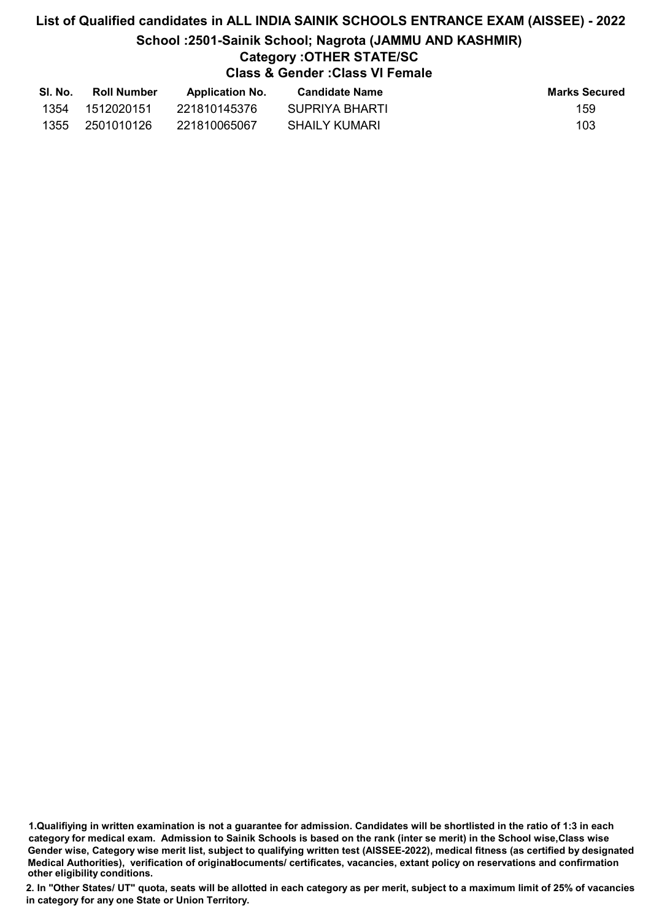# List of Qualified candidates in ALL INDIA SAINIK SCHOOLS ENTRANCE EXAM (AISSEE) - 2022

## School :2501-Sainik School; Nagrota (JAMMU AND KASHMIR)

### Category :OTHER STATE/SC

### Class & Gender :Class VI Female

| Sl. No. | Roll Number | Application No. | Candidate Name | Marks Secured |
|---|---|---|---|---|
| 1354 | 1512020151 | 221810145376 | SUPRIYA BHARTI | 159 |
| 1355 | 2501010126 | 221810065067 | SHAILY KUMARI | 103 |

**1.Qualifiying in written examination is not a guarantee for admission. Candidates will be shortlisted in the ratio of 1:3 in each category for medical exam. Admission to Sainik Schools is based on the rank (inter se merit) in the School wise,Class wise Gender wise, Category wise merit list, subject to qualifying written test (AISSEE-2022), medical fitness (as certified by designated Medical Authorities), verification of originaldocuments/ certificates, vacancies, extant policy on reservations and confirmation other eligibility conditions.**

**2. In "Other States/ UT" quota, seats will be allotted in each category as per merit, subject to a maximum limit of 25% of vacancies in category for any one State or Union Territory.**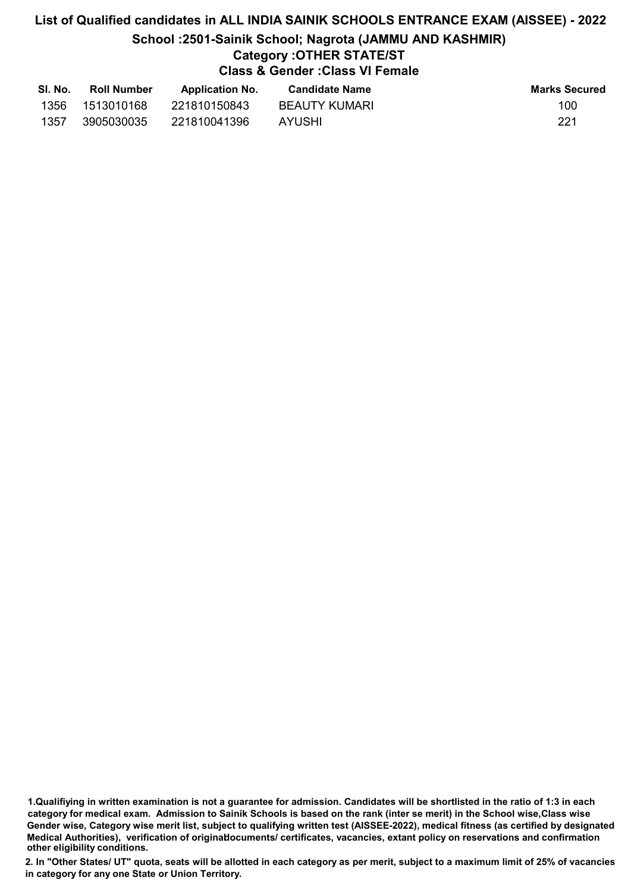# List of Qualified candidates in ALL INDIA SAINIK SCHOOLS ENTRANCE EXAM (AISSEE) - 2022

## School :2501-Sainik School; Nagrota (JAMMU AND KASHMIR)

### Category :OTHER STATE/ST

### Class & Gender :Class VI Female

| Sl. No. | Roll Number | Application No. | Candidate Name | Marks Secured |
|---|---|---|---|---|
| 1356 | 1513010168 | 221810150843 | BEAUTY KUMARI | 100 |
| 1357 | 3905030035 | 221810041396 | AYUSHI | 221 |

1.Qualifiying in written examination is not a guarantee for admission. Candidates will be shortlisted in the ratio of 1:3 in each category for medical exam. Admission to Sainik Schools is based on the rank (inter se merit) in the School wise,Class wise Gender wise, Category wise merit list, subject to qualifying written test (AISSEE-2022), medical fitness (as certified by designated Medical Authorities), verification of originaldocuments/ certificates, vacancies, extant policy on reservations and confirmation other eligibility conditions.

2. In "Other States/ UT" quota, seats will be allotted in each category as per merit, subject to a maximum limit of 25% of vacancies in category for any one State or Union Territory.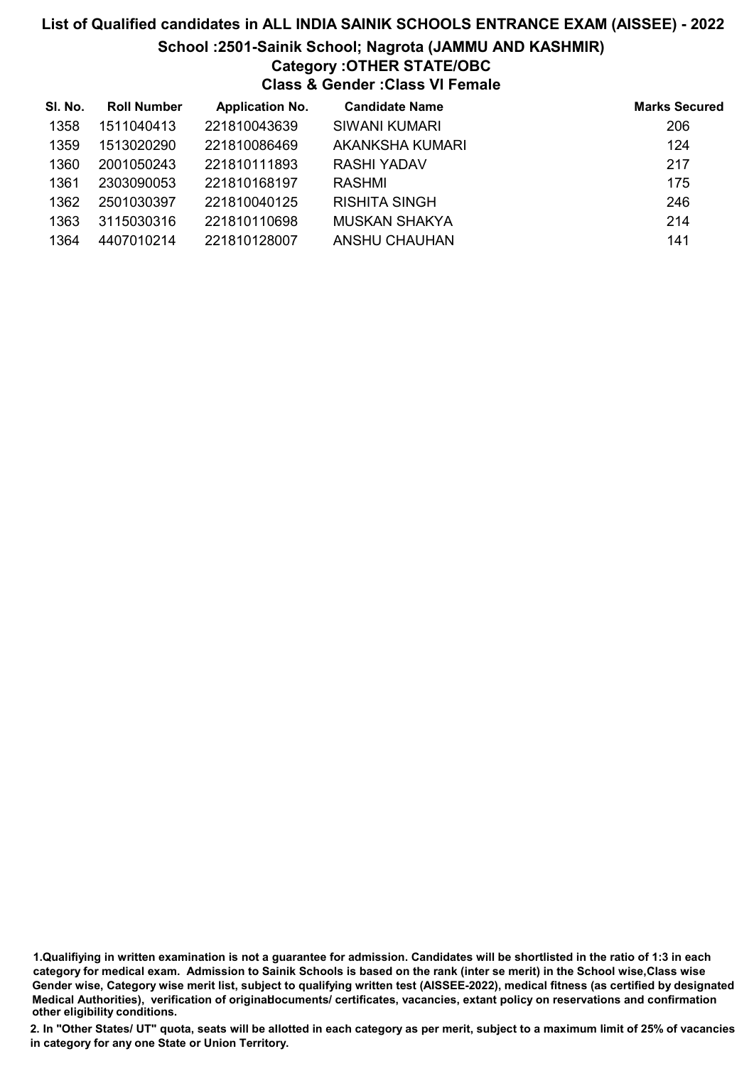# List of Qualified candidates in ALL INDIA SAINIK SCHOOLS ENTRANCE EXAM (AISSEE) - 2022

## School :2501-Sainik School; Nagrota (JAMMU AND KASHMIR)

### Category :OTHER STATE/OBC

### Class & Gender :Class VI Female

| Sl. No. | Roll Number | Application No. | Candidate Name | Marks Secured |
|---|---|---|---|---|
| 1358 | 1511040413 | 221810043639 | SIWANI KUMARI | 206 |
| 1359 | 1513020290 | 221810086469 | AKANKSHA KUMARI | 124 |
| 1360 | 2001050243 | 221810111893 | RASHI YADAV | 217 |
| 1361 | 2303090053 | 221810168197 | RASHMI | 175 |
| 1362 | 2501030397 | 221810040125 | RISHITA SINGH | 246 |
| 1363 | 3115030316 | 221810110698 | MUSKAN SHAKYA | 214 |
| 1364 | 4407010214 | 221810128007 | ANSHU CHAUHAN | 141 |

**1.Qualifiying in written examination is not a guarantee for admission. Candidates will be shortlisted in the ratio of 1:3 in each category for medical exam. Admission to Sainik Schools is based on the rank (inter se merit) in the School wise,Class wise Gender wise, Category wise merit list, subject to qualifying written test (AISSEE-2022), medical fitness (as certified by designated Medical Authorities), verification of originaldocuments/ certificates, vacancies, extant policy on reservations and confirmation other eligibility conditions.**

**2. In "Other States/ UT" quota, seats will be allotted in each category as per merit, subject to a maximum limit of 25% of vacancies in category for any one State or Union Territory.**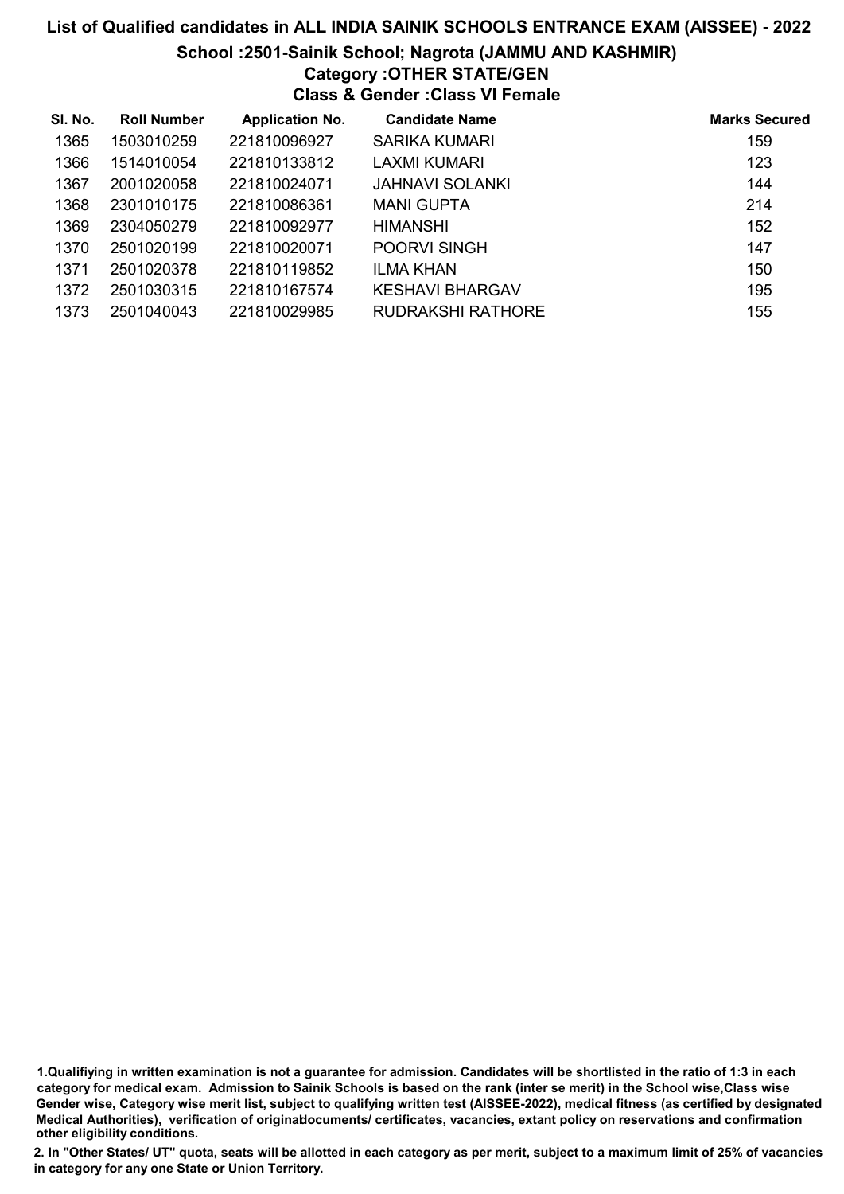# List of Qualified candidates in ALL INDIA SAINIK SCHOOLS ENTRANCE EXAM (AISSEE) - 2022

## School :2501-Sainik School; Nagrota (JAMMU AND KASHMIR)

### Category :OTHER STATE/GEN

### Class & Gender :Class VI Female

| Sl. No. | Roll Number | Application No. | Candidate Name | Marks Secured |
|---|---|---|---|---|
| 1365 | 1503010259 | 221810096927 | SARIKA KUMARI | 159 |
| 1366 | 1514010054 | 221810133812 | LAXMI KUMARI | 123 |
| 1367 | 2001020058 | 221810024071 | JAHNAVI SOLANKI | 144 |
| 1368 | 2301010175 | 221810086361 | MANI GUPTA | 214 |
| 1369 | 2304050279 | 221810092977 | HIMANSHI | 152 |
| 1370 | 2501020199 | 221810020071 | POORVI SINGH | 147 |
| 1371 | 2501020378 | 221810119852 | ILMA KHAN | 150 |
| 1372 | 2501030315 | 221810167574 | KESHAVI BHARGAV | 195 |
| 1373 | 2501040043 | 221810029985 | RUDRAKSHI RATHORE | 155 |

**1.Qualifiying in written examination is not a guarantee for admission. Candidates will be shortlisted in the ratio of 1:3 in each category for medical exam. Admission to Sainik Schools is based on the rank (inter se merit) in the School wise,Class wise Gender wise, Category wise merit list, subject to qualifying written test (AISSEE-2022), medical fitness (as certified by designated Medical Authorities), verification of originaldocuments/ certificates, vacancies, extant policy on reservations and confirmation other eligibility conditions.**

**2. In "Other States/ UT" quota, seats will be allotted in each category as per merit, subject to a maximum limit of 25% of vacancies in category for any one State or Union Territory.**